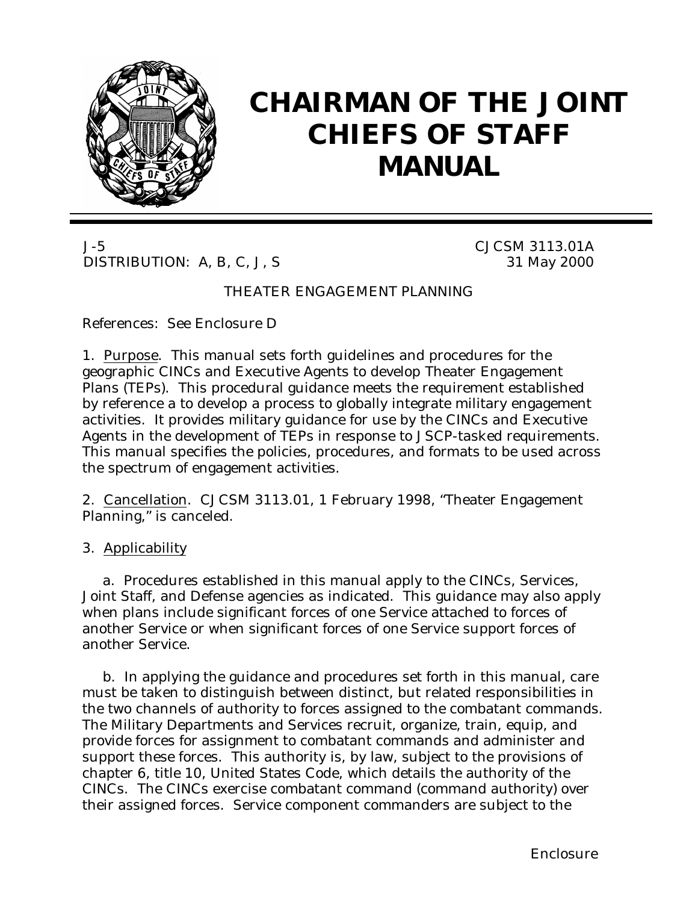# CHAIRMAN OF THE JOINT CHIEFS OF STAFF MANUAL

J-5 CJCSM 3113.01A
DISTRIBUTION: A, B, C, J, S 31 May 2000

THEATER ENGAGEMENT PLANNING

References: See Enclosure D

1. Purpose. This manual sets forth guidelines and procedures for the geographic CINCs and Executive Agents to develop Theater Engagement Plans (TEPs). This procedural guidance meets the requirement established by reference a to develop a process to globally integrate military engagement activities. It provides military guidance for use by the CINCs and Executive Agents in the development of TEPs in response to JSCP-tasked requirements. This manual specifies the policies, procedures, and formats to be used across the spectrum of engagement activities.

2. Cancellation. CJCSM 3113.01, 1 February 1998, "Theater Engagement Planning," is canceled.

3. Applicability

a. Procedures established in this manual apply to the CINCs, Services, Joint Staff, and Defense agencies as indicated. This guidance may also apply when plans include significant forces of one Service attached to forces of another Service or when significant forces of one Service support forces of another Service.

b. In applying the guidance and procedures set forth in this manual, care must be taken to distinguish between distinct, but related responsibilities in the two channels of authority to forces assigned to the combatant commands. The Military Departments and Services recruit, organize, train, equip, and provide forces for assignment to combatant commands and administer and support these forces. This authority is, by law, subject to the provisions of chapter 6, title 10, United States Code, which details the authority of the CINCs. The CINCs exercise combatant command (command authority) over their assigned forces. Service component commanders are subject to the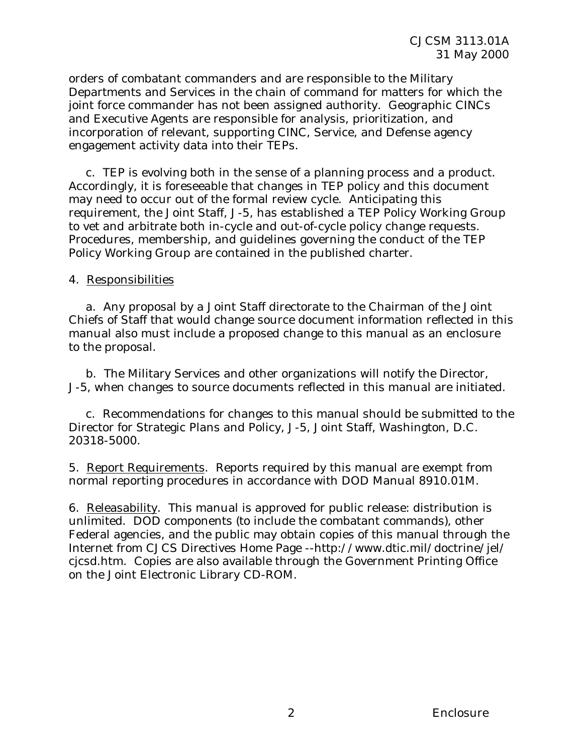orders of combatant commanders and are responsible to the Military Departments and Services in the chain of command for matters for which the joint force commander has not been assigned authority. Geographic CINCs and Executive Agents are responsible for analysis, prioritization, and incorporation of relevant, supporting CINC, Service, and Defense agency engagement activity data into their TEPs.

c. TEP is evolving both in the sense of a planning process and a product. Accordingly, it is foreseeable that changes in TEP policy and this document may need to occur out of the formal review cycle. Anticipating this requirement, the Joint Staff, J-5, has established a TEP Policy Working Group to vet and arbitrate both in-cycle and out-of-cycle policy change requests. Procedures, membership, and guidelines governing the conduct of the TEP Policy Working Group are contained in the published charter.

4. Responsibilities

a. Any proposal by a Joint Staff directorate to the Chairman of the Joint Chiefs of Staff that would change source document information reflected in this manual also must include a proposed change to this manual as an enclosure to the proposal.

b. The Military Services and other organizations will notify the Director, J-5, when changes to source documents reflected in this manual are initiated.

c. Recommendations for changes to this manual should be submitted to the Director for Strategic Plans and Policy, J-5, Joint Staff, Washington, D.C. 20318-5000.

5. Report Requirements. Reports required by this manual are exempt from normal reporting procedures in accordance with DOD Manual 8910.01M.

6. Releasability. This manual is approved for public release: distribution is unlimited. DOD components (to include the combatant commands), other Federal agencies, and the public may obtain copies of this manual through the Internet from CJCS Directives Home Page --http://www.dtic.mil/doctrine/jel/cjcsd.htm. Copies are also available through the Government Printing Office on the Joint Electronic Library CD-ROM.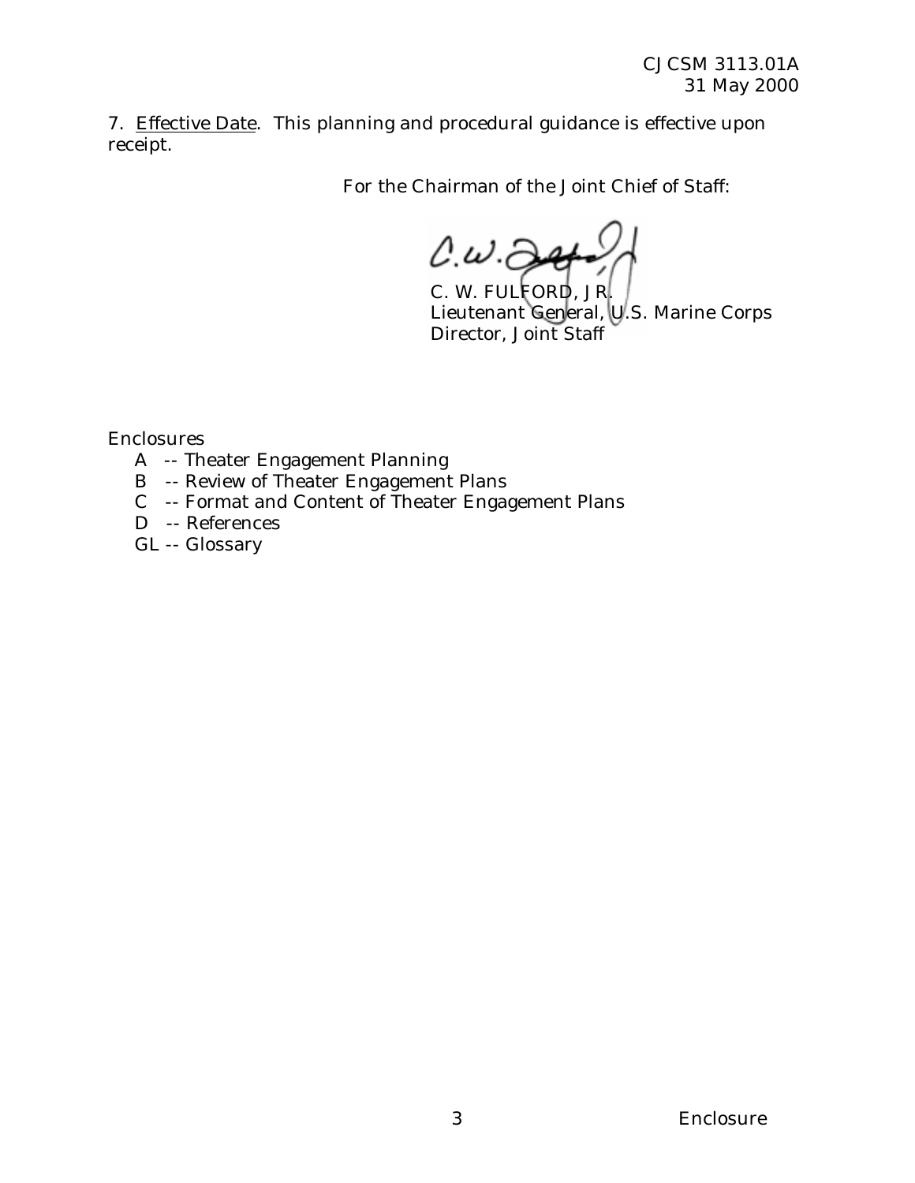7. Effective Date. This planning and procedural guidance is effective upon receipt.

For the Chairman of the Joint Chief of Staff:

C. W. FULFORD, JR.
Lieutenant General, U.S. Marine Corps
Director, Joint Staff

Enclosures

- A -- Theater Engagement Planning
- B -- Review of Theater Engagement Plans
- C -- Format and Content of Theater Engagement Plans
- D -- References
- GL -- Glossary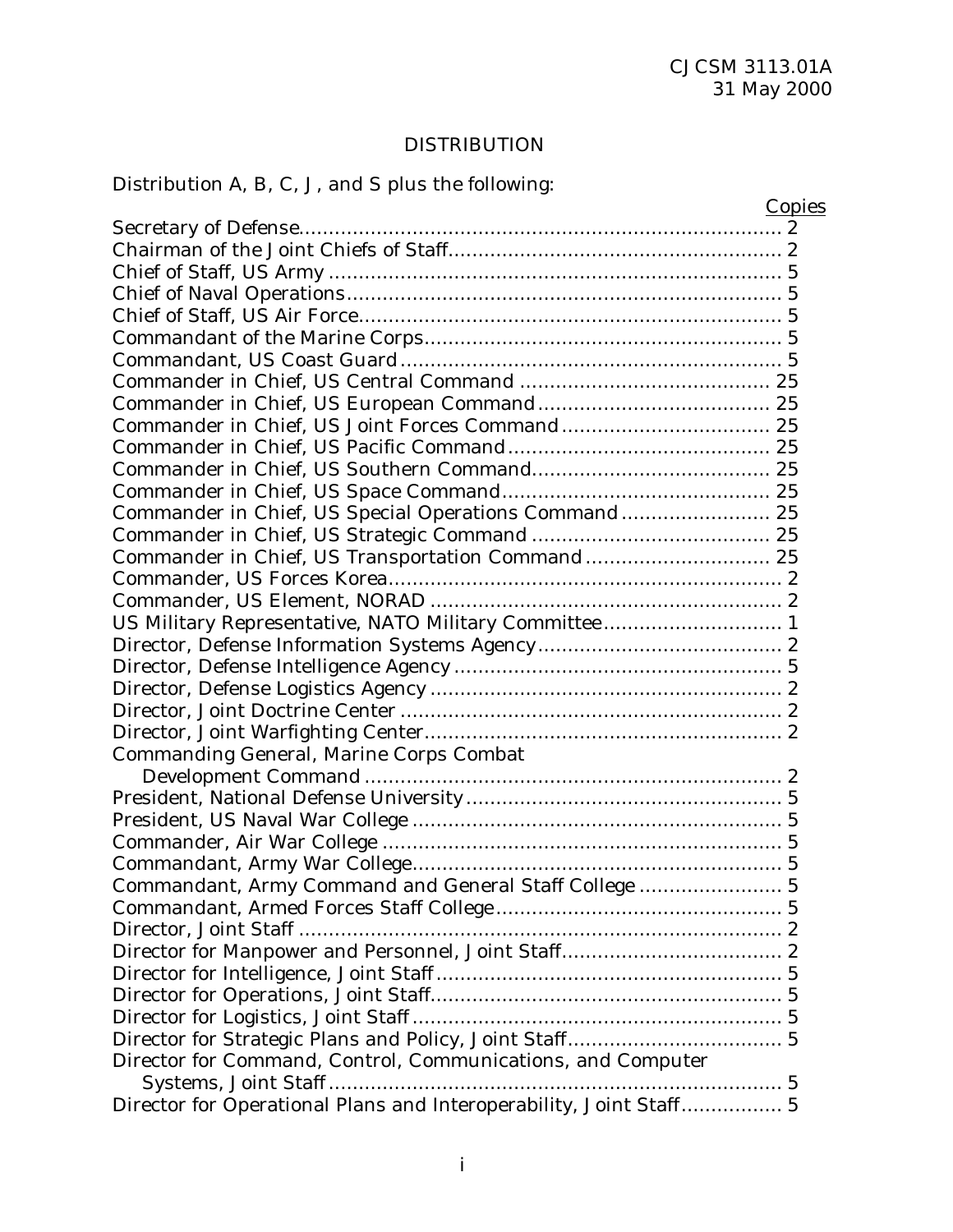## DISTRIBUTION

Distribution A, B, C, J, and S plus the following:

| | Copies |
|---|---|
| Secretary of Defense | 2 |
| Chairman of the Joint Chiefs of Staff | 2 |
| Chief of Staff, US Army | 5 |
| Chief of Naval Operations | 5 |
| Chief of Staff, US Air Force | 5 |
| Commandant of the Marine Corps | 5 |
| Commandant, US Coast Guard | 5 |
| Commander in Chief, US Central Command | 25 |
| Commander in Chief, US European Command | 25 |
| Commander in Chief, US Joint Forces Command | 25 |
| Commander in Chief, US Pacific Command | 25 |
| Commander in Chief, US Southern Command | 25 |
| Commander in Chief, US Space Command | 25 |
| Commander in Chief, US Special Operations Command | 25 |
| Commander in Chief, US Strategic Command | 25 |
| Commander in Chief, US Transportation Command | 25 |
| Commander, US Forces Korea | 2 |
| Commander, US Element, NORAD | 2 |
| US Military Representative, NATO Military Committee | 1 |
| Director, Defense Information Systems Agency | 2 |
| Director, Defense Intelligence Agency | 5 |
| Director, Defense Logistics Agency | 2 |
| Director, Joint Doctrine Center | 2 |
| Director, Joint Warfighting Center | 2 |
| Commanding General, Marine Corps Combat Development Command | 2 |
| President, National Defense University | 5 |
| President, US Naval War College | 5 |
| Commander, Air War College | 5 |
| Commandant, Army War College | 5 |
| Commandant, Army Command and General Staff College | 5 |
| Commandant, Armed Forces Staff College | 5 |
| Director, Joint Staff | 2 |
| Director for Manpower and Personnel, Joint Staff | 2 |
| Director for Intelligence, Joint Staff | 5 |
| Director for Operations, Joint Staff | 5 |
| Director for Logistics, Joint Staff | 5 |
| Director for Strategic Plans and Policy, Joint Staff | 5 |
| Director for Command, Control, Communications, and Computer Systems, Joint Staff | 5 |
| Director for Operational Plans and Interoperability, Joint Staff | 5 |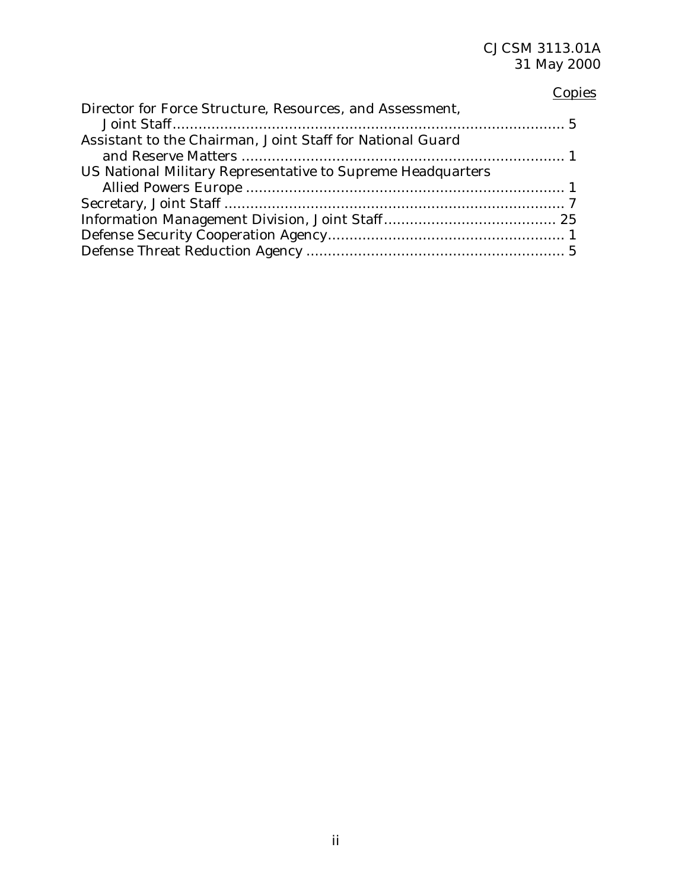| | Copies |
|---|---|
| Director for Force Structure, Resources, and Assessment, Joint Staff | 5 |
| Assistant to the Chairman, Joint Staff for National Guard and Reserve Matters | 1 |
| US National Military Representative to Supreme Headquarters Allied Powers Europe | 1 |
| Secretary, Joint Staff | 7 |
| Information Management Division, Joint Staff | 25 |
| Defense Security Cooperation Agency | 1 |
| Defense Threat Reduction Agency | 5 |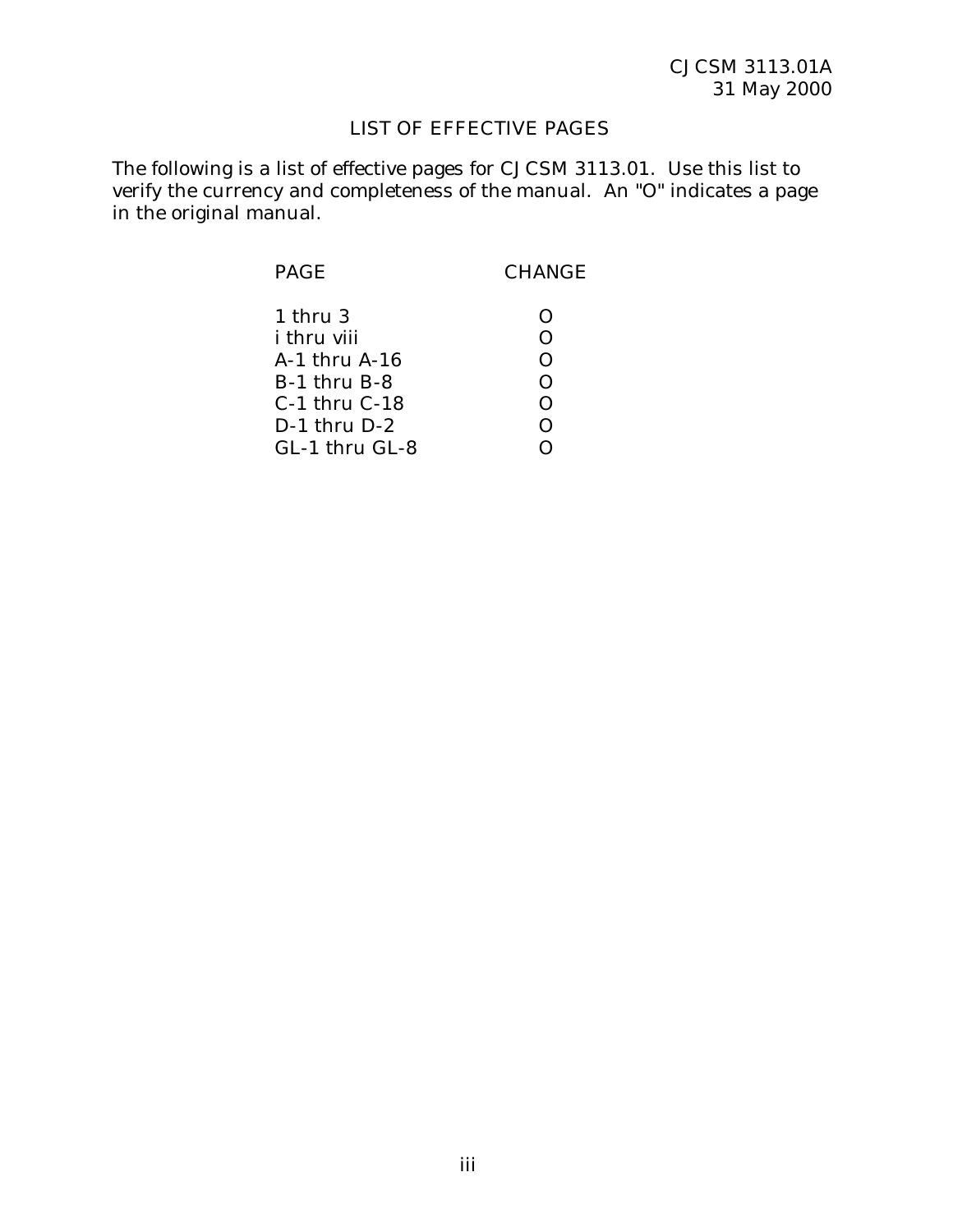# LIST OF EFFECTIVE PAGES

The following is a list of effective pages for CJCSM 3113.01. Use this list to verify the currency and completeness of the manual. An "O" indicates a page in the original manual.

| PAGE | CHANGE |
|---|---|
| 1 thru 3 | O |
| i thru viii | O |
| A-1 thru A-16 | O |
| B-1 thru B-8 | O |
| C-1 thru C-18 | O |
| D-1 thru D-2 | O |
| GL-1 thru GL-8 | O |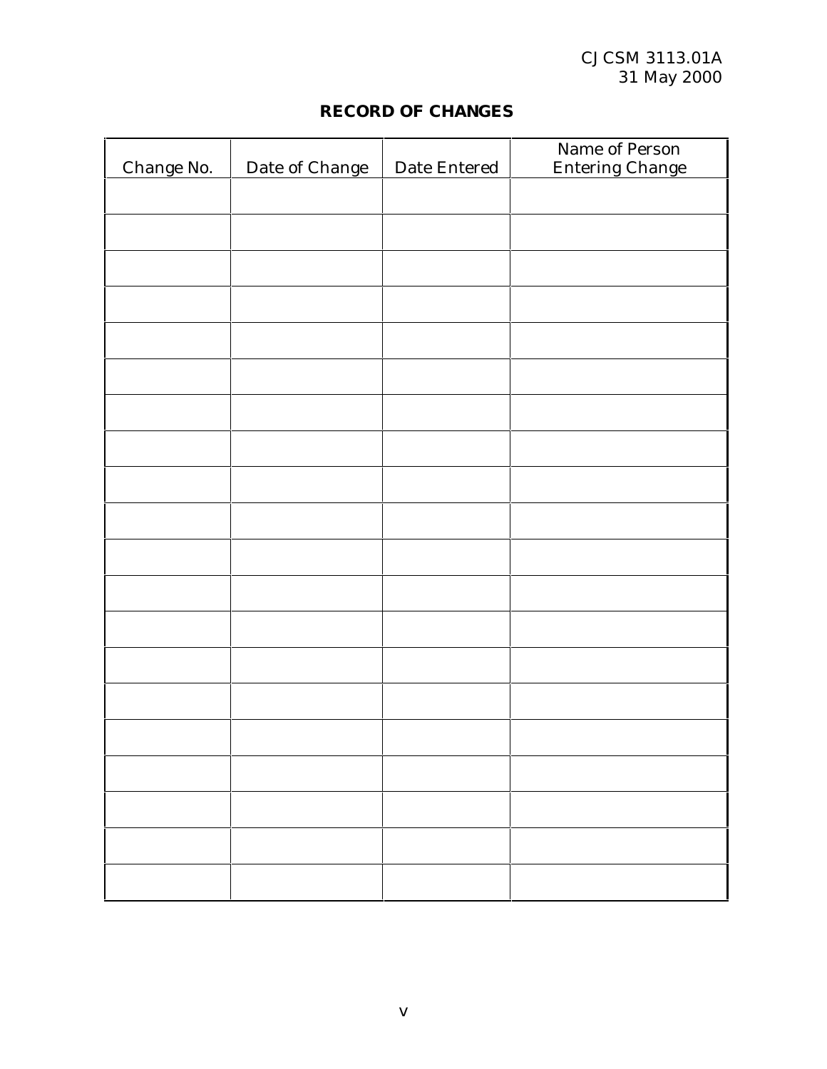## RECORD OF CHANGES

| Change No. | Date of Change | Date Entered | Name of Person Entering Change |
|---|---|---|---|
| | | | |
| | | | |
| | | | |
| | | | |
| | | | |
| | | | |
| | | | |
| | | | |
| | | | |
| | | | |
| | | | |
| | | | |
| | | | |
| | | | |
| | | | |
| | | | |
| | | | |
| | | | |
| | | | |
| | | | |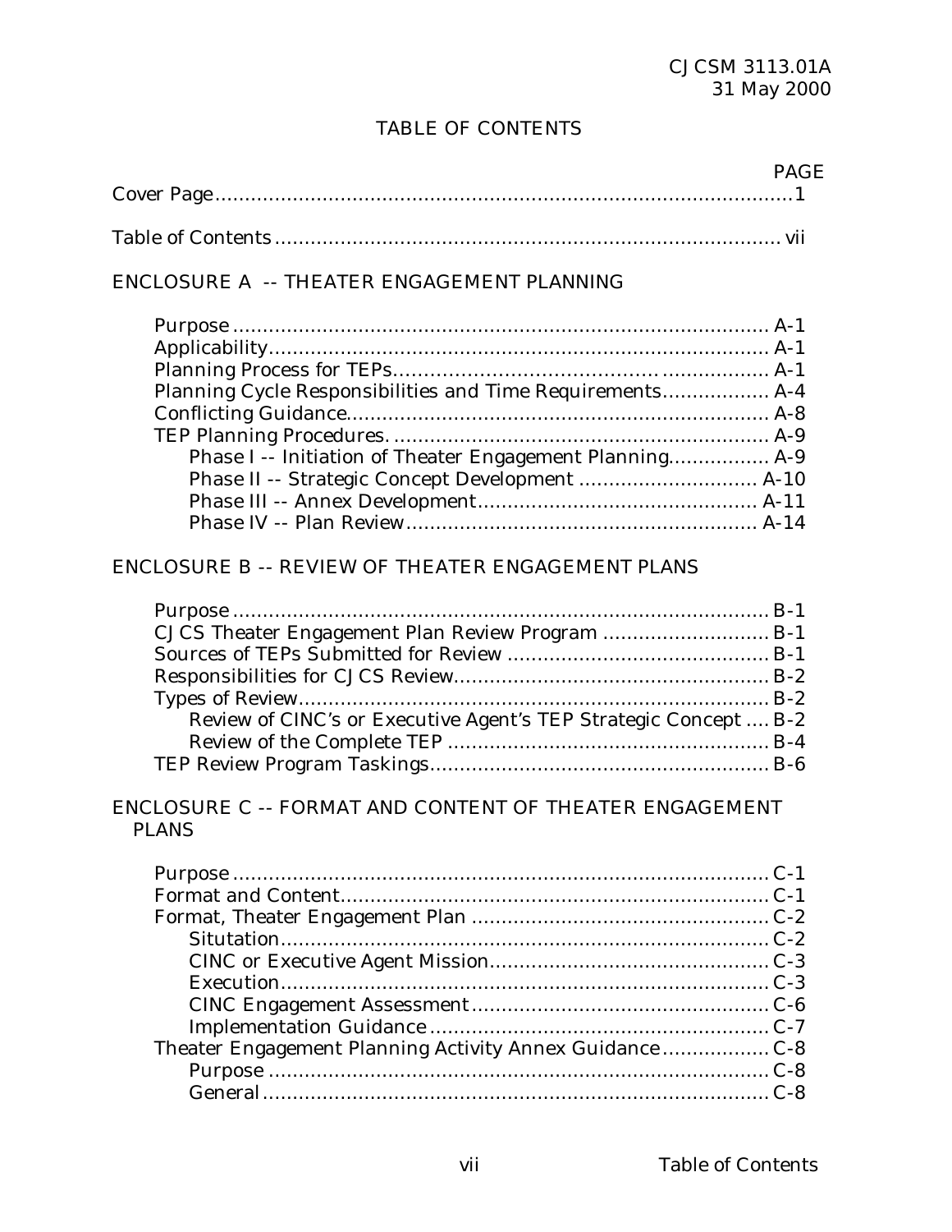# TABLE OF CONTENTS

| | PAGE |
|---|---|
| Cover Page | 1 |
| Table of Contents | vii |

ENCLOSURE A -- THEATER ENGAGEMENT PLANNING

| | |
|---|---|
| Purpose | A-1 |
| Applicability | A-1 |
| Planning Process for TEPs | A-1 |
| Planning Cycle Responsibilities and Time Requirements | A-4 |
| Conflicting Guidance | A-8 |
| TEP Planning Procedures. | A-9 |
| Phase I -- Initiation of Theater Engagement Planning | A-9 |
| Phase II -- Strategic Concept Development | A-10 |
| Phase III -- Annex Development | A-11 |
| Phase IV -- Plan Review | A-14 |

ENCLOSURE B -- REVIEW OF THEATER ENGAGEMENT PLANS

| | |
|---|---|
| Purpose | B-1 |
| CJCS Theater Engagement Plan Review Program | B-1 |
| Sources of TEPs Submitted for Review | B-1 |
| Responsibilities for CJCS Review | B-2 |
| Types of Review | B-2 |
| Review of CINC's or Executive Agent's TEP Strategic Concept | B-2 |
| Review of the Complete TEP | B-4 |
| TEP Review Program Taskings | B-6 |

ENCLOSURE C -- FORMAT AND CONTENT OF THEATER ENGAGEMENT PLANS

| | |
|---|---|
| Purpose | C-1 |
| Format and Content | C-1 |
| Format, Theater Engagement Plan | C-2 |
| Situtation | C-2 |
| CINC or Executive Agent Mission | C-3 |
| Execution | C-3 |
| CINC Engagement Assessment | C-6 |
| Implementation Guidance | C-7 |
| Theater Engagement Planning Activity Annex Guidance | C-8 |
| Purpose | C-8 |
| General | C-8 |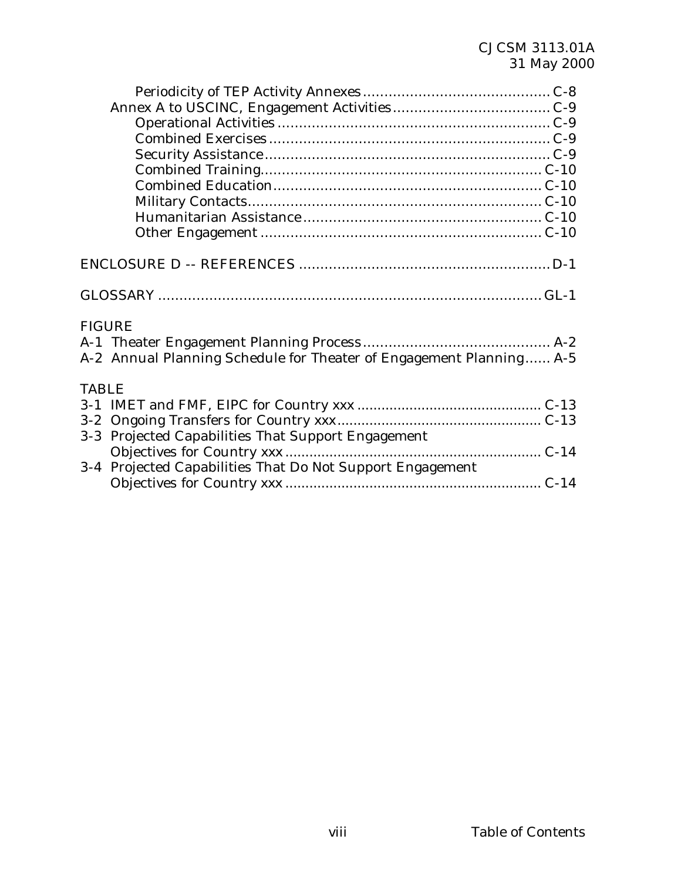Periodicity of TEP Activity Annexes ........................................... C-8
Annex A to USCINC, Engagement Activities .................................... C-9
Operational Activities ............................................................... C-9
Combined Exercises ................................................................. C-9
Security Assistance .................................................................. C-9
Combined Training ................................................................... C-10
Combined Education ................................................................. C-10
Military Contacts ..................................................................... C-10
Humanitarian Assistance ........................................................... C-10
Other Engagement .................................................................... C-10

ENCLOSURE D -- REFERENCES ................................................................ D-1

GLOSSARY .................................................................................................. GL-1

FIGURE

A-1 Theater Engagement Planning Process ............................................ A-2
A-2 Annual Planning Schedule for Theater of Engagement Planning ...... A-5

TABLE

3-1 IMET and FMF, EIPC for Country xxx ............................................ C-13
3-2 Ongoing Transfers for Country xxx ................................................. C-13
3-3 Projected Capabilities That Support Engagement Objectives for Country xxx ......................................................... C-14
3-4 Projected Capabilities That Do Not Support Engagement Objectives for Country xxx ......................................................... C-14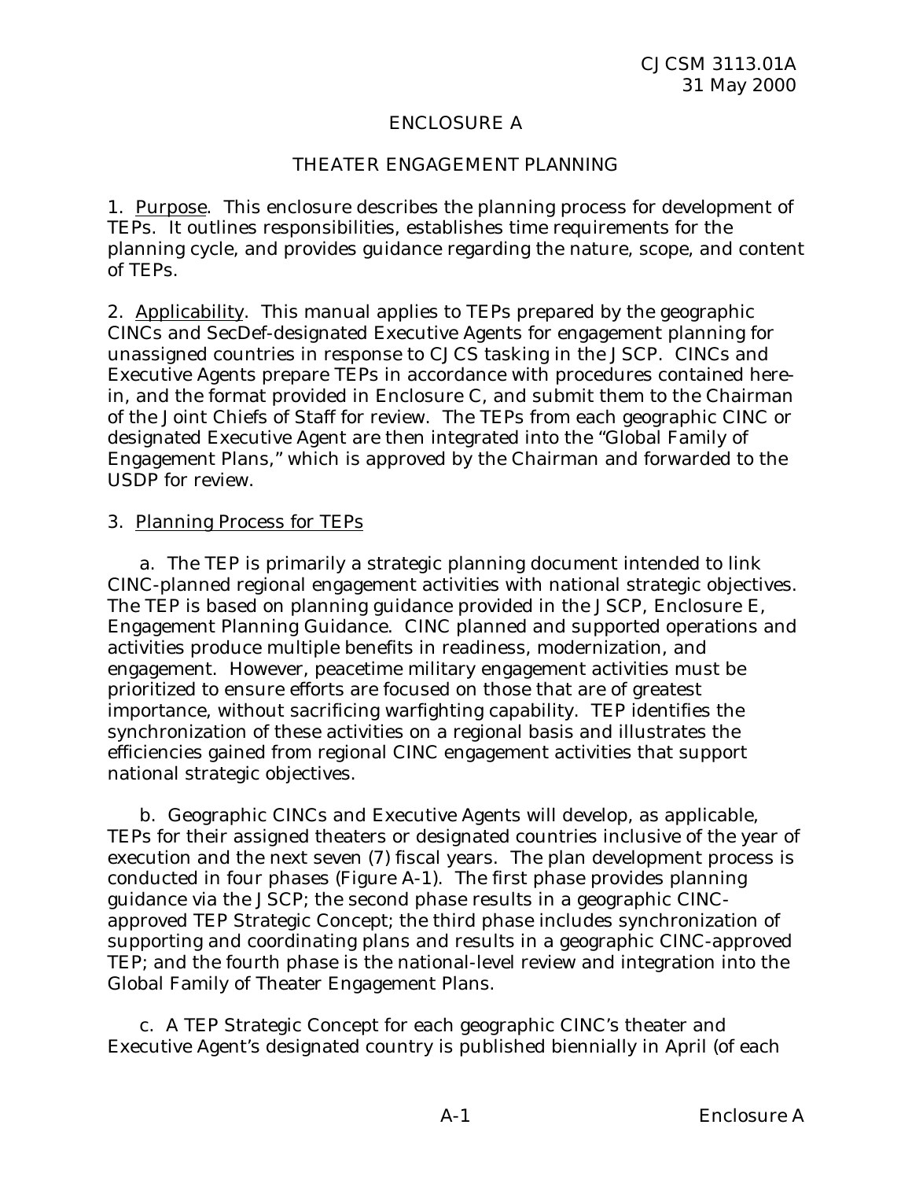# ENCLOSURE A

## THEATER ENGAGEMENT PLANNING

1. Purpose. This enclosure describes the planning process for development of TEPs. It outlines responsibilities, establishes time requirements for the planning cycle, and provides guidance regarding the nature, scope, and content of TEPs.

2. Applicability. This manual applies to TEPs prepared by the geographic CINCs and SecDef-designated Executive Agents for engagement planning for unassigned countries in response to CJCS tasking in the JSCP. CINCs and Executive Agents prepare TEPs in accordance with procedures contained herein, and the format provided in Enclosure C, and submit them to the Chairman of the Joint Chiefs of Staff for review. The TEPs from each geographic CINC or designated Executive Agent are then integrated into the "Global Family of Engagement Plans," which is approved by the Chairman and forwarded to the USDP for review.

3. Planning Process for TEPs

a. The TEP is primarily a strategic planning document intended to link CINC-planned regional engagement activities with national strategic objectives. The TEP is based on planning guidance provided in the JSCP, Enclosure E, Engagement Planning Guidance. CINC planned and supported operations and activities produce multiple benefits in readiness, modernization, and engagement. However, peacetime military engagement activities must be prioritized to ensure efforts are focused on those that are of greatest importance, without sacrificing warfighting capability. TEP identifies the synchronization of these activities on a regional basis and illustrates the efficiencies gained from regional CINC engagement activities that support national strategic objectives.

b. Geographic CINCs and Executive Agents will develop, as applicable, TEPs for their assigned theaters or designated countries inclusive of the year of execution and the next seven (7) fiscal years. The plan development process is conducted in four phases (Figure A-1). The first phase provides planning guidance via the JSCP; the second phase results in a geographic CINC-approved TEP Strategic Concept; the third phase includes synchronization of supporting and coordinating plans and results in a geographic CINC-approved TEP; and the fourth phase is the national-level review and integration into the Global Family of Theater Engagement Plans.

c. A TEP Strategic Concept for each geographic CINC's theater and Executive Agent's designated country is published biennially in April (of each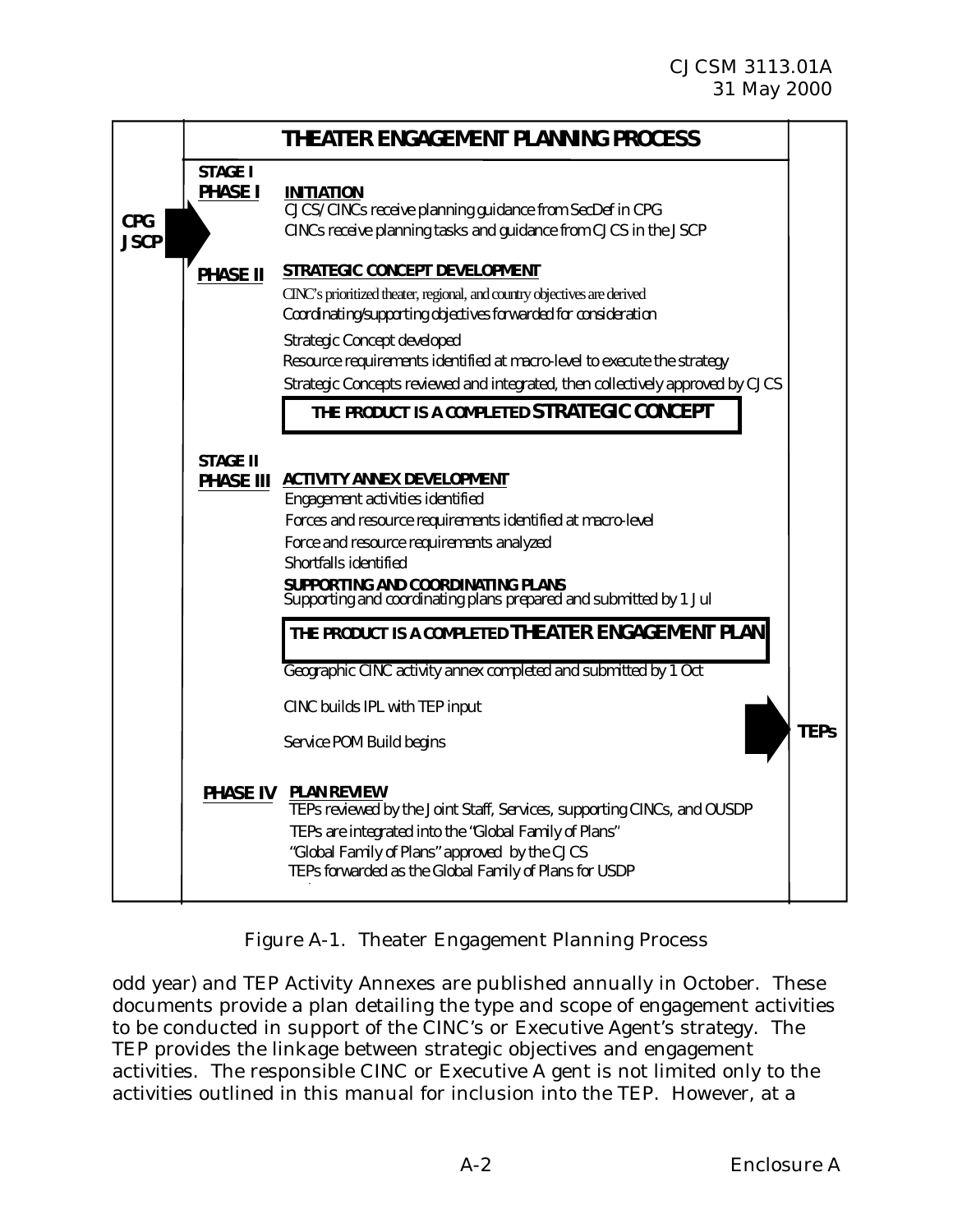**THEATER ENGAGEMENT PLANNING PROCESS**

**CPG / JSCP** →

**STAGE I**

**PHASE I** — **INITIATION**

- CJCS/CINCs receive planning guidance from SecDef in CPG
- CINCs receive planning tasks and guidance from CJCS in the JSCP

**PHASE II** — **STRATEGIC CONCEPT DEVELOPMENT**

- CINC's prioritized theater, regional, and country objectives are derived
- Coordinating/supporting objectives forwarded for consideration
- Strategic Concept developed
- Resource requirements identified at macro-level to execute the strategy
- Strategic Concepts reviewed and integrated, then collectively approved by CJCS

**THE PRODUCT IS A COMPLETED STRATEGIC CONCEPT**

**STAGE II**

**PHASE III** — **ACTIVITY ANNEX DEVELOPMENT**

- Engagement activities identified
- Forces and resource requirements identified at macro-level
- Force and resource requirements analyzed
- Shortfalls identified

**SUPPORTING AND COORDINATING PLANS**

- Supporting and coordinating plans prepared and submitted by 1 Jul

**THE PRODUCT IS A COMPLETED THEATER ENGAGEMENT PLAN**

- Geographic CINC activity annex completed and submitted by 1 Oct
- CINC builds IPL with TEP input
- Service POM Build begins

→ **TEPs**

**PHASE IV** — **PLAN REVIEW**

- TEPs reviewed by the Joint Staff, Services, supporting CINCs, and OUSDP
- TEPs are integrated into the "Global Family of Plans"
- "Global Family of Plans" approved by the CJCS
- TEPs forwarded as the Global Family of Plans for USDP

Figure A-1. Theater Engagement Planning Process

odd year) and TEP Activity Annexes are published annually in October. These documents provide a plan detailing the type and scope of engagement activities to be conducted in support of the CINC's or Executive Agent's strategy. The TEP provides the linkage between strategic objectives and engagement activities. The responsible CINC or Executive A gent is not limited only to the activities outlined in this manual for inclusion into the TEP. However, at a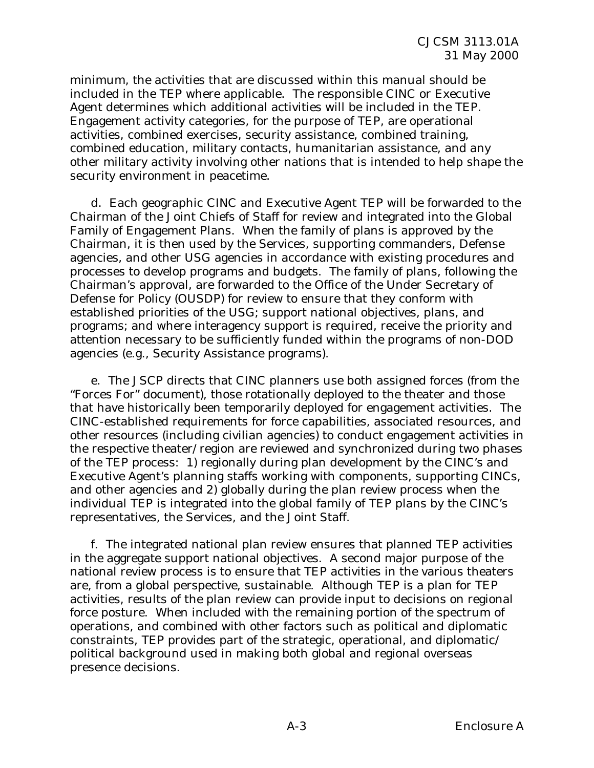minimum, the activities that are discussed within this manual should be included in the TEP where applicable. The responsible CINC or Executive Agent determines which additional activities will be included in the TEP. Engagement activity categories, for the purpose of TEP, are operational activities, combined exercises, security assistance, combined training, combined education, military contacts, humanitarian assistance, and any other military activity involving other nations that is intended to help shape the security environment in peacetime.

d. Each geographic CINC and Executive Agent TEP will be forwarded to the Chairman of the Joint Chiefs of Staff for review and integrated into the Global Family of Engagement Plans. When the family of plans is approved by the Chairman, it is then used by the Services, supporting commanders, Defense agencies, and other USG agencies in accordance with existing procedures and processes to develop programs and budgets. The family of plans, following the Chairman's approval, are forwarded to the Office of the Under Secretary of Defense for Policy (OUSDP) for review to ensure that they conform with established priorities of the USG; support national objectives, plans, and programs; and where interagency support is required, receive the priority and attention necessary to be sufficiently funded within the programs of non-DOD agencies (e.g., Security Assistance programs).

e. The JSCP directs that CINC planners use both assigned forces (from the "Forces For" document), those rotationally deployed to the theater and those that have historically been temporarily deployed for engagement activities. The CINC-established requirements for force capabilities, associated resources, and other resources (including civilian agencies) to conduct engagement activities in the respective theater/region are reviewed and synchronized during two phases of the TEP process: 1) regionally during plan development by the CINC's and Executive Agent's planning staffs working with components, supporting CINCs, and other agencies and 2) globally during the plan review process when the individual TEP is integrated into the global family of TEP plans by the CINC's representatives, the Services, and the Joint Staff.

f. The integrated national plan review ensures that planned TEP activities in the aggregate support national objectives. A second major purpose of the national review process is to ensure that TEP activities in the various theaters are, from a global perspective, sustainable. Although TEP is a plan for TEP activities, results of the plan review can provide input to decisions on regional force posture. When included with the remaining portion of the spectrum of operations, and combined with other factors such as political and diplomatic constraints, TEP provides part of the strategic, operational, and diplomatic/political background used in making both global and regional overseas presence decisions.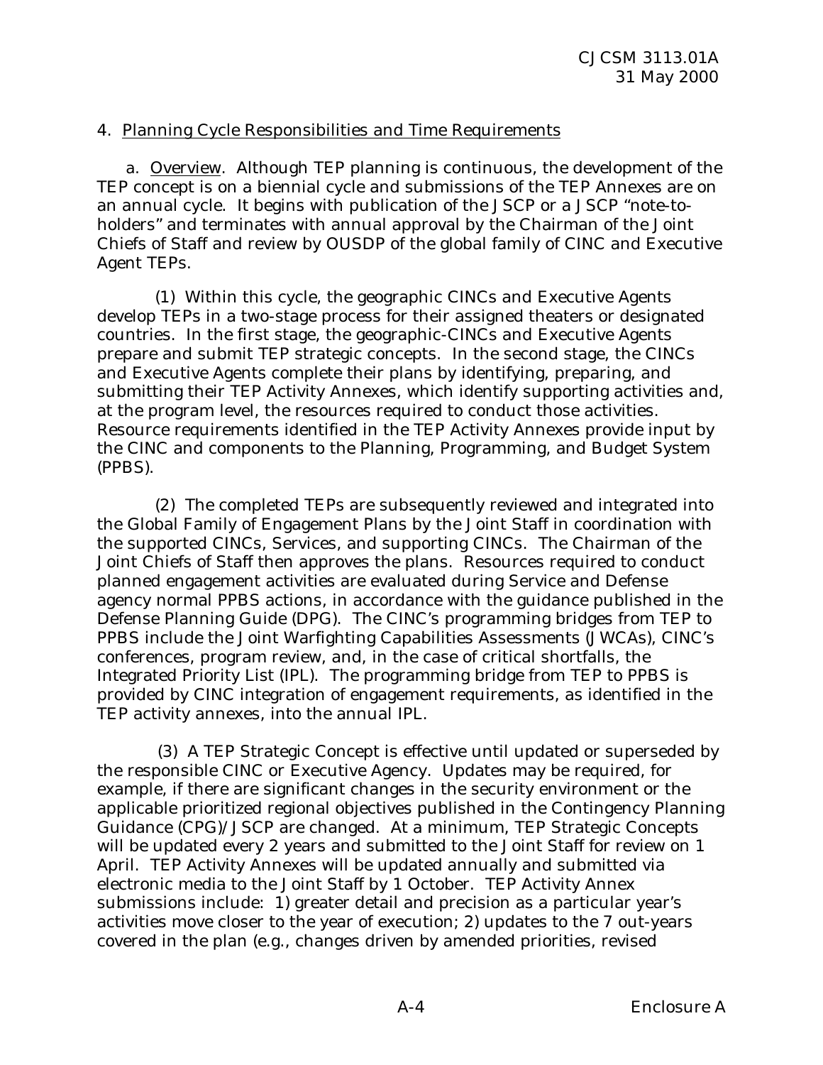4. Planning Cycle Responsibilities and Time Requirements

a. Overview. Although TEP planning is continuous, the development of the TEP concept is on a biennial cycle and submissions of the TEP Annexes are on an annual cycle. It begins with publication of the JSCP or a JSCP "note-to-holders" and terminates with annual approval by the Chairman of the Joint Chiefs of Staff and review by OUSDP of the global family of CINC and Executive Agent TEPs.

(1) Within this cycle, the geographic CINCs and Executive Agents develop TEPs in a two-stage process for their assigned theaters or designated countries. In the first stage, the geographic-CINCs and Executive Agents prepare and submit TEP strategic concepts. In the second stage, the CINCs and Executive Agents complete their plans by identifying, preparing, and submitting their TEP Activity Annexes, which identify supporting activities and, at the program level, the resources required to conduct those activities. Resource requirements identified in the TEP Activity Annexes provide input by the CINC and components to the Planning, Programming, and Budget System (PPBS).

(2) The completed TEPs are subsequently reviewed and integrated into the Global Family of Engagement Plans by the Joint Staff in coordination with the supported CINCs, Services, and supporting CINCs. The Chairman of the Joint Chiefs of Staff then approves the plans. Resources required to conduct planned engagement activities are evaluated during Service and Defense agency normal PPBS actions, in accordance with the guidance published in the Defense Planning Guide (DPG). The CINC's programming bridges from TEP to PPBS include the Joint Warfighting Capabilities Assessments (JWCAs), CINC's conferences, program review, and, in the case of critical shortfalls, the Integrated Priority List (IPL). The programming bridge from TEP to PPBS is provided by CINC integration of engagement requirements, as identified in the TEP activity annexes, into the annual IPL.

(3) A TEP Strategic Concept is effective until updated or superseded by the responsible CINC or Executive Agency. Updates may be required, for example, if there are significant changes in the security environment or the applicable prioritized regional objectives published in the Contingency Planning Guidance (CPG)/JSCP are changed. At a minimum, TEP Strategic Concepts will be updated every 2 years and submitted to the Joint Staff for review on 1 April. TEP Activity Annexes will be updated annually and submitted via electronic media to the Joint Staff by 1 October. TEP Activity Annex submissions include: 1) greater detail and precision as a particular year's activities move closer to the year of execution; 2) updates to the 7 out-years covered in the plan (e.g., changes driven by amended priorities, revised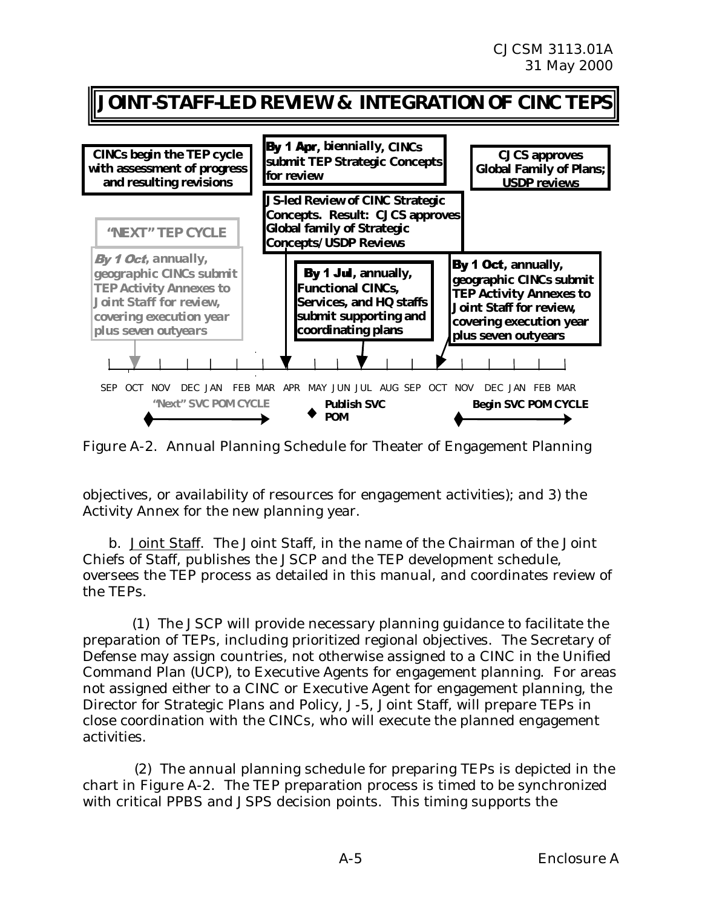## JOINT-STAFF-LED REVIEW & INTEGRATION OF CINC TEPS

**CINCs begin the TEP cycle with assessment of progress and resulting revisions**

**By 1 Apr, biennially, CINCs submit TEP Strategic Concepts for review**

**CJCS approves Global Family of Plans; USDP reviews**

**JS-led Review of CINC Strategic Concepts. Result: CJCS approves Global family of Strategic Concepts/USDP Reviews**

**"NEXT" TEP CYCLE**

**By 1 Oct, annually, geographic CINCs submit TEP Activity Annexes to Joint Staff for review, covering execution year plus seven outyears**

**By 1 Jul, annually, Functional CINCs, Services, and HQ staffs submit supporting and coordinating plans**

**By 1 Oct, annually, geographic CINCs submit TEP Activity Annexes to Joint Staff for review, covering execution year plus seven outyears**

SEP OCT NOV DEC JAN FEB MAR APR MAY JUN JUL AUG SEP OCT NOV DEC JAN FEB MAR

**"Next" SVC POM CYCLE** **Publish SVC POM** **Begin SVC POM CYCLE**

Figure A-2. Annual Planning Schedule for Theater of Engagement Planning

objectives, or availability of resources for engagement activities); and 3) the Activity Annex for the new planning year.

b. Joint Staff. The Joint Staff, in the name of the Chairman of the Joint Chiefs of Staff, publishes the JSCP and the TEP development schedule, oversees the TEP process as detailed in this manual, and coordinates review of the TEPs.

(1) The JSCP will provide necessary planning guidance to facilitate the preparation of TEPs, including prioritized regional objectives. The Secretary of Defense may assign countries, not otherwise assigned to a CINC in the Unified Command Plan (UCP), to Executive Agents for engagement planning. For areas not assigned either to a CINC or Executive Agent for engagement planning, the Director for Strategic Plans and Policy, J-5, Joint Staff, will prepare TEPs in close coordination with the CINCs, who will execute the planned engagement activities.

(2) The annual planning schedule for preparing TEPs is depicted in the chart in Figure A-2. The TEP preparation process is timed to be synchronized with critical PPBS and JSPS decision points. This timing supports the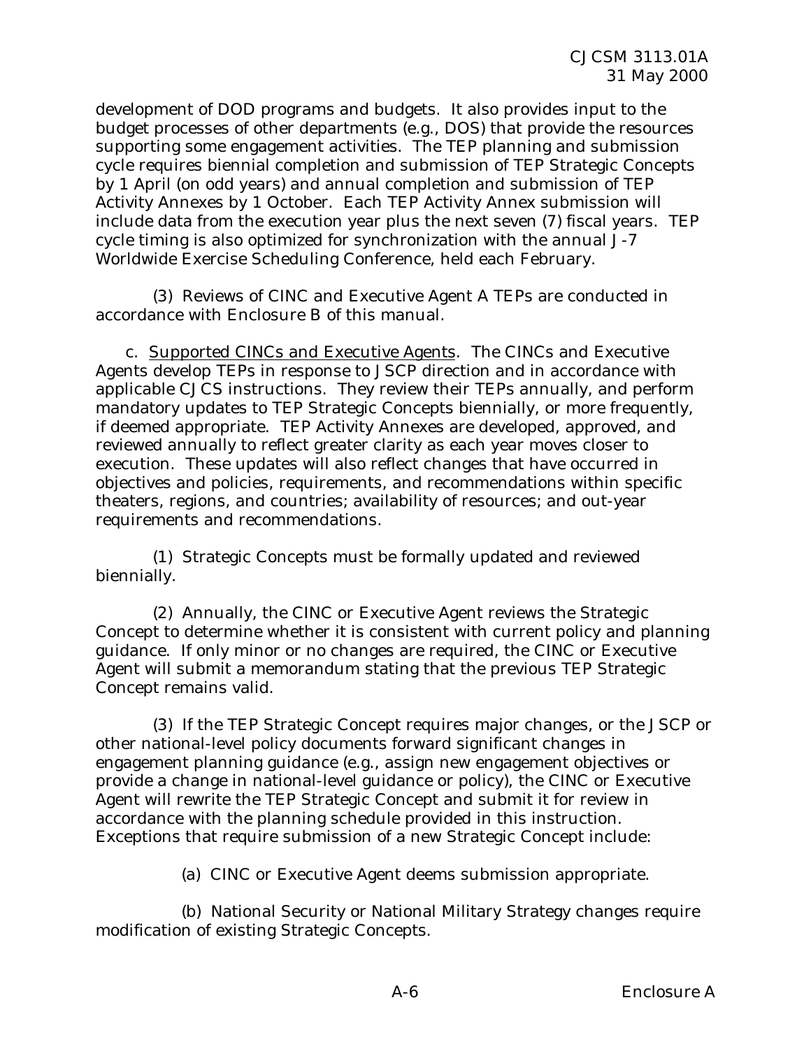development of DOD programs and budgets. It also provides input to the budget processes of other departments (e.g., DOS) that provide the resources supporting some engagement activities. The TEP planning and submission cycle requires biennial completion and submission of TEP Strategic Concepts by 1 April (on odd years) and annual completion and submission of TEP Activity Annexes by 1 October. Each TEP Activity Annex submission will include data from the execution year plus the next seven (7) fiscal years. TEP cycle timing is also optimized for synchronization with the annual J-7 Worldwide Exercise Scheduling Conference, held each February.

(3) Reviews of CINC and Executive Agent A TEPs are conducted in accordance with Enclosure B of this manual.

c. <u>Supported CINCs and Executive Agents</u>. The CINCs and Executive Agents develop TEPs in response to JSCP direction and in accordance with applicable CJCS instructions. They review their TEPs annually, and perform mandatory updates to TEP Strategic Concepts biennially, or more frequently, if deemed appropriate. TEP Activity Annexes are developed, approved, and reviewed annually to reflect greater clarity as each year moves closer to execution. These updates will also reflect changes that have occurred in objectives and policies, requirements, and recommendations within specific theaters, regions, and countries; availability of resources; and out-year requirements and recommendations.

(1) Strategic Concepts must be formally updated and reviewed biennially.

(2) Annually, the CINC or Executive Agent reviews the Strategic Concept to determine whether it is consistent with current policy and planning guidance. If only minor or no changes are required, the CINC or Executive Agent will submit a memorandum stating that the previous TEP Strategic Concept remains valid.

(3) If the TEP Strategic Concept requires major changes, or the JSCP or other national-level policy documents forward significant changes in engagement planning guidance (e.g., assign new engagement objectives or provide a change in national-level guidance or policy), the CINC or Executive Agent will rewrite the TEP Strategic Concept and submit it for review in accordance with the planning schedule provided in this instruction. Exceptions that require submission of a new Strategic Concept include:

(a) CINC or Executive Agent deems submission appropriate.

(b) National Security or National Military Strategy changes require modification of existing Strategic Concepts.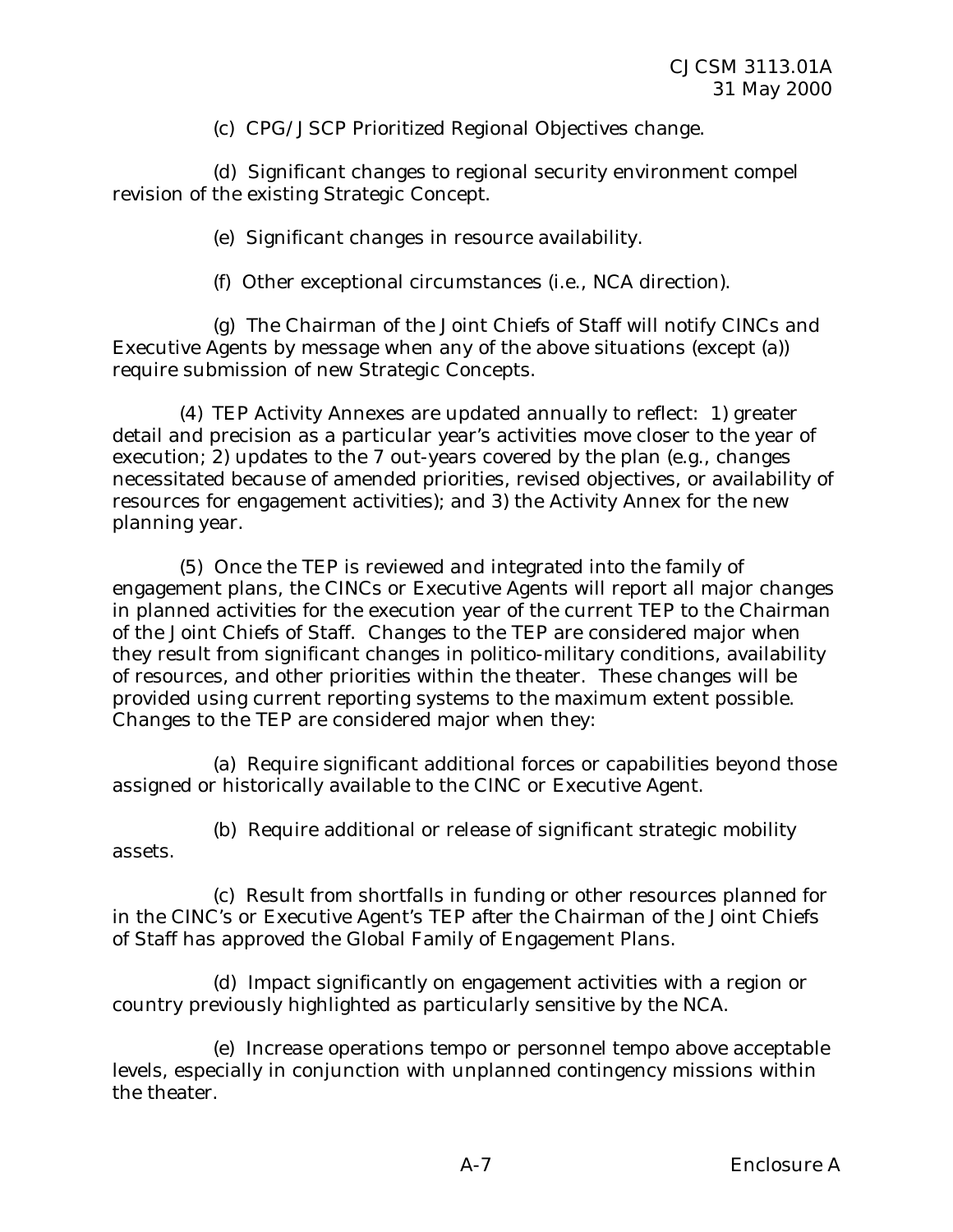(c) CPG/JSCP Prioritized Regional Objectives change.

(d) Significant changes to regional security environment compel revision of the existing Strategic Concept.

(e) Significant changes in resource availability.

(f) Other exceptional circumstances (i.e., NCA direction).

(g) The Chairman of the Joint Chiefs of Staff will notify CINCs and Executive Agents by message when any of the above situations (except (a)) require submission of new Strategic Concepts.

(4) TEP Activity Annexes are updated annually to reflect: 1) greater detail and precision as a particular year's activities move closer to the year of execution; 2) updates to the 7 out-years covered by the plan (e.g., changes necessitated because of amended priorities, revised objectives, or availability of resources for engagement activities); and 3) the Activity Annex for the new planning year.

(5) Once the TEP is reviewed and integrated into the family of engagement plans, the CINCs or Executive Agents will report all major changes in planned activities for the execution year of the current TEP to the Chairman of the Joint Chiefs of Staff. Changes to the TEP are considered major when they result from significant changes in politico-military conditions, availability of resources, and other priorities within the theater. These changes will be provided using current reporting systems to the maximum extent possible. Changes to the TEP are considered major when they:

(a) Require significant additional forces or capabilities beyond those assigned or historically available to the CINC or Executive Agent.

(b) Require additional or release of significant strategic mobility assets.

(c) Result from shortfalls in funding or other resources planned for in the CINC's or Executive Agent's TEP after the Chairman of the Joint Chiefs of Staff has approved the Global Family of Engagement Plans.

(d) Impact significantly on engagement activities with a region or country previously highlighted as particularly sensitive by the NCA.

(e) Increase operations tempo or personnel tempo above acceptable levels, especially in conjunction with unplanned contingency missions within the theater.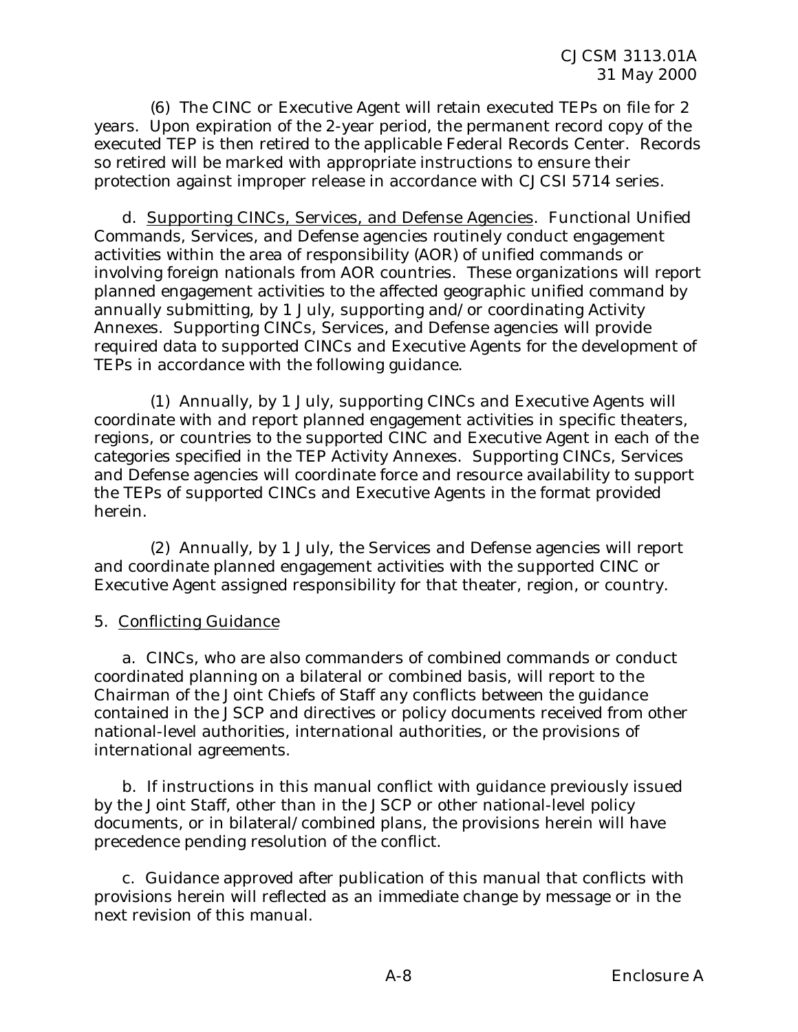(6) The CINC or Executive Agent will retain executed TEPs on file for 2 years. Upon expiration of the 2-year period, the permanent record copy of the executed TEP is then retired to the applicable Federal Records Center. Records so retired will be marked with appropriate instructions to ensure their protection against improper release in accordance with CJCSI 5714 series.

d. Supporting CINCs, Services, and Defense Agencies. Functional Unified Commands, Services, and Defense agencies routinely conduct engagement activities within the area of responsibility (AOR) of unified commands or involving foreign nationals from AOR countries. These organizations will report planned engagement activities to the affected geographic unified command by annually submitting, by 1 July, supporting and/or coordinating Activity Annexes. Supporting CINCs, Services, and Defense agencies will provide required data to supported CINCs and Executive Agents for the development of TEPs in accordance with the following guidance.

(1) Annually, by 1 July, supporting CINCs and Executive Agents will coordinate with and report planned engagement activities in specific theaters, regions, or countries to the supported CINC and Executive Agent in each of the categories specified in the TEP Activity Annexes. Supporting CINCs, Services and Defense agencies will coordinate force and resource availability to support the TEPs of supported CINCs and Executive Agents in the format provided herein.

(2) Annually, by 1 July, the Services and Defense agencies will report and coordinate planned engagement activities with the supported CINC or Executive Agent assigned responsibility for that theater, region, or country.

5. Conflicting Guidance

a. CINCs, who are also commanders of combined commands or conduct coordinated planning on a bilateral or combined basis, will report to the Chairman of the Joint Chiefs of Staff any conflicts between the guidance contained in the JSCP and directives or policy documents received from other national-level authorities, international authorities, or the provisions of international agreements.

b. If instructions in this manual conflict with guidance previously issued by the Joint Staff, other than in the JSCP or other national-level policy documents, or in bilateral/combined plans, the provisions herein will have precedence pending resolution of the conflict.

c. Guidance approved after publication of this manual that conflicts with provisions herein will reflected as an immediate change by message or in the next revision of this manual.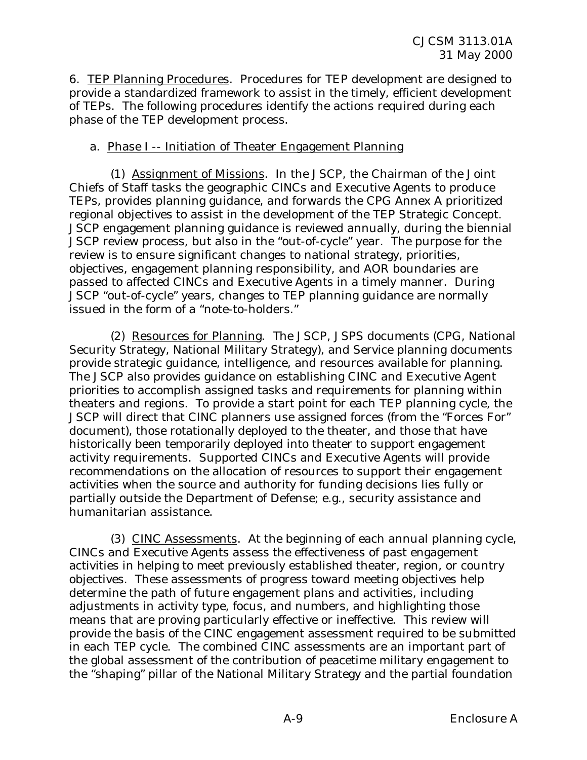6. <u>TEP Planning Procedures</u>. Procedures for TEP development are designed to provide a standardized framework to assist in the timely, efficient development of TEPs. The following procedures identify the actions required during each phase of the TEP development process.

a. <u>Phase I -- Initiation of Theater Engagement Planning</u>

(1) <u>Assignment of Missions</u>. In the JSCP, the Chairman of the Joint Chiefs of Staff tasks the geographic CINCs and Executive Agents to produce TEPs, provides planning guidance, and forwards the CPG Annex A prioritized regional objectives to assist in the development of the TEP Strategic Concept. JSCP engagement planning guidance is reviewed annually, during the biennial JSCP review process, but also in the "out-of-cycle" year. The purpose for the review is to ensure significant changes to national strategy, priorities, objectives, engagement planning responsibility, and AOR boundaries are passed to affected CINCs and Executive Agents in a timely manner. During JSCP "out-of-cycle" years, changes to TEP planning guidance are normally issued in the form of a "note-to-holders."

(2) <u>Resources for Planning</u>. The JSCP, JSPS documents (CPG, National Security Strategy, National Military Strategy), and Service planning documents provide strategic guidance, intelligence, and resources available for planning. The JSCP also provides guidance on establishing CINC and Executive Agent priorities to accomplish assigned tasks and requirements for planning within theaters and regions. To provide a start point for each TEP planning cycle, the JSCP will direct that CINC planners use assigned forces (from the "Forces For" document), those rotationally deployed to the theater, and those that have historically been temporarily deployed into theater to support engagement activity requirements. Supported CINCs and Executive Agents will provide recommendations on the allocation of resources to support their engagement activities when the source and authority for funding decisions lies fully or partially outside the Department of Defense; e.g., security assistance and humanitarian assistance.

(3) <u>CINC Assessments</u>. At the beginning of each annual planning cycle, CINCs and Executive Agents assess the effectiveness of past engagement activities in helping to meet previously established theater, region, or country objectives. These assessments of progress toward meeting objectives help determine the path of future engagement plans and activities, including adjustments in activity type, focus, and numbers, and highlighting those means that are proving particularly effective or ineffective. This review will provide the basis of the CINC engagement assessment required to be submitted in each TEP cycle. The combined CINC assessments are an important part of the global assessment of the contribution of peacetime military engagement to the "shaping" pillar of the National Military Strategy and the partial foundation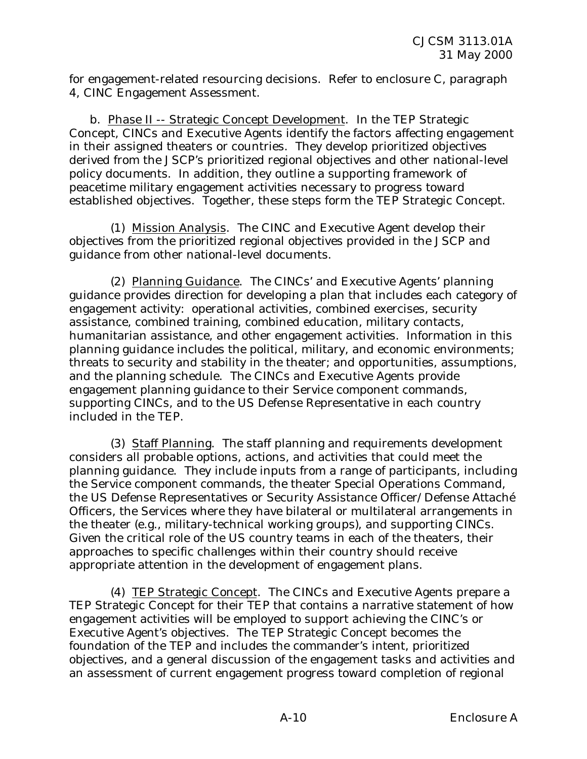for engagement-related resourcing decisions. Refer to enclosure C, paragraph 4, CINC Engagement Assessment.

b. Phase II -- Strategic Concept Development. In the TEP Strategic Concept, CINCs and Executive Agents identify the factors affecting engagement in their assigned theaters or countries. They develop prioritized objectives derived from the JSCP's prioritized regional objectives and other national-level policy documents. In addition, they outline a supporting framework of peacetime military engagement activities necessary to progress toward established objectives. Together, these steps form the TEP Strategic Concept.

(1) Mission Analysis. The CINC and Executive Agent develop their objectives from the prioritized regional objectives provided in the JSCP and guidance from other national-level documents.

(2) Planning Guidance. The CINCs' and Executive Agents' planning guidance provides direction for developing a plan that includes each category of engagement activity: operational activities, combined exercises, security assistance, combined training, combined education, military contacts, humanitarian assistance, and other engagement activities. Information in this planning guidance includes the political, military, and economic environments; threats to security and stability in the theater; and opportunities, assumptions, and the planning schedule. The CINCs and Executive Agents provide engagement planning guidance to their Service component commands, supporting CINCs, and to the US Defense Representative in each country included in the TEP.

(3) Staff Planning. The staff planning and requirements development considers all probable options, actions, and activities that could meet the planning guidance. They include inputs from a range of participants, including the Service component commands, the theater Special Operations Command, the US Defense Representatives or Security Assistance Officer/Defense Attaché Officers, the Services where they have bilateral or multilateral arrangements in the theater (e.g., military-technical working groups), and supporting CINCs. Given the critical role of the US country teams in each of the theaters, their approaches to specific challenges within their country should receive appropriate attention in the development of engagement plans.

(4) TEP Strategic Concept. The CINCs and Executive Agents prepare a TEP Strategic Concept for their TEP that contains a narrative statement of how engagement activities will be employed to support achieving the CINC's or Executive Agent's objectives. The TEP Strategic Concept becomes the foundation of the TEP and includes the commander's intent, prioritized objectives, and a general discussion of the engagement tasks and activities and an assessment of current engagement progress toward completion of regional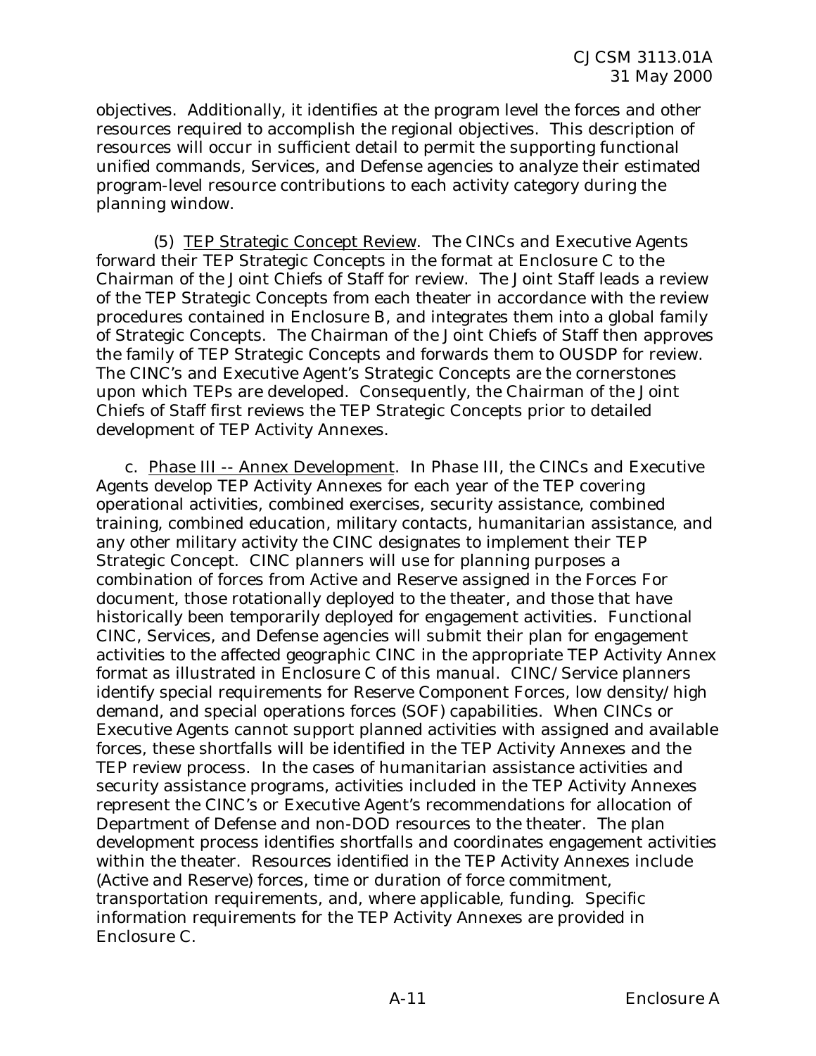objectives. Additionally, it identifies at the program level the forces and other resources required to accomplish the regional objectives. This description of resources will occur in sufficient detail to permit the supporting functional unified commands, Services, and Defense agencies to analyze their estimated program-level resource contributions to each activity category during the planning window.

(5) TEP Strategic Concept Review. The CINCs and Executive Agents forward their TEP Strategic Concepts in the format at Enclosure C to the Chairman of the Joint Chiefs of Staff for review. The Joint Staff leads a review of the TEP Strategic Concepts from each theater in accordance with the review procedures contained in Enclosure B, and integrates them into a global family of Strategic Concepts. The Chairman of the Joint Chiefs of Staff then approves the family of TEP Strategic Concepts and forwards them to OUSDP for review. The CINC's and Executive Agent's Strategic Concepts are the cornerstones upon which TEPs are developed. Consequently, the Chairman of the Joint Chiefs of Staff first reviews the TEP Strategic Concepts prior to detailed development of TEP Activity Annexes.

c. Phase III -- Annex Development. In Phase III, the CINCs and Executive Agents develop TEP Activity Annexes for each year of the TEP covering operational activities, combined exercises, security assistance, combined training, combined education, military contacts, humanitarian assistance, and any other military activity the CINC designates to implement their TEP Strategic Concept. CINC planners will use for planning purposes a combination of forces from Active and Reserve assigned in the Forces For document, those rotationally deployed to the theater, and those that have historically been temporarily deployed for engagement activities. Functional CINC, Services, and Defense agencies will submit their plan for engagement activities to the affected geographic CINC in the appropriate TEP Activity Annex format as illustrated in Enclosure C of this manual. CINC/Service planners identify special requirements for Reserve Component Forces, low density/high demand, and special operations forces (SOF) capabilities. When CINCs or Executive Agents cannot support planned activities with assigned and available forces, these shortfalls will be identified in the TEP Activity Annexes and the TEP review process. In the cases of humanitarian assistance activities and security assistance programs, activities included in the TEP Activity Annexes represent the CINC's or Executive Agent's recommendations for allocation of Department of Defense and non-DOD resources to the theater. The plan development process identifies shortfalls and coordinates engagement activities within the theater. Resources identified in the TEP Activity Annexes include (Active and Reserve) forces, time or duration of force commitment, transportation requirements, and, where applicable, funding. Specific information requirements for the TEP Activity Annexes are provided in Enclosure C.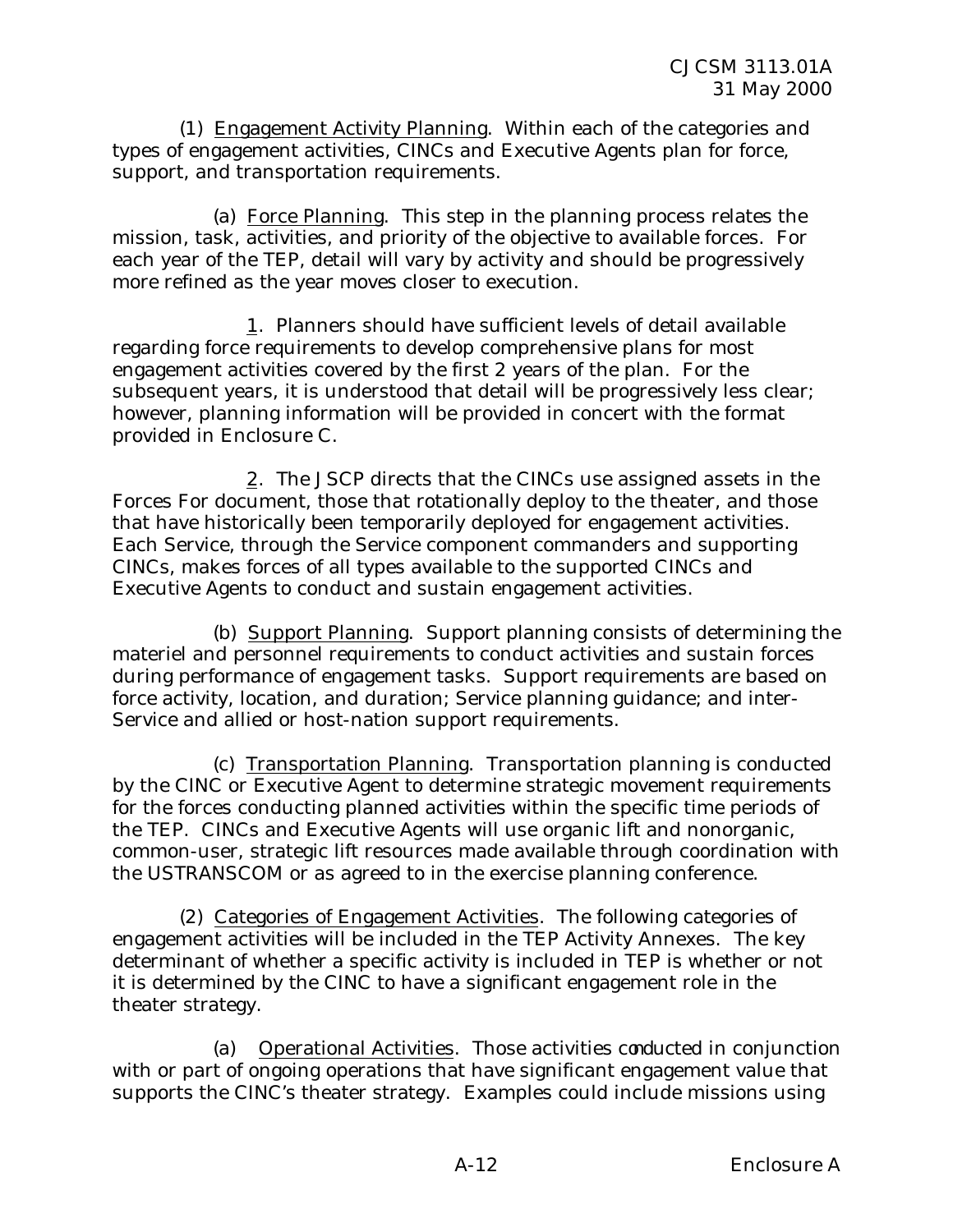(1) Engagement Activity Planning. Within each of the categories and types of engagement activities, CINCs and Executive Agents plan for force, support, and transportation requirements.

(a) Force Planning. This step in the planning process relates the mission, task, activities, and priority of the objective to available forces. For each year of the TEP, detail will vary by activity and should be progressively more refined as the year moves closer to execution.

1. Planners should have sufficient levels of detail available regarding force requirements to develop comprehensive plans for most engagement activities covered by the first 2 years of the plan. For the subsequent years, it is understood that detail will be progressively less clear; however, planning information will be provided in concert with the format provided in Enclosure C.

2. The JSCP directs that the CINCs use assigned assets in the Forces For document, those that rotationally deploy to the theater, and those that have historically been temporarily deployed for engagement activities. Each Service, through the Service component commanders and supporting CINCs, makes forces of all types available to the supported CINCs and Executive Agents to conduct and sustain engagement activities.

(b) Support Planning. Support planning consists of determining the materiel and personnel requirements to conduct activities and sustain forces during performance of engagement tasks. Support requirements are based on force activity, location, and duration; Service planning guidance; and inter-Service and allied or host-nation support requirements.

(c) Transportation Planning. Transportation planning is conducted by the CINC or Executive Agent to determine strategic movement requirements for the forces conducting planned activities within the specific time periods of the TEP. CINCs and Executive Agents will use organic lift and nonorganic, common-user, strategic lift resources made available through coordination with the USTRANSCOM or as agreed to in the exercise planning conference.

(2) Categories of Engagement Activities. The following categories of engagement activities will be included in the TEP Activity Annexes. The key determinant of whether a specific activity is included in TEP is whether or not it is determined by the CINC to have a significant engagement role in the theater strategy.

(a) Operational Activities. Those activities conducted in conjunction with or part of ongoing operations that have significant engagement value that supports the CINC's theater strategy. Examples could include missions using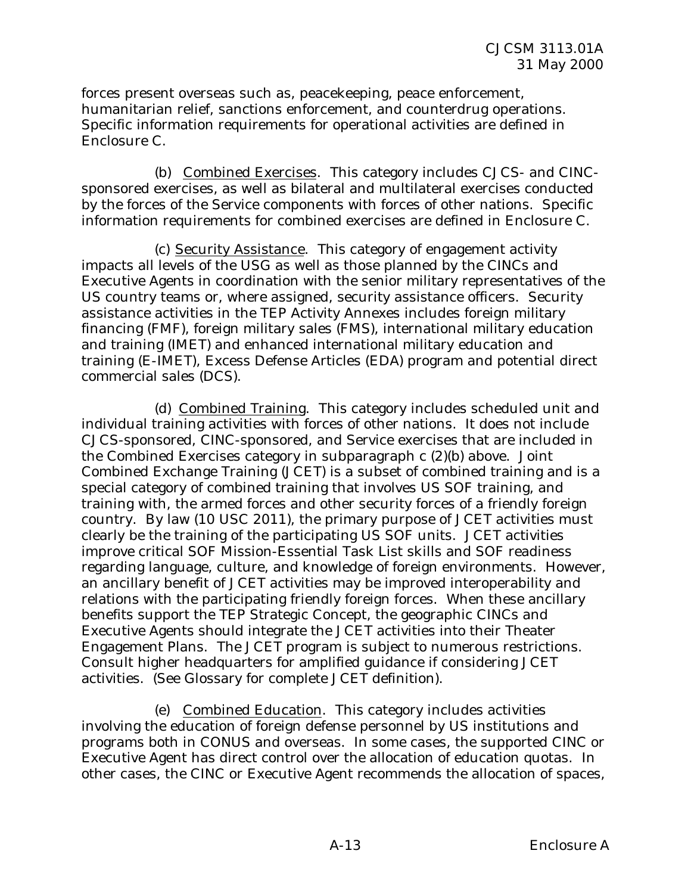forces present overseas such as, peacekeeping, peace enforcement, humanitarian relief, sanctions enforcement, and counterdrug operations. Specific information requirements for operational activities are defined in Enclosure C.

(b) Combined Exercises. This category includes CJCS- and CINC-sponsored exercises, as well as bilateral and multilateral exercises conducted by the forces of the Service components with forces of other nations. Specific information requirements for combined exercises are defined in Enclosure C.

(c) Security Assistance. This category of engagement activity impacts all levels of the USG as well as those planned by the CINCs and Executive Agents in coordination with the senior military representatives of the US country teams or, where assigned, security assistance officers. Security assistance activities in the TEP Activity Annexes includes foreign military financing (FMF), foreign military sales (FMS), international military education and training (IMET) and enhanced international military education and training (E-IMET), Excess Defense Articles (EDA) program and potential direct commercial sales (DCS).

(d) Combined Training. This category includes scheduled unit and individual training activities with forces of other nations. It does not include CJCS-sponsored, CINC-sponsored, and Service exercises that are included in the Combined Exercises category in subparagraph c (2)(b) above. Joint Combined Exchange Training (JCET) is a subset of combined training and is a special category of combined training that involves US SOF training, and training with, the armed forces and other security forces of a friendly foreign country. By law (10 USC 2011), the primary purpose of JCET activities must clearly be the training of the participating US SOF units. JCET activities improve critical SOF Mission-Essential Task List skills and SOF readiness regarding language, culture, and knowledge of foreign environments. However, an ancillary benefit of JCET activities may be improved interoperability and relations with the participating friendly foreign forces. When these ancillary benefits support the TEP Strategic Concept, the geographic CINCs and Executive Agents should integrate the JCET activities into their Theater Engagement Plans. The JCET program is subject to numerous restrictions. Consult higher headquarters for amplified guidance if considering JCET activities. (See Glossary for complete JCET definition).

(e) Combined Education. This category includes activities involving the education of foreign defense personnel by US institutions and programs both in CONUS and overseas. In some cases, the supported CINC or Executive Agent has direct control over the allocation of education quotas. In other cases, the CINC or Executive Agent recommends the allocation of spaces,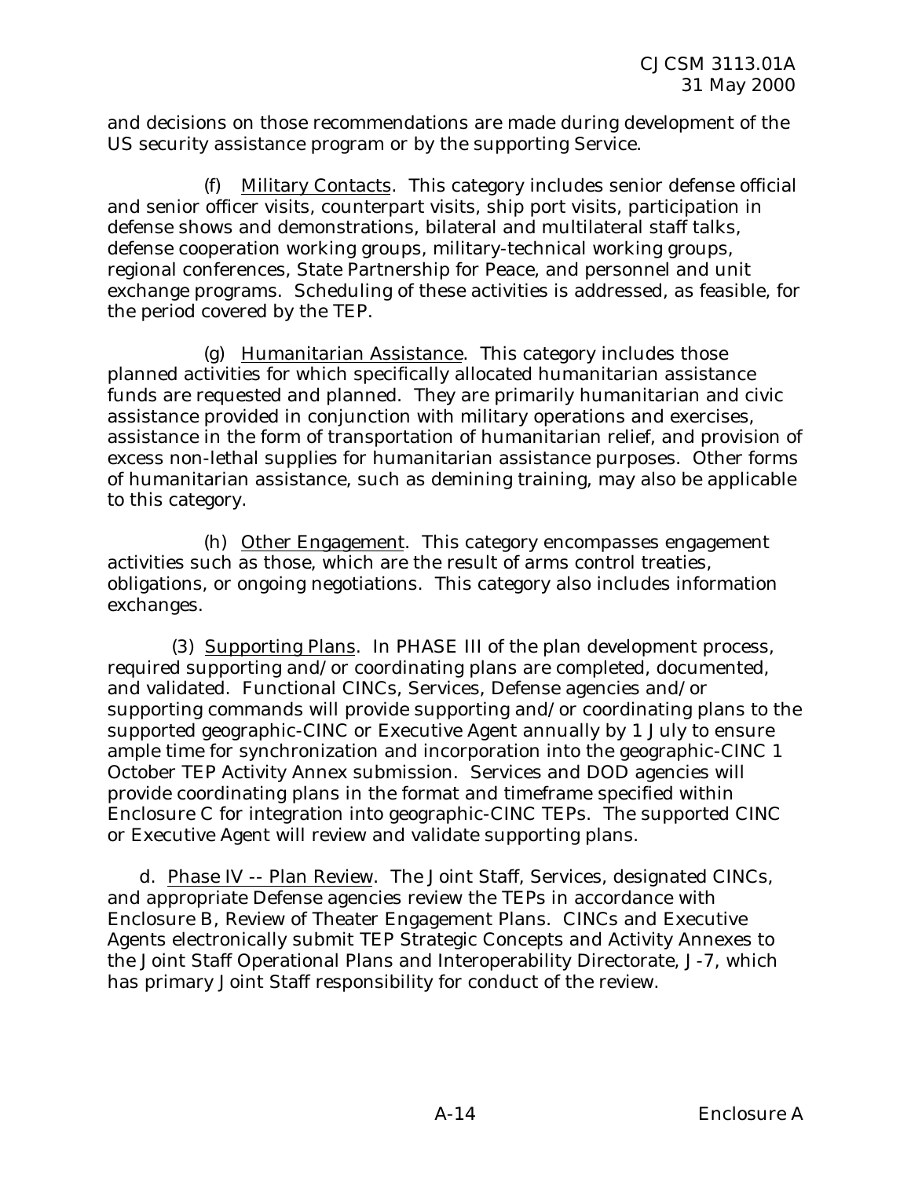and decisions on those recommendations are made during development of the US security assistance program or by the supporting Service.

(f) Military Contacts. This category includes senior defense official and senior officer visits, counterpart visits, ship port visits, participation in defense shows and demonstrations, bilateral and multilateral staff talks, defense cooperation working groups, military-technical working groups, regional conferences, State Partnership for Peace, and personnel and unit exchange programs. Scheduling of these activities is addressed, as feasible, for the period covered by the TEP.

(g) Humanitarian Assistance. This category includes those planned activities for which specifically allocated humanitarian assistance funds are requested and planned. They are primarily humanitarian and civic assistance provided in conjunction with military operations and exercises, assistance in the form of transportation of humanitarian relief, and provision of excess non-lethal supplies for humanitarian assistance purposes. Other forms of humanitarian assistance, such as demining training, may also be applicable to this category.

(h) Other Engagement. This category encompasses engagement activities such as those, which are the result of arms control treaties, obligations, or ongoing negotiations. This category also includes information exchanges.

(3) Supporting Plans. In PHASE III of the plan development process, required supporting and/or coordinating plans are completed, documented, and validated. Functional CINCs, Services, Defense agencies and/or supporting commands will provide supporting and/or coordinating plans to the supported geographic-CINC or Executive Agent annually by 1 July to ensure ample time for synchronization and incorporation into the geographic-CINC 1 October TEP Activity Annex submission. Services and DOD agencies will provide coordinating plans in the format and timeframe specified within Enclosure C for integration into geographic-CINC TEPs. The supported CINC or Executive Agent will review and validate supporting plans.

d. Phase IV -- Plan Review. The Joint Staff, Services, designated CINCs, and appropriate Defense agencies review the TEPs in accordance with Enclosure B, Review of Theater Engagement Plans. CINCs and Executive Agents electronically submit TEP Strategic Concepts and Activity Annexes to the Joint Staff Operational Plans and Interoperability Directorate, J-7, which has primary Joint Staff responsibility for conduct of the review.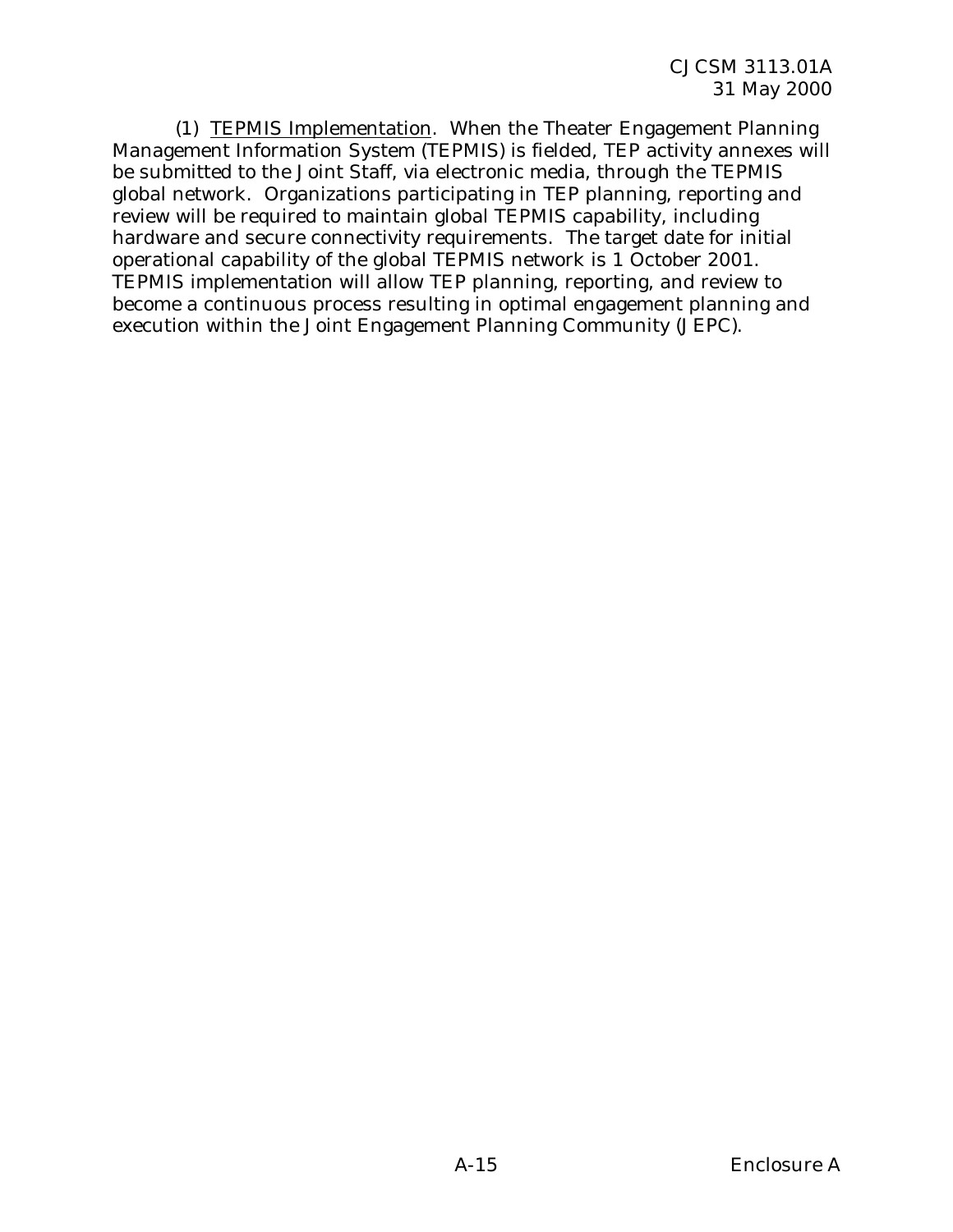(1) TEPMIS Implementation. When the Theater Engagement Planning Management Information System (TEPMIS) is fielded, TEP activity annexes will be submitted to the Joint Staff, via electronic media, through the TEPMIS global network. Organizations participating in TEP planning, reporting and review will be required to maintain global TEPMIS capability, including hardware and secure connectivity requirements. The target date for initial operational capability of the global TEPMIS network is 1 October 2001. TEPMIS implementation will allow TEP planning, reporting, and review to become a continuous process resulting in optimal engagement planning and execution within the Joint Engagement Planning Community (JEPC).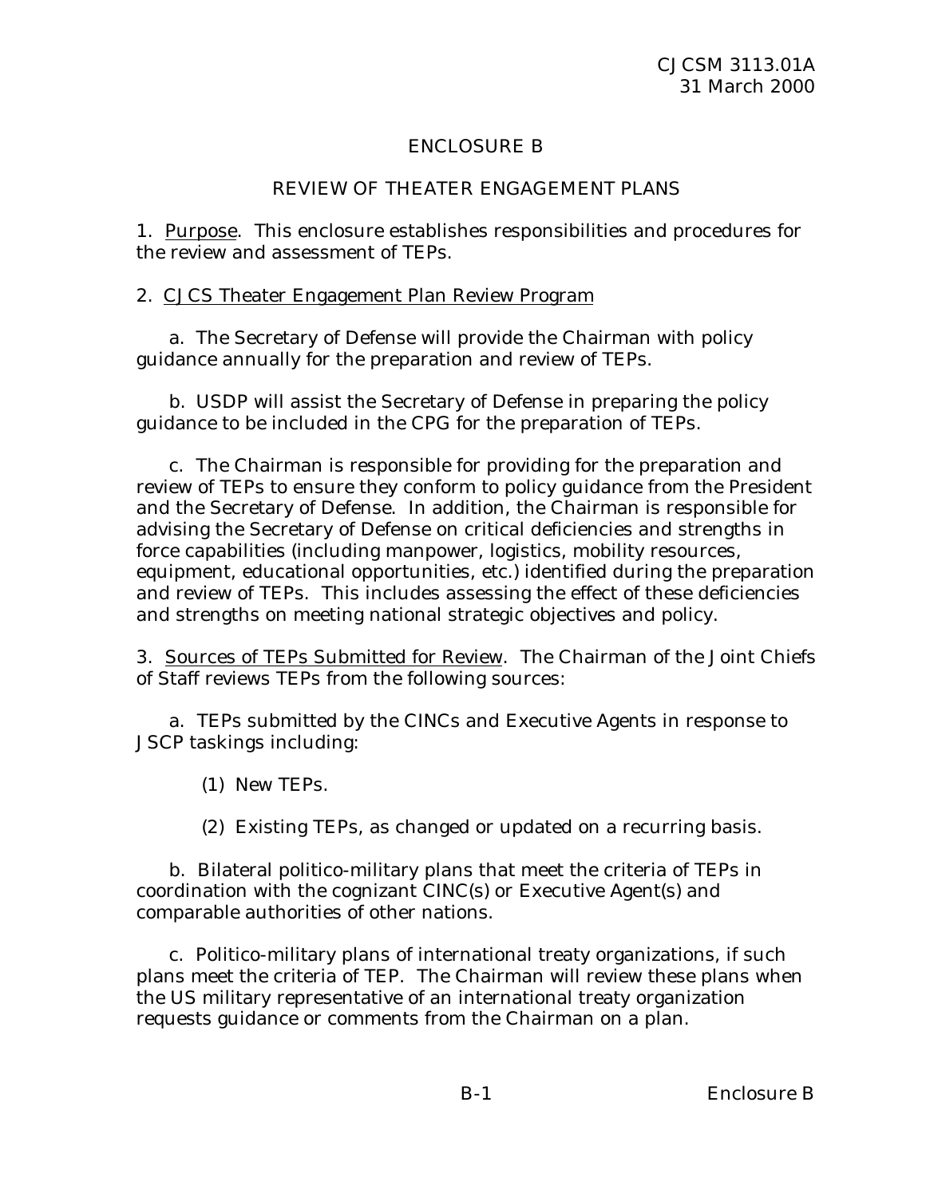# ENCLOSURE B

## REVIEW OF THEATER ENGAGEMENT PLANS

1. Purpose. This enclosure establishes responsibilities and procedures for the review and assessment of TEPs.

2. CJCS Theater Engagement Plan Review Program

a. The Secretary of Defense will provide the Chairman with policy guidance annually for the preparation and review of TEPs.

b. USDP will assist the Secretary of Defense in preparing the policy guidance to be included in the CPG for the preparation of TEPs.

c. The Chairman is responsible for providing for the preparation and review of TEPs to ensure they conform to policy guidance from the President and the Secretary of Defense. In addition, the Chairman is responsible for advising the Secretary of Defense on critical deficiencies and strengths in force capabilities (including manpower, logistics, mobility resources, equipment, educational opportunities, etc.) identified during the preparation and review of TEPs. This includes assessing the effect of these deficiencies and strengths on meeting national strategic objectives and policy.

3. Sources of TEPs Submitted for Review. The Chairman of the Joint Chiefs of Staff reviews TEPs from the following sources:

a. TEPs submitted by the CINCs and Executive Agents in response to JSCP taskings including:

(1) New TEPs.

(2) Existing TEPs, as changed or updated on a recurring basis.

b. Bilateral politico-military plans that meet the criteria of TEPs in coordination with the cognizant CINC(s) or Executive Agent(s) and comparable authorities of other nations.

c. Politico-military plans of international treaty organizations, if such plans meet the criteria of TEP. The Chairman will review these plans when the US military representative of an international treaty organization requests guidance or comments from the Chairman on a plan.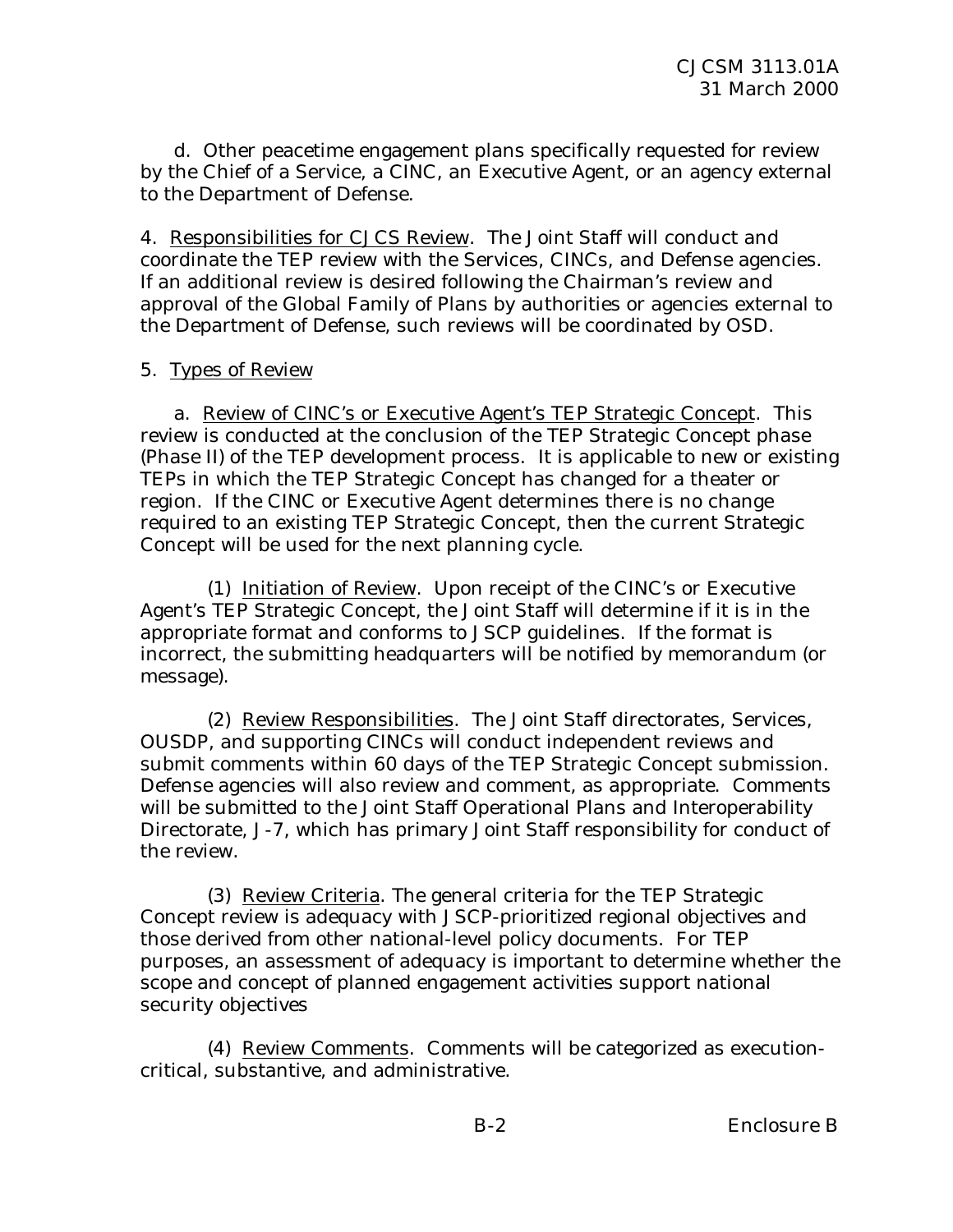d. Other peacetime engagement plans specifically requested for review by the Chief of a Service, a CINC, an Executive Agent, or an agency external to the Department of Defense.

4. Responsibilities for CJCS Review. The Joint Staff will conduct and coordinate the TEP review with the Services, CINCs, and Defense agencies. If an additional review is desired following the Chairman's review and approval of the Global Family of Plans by authorities or agencies external to the Department of Defense, such reviews will be coordinated by OSD.

5. Types of Review

a. Review of CINC's or Executive Agent's TEP Strategic Concept. This review is conducted at the conclusion of the TEP Strategic Concept phase (Phase II) of the TEP development process. It is applicable to new or existing TEPs in which the TEP Strategic Concept has changed for a theater or region. If the CINC or Executive Agent determines there is no change required to an existing TEP Strategic Concept, then the current Strategic Concept will be used for the next planning cycle.

(1) Initiation of Review. Upon receipt of the CINC's or Executive Agent's TEP Strategic Concept, the Joint Staff will determine if it is in the appropriate format and conforms to JSCP guidelines. If the format is incorrect, the submitting headquarters will be notified by memorandum (or message).

(2) Review Responsibilities. The Joint Staff directorates, Services, OUSDP, and supporting CINCs will conduct independent reviews and submit comments within 60 days of the TEP Strategic Concept submission. Defense agencies will also review and comment, as appropriate. Comments will be submitted to the Joint Staff Operational Plans and Interoperability Directorate, J-7, which has primary Joint Staff responsibility for conduct of the review.

(3) Review Criteria. The general criteria for the TEP Strategic Concept review is adequacy with JSCP-prioritized regional objectives and those derived from other national-level policy documents. For TEP purposes, an assessment of adequacy is important to determine whether the scope and concept of planned engagement activities support national security objectives

(4) Review Comments. Comments will be categorized as execution-critical, substantive, and administrative.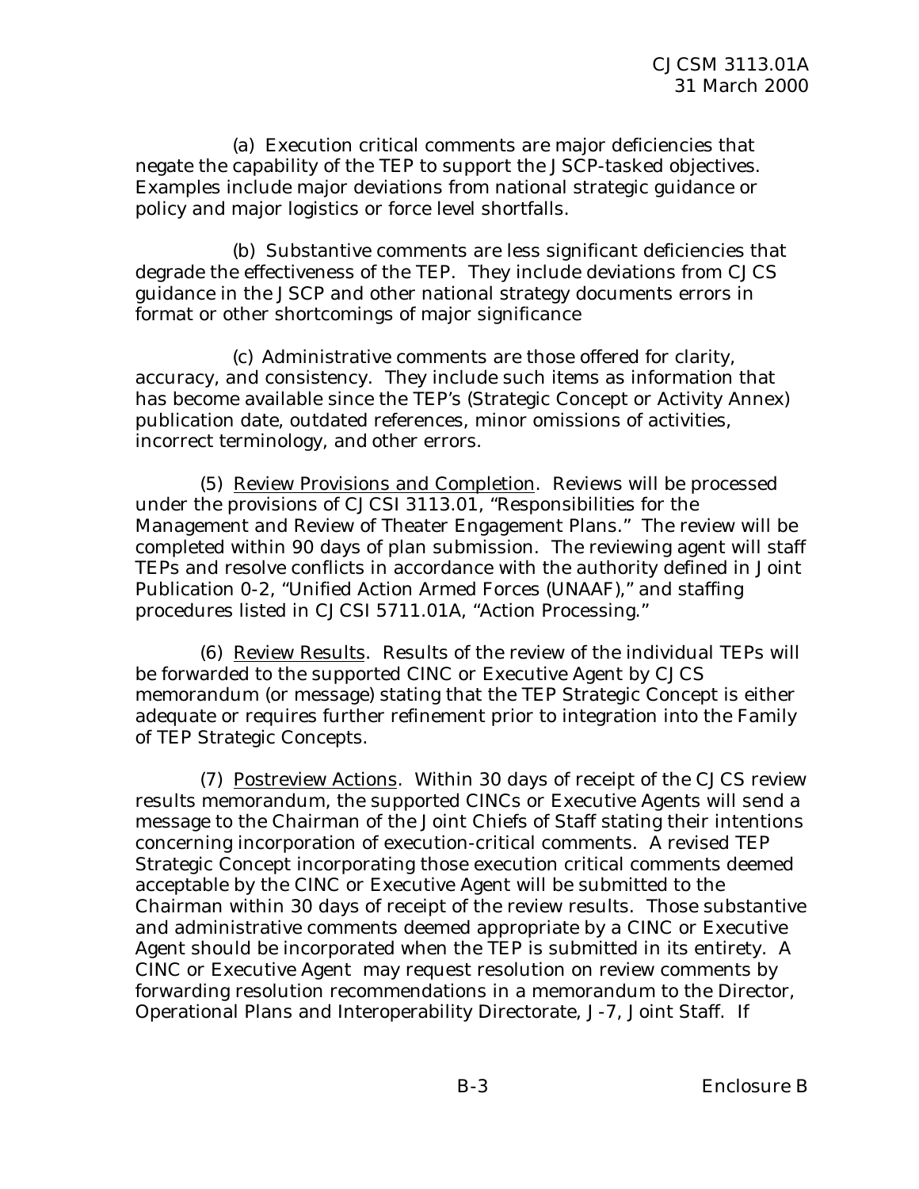(a) Execution critical comments are major deficiencies that negate the capability of the TEP to support the JSCP-tasked objectives. Examples include major deviations from national strategic guidance or policy and major logistics or force level shortfalls.

(b) Substantive comments are less significant deficiencies that degrade the effectiveness of the TEP. They include deviations from CJCS guidance in the JSCP and other national strategy documents errors in format or other shortcomings of major significance

(c) Administrative comments are those offered for clarity, accuracy, and consistency. They include such items as information that has become available since the TEP's (Strategic Concept or Activity Annex) publication date, outdated references, minor omissions of activities, incorrect terminology, and other errors.

(5) Review Provisions and Completion. Reviews will be processed under the provisions of CJCSI 3113.01, "Responsibilities for the Management and Review of Theater Engagement Plans." The review will be completed within 90 days of plan submission. The reviewing agent will staff TEPs and resolve conflicts in accordance with the authority defined in Joint Publication 0-2, "Unified Action Armed Forces (UNAAF)," and staffing procedures listed in CJCSI 5711.01A, "Action Processing."

(6) Review Results. Results of the review of the individual TEPs will be forwarded to the supported CINC or Executive Agent by CJCS memorandum (or message) stating that the TEP Strategic Concept is either adequate or requires further refinement prior to integration into the Family of TEP Strategic Concepts.

(7) Postreview Actions. Within 30 days of receipt of the CJCS review results memorandum, the supported CINCs or Executive Agents will send a message to the Chairman of the Joint Chiefs of Staff stating their intentions concerning incorporation of execution-critical comments. A revised TEP Strategic Concept incorporating those execution critical comments deemed acceptable by the CINC or Executive Agent will be submitted to the Chairman within 30 days of receipt of the review results. Those substantive and administrative comments deemed appropriate by a CINC or Executive Agent should be incorporated when the TEP is submitted in its entirety. A CINC or Executive Agent may request resolution on review comments by forwarding resolution recommendations in a memorandum to the Director, Operational Plans and Interoperability Directorate, J-7, Joint Staff. If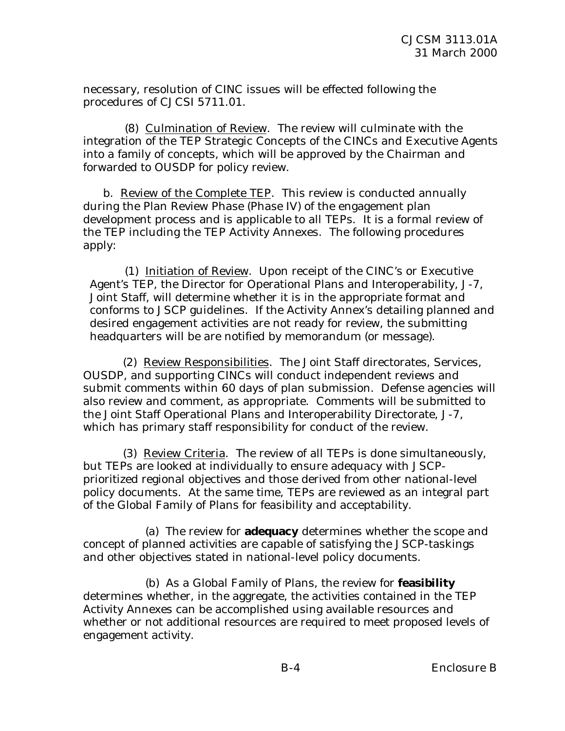necessary, resolution of CINC issues will be effected following the procedures of CJCSI 5711.01.

(8) Culmination of Review. The review will culminate with the integration of the TEP Strategic Concepts of the CINCs and Executive Agents into a family of concepts, which will be approved by the Chairman and forwarded to OUSDP for policy review.

b. Review of the Complete TEP. This review is conducted annually during the Plan Review Phase (Phase IV) of the engagement plan development process and is applicable to all TEPs. It is a formal review of the TEP including the TEP Activity Annexes. The following procedures apply:

(1) Initiation of Review. Upon receipt of the CINC's or Executive Agent's TEP, the Director for Operational Plans and Interoperability, J-7, Joint Staff, will determine whether it is in the appropriate format and conforms to JSCP guidelines. If the Activity Annex's detailing planned and desired engagement activities are not ready for review, the submitting headquarters will be are notified by memorandum (or message).

(2) Review Responsibilities. The Joint Staff directorates, Services, OUSDP, and supporting CINCs will conduct independent reviews and submit comments within 60 days of plan submission. Defense agencies will also review and comment, as appropriate. Comments will be submitted to the Joint Staff Operational Plans and Interoperability Directorate, J-7, which has primary staff responsibility for conduct of the review.

(3) Review Criteria. The review of all TEPs is done simultaneously, but TEPs are looked at individually to ensure adequacy with JSCP-prioritized regional objectives and those derived from other national-level policy documents. At the same time, TEPs are reviewed as an integral part of the Global Family of Plans for feasibility and acceptability.

(a) The review for **adequacy** determines whether the scope and concept of planned activities are capable of satisfying the JSCP-taskings and other objectives stated in national-level policy documents.

(b) As a Global Family of Plans, the review for **feasibility** determines whether, in the aggregate, the activities contained in the TEP Activity Annexes can be accomplished using available resources and whether or not additional resources are required to meet proposed levels of engagement activity.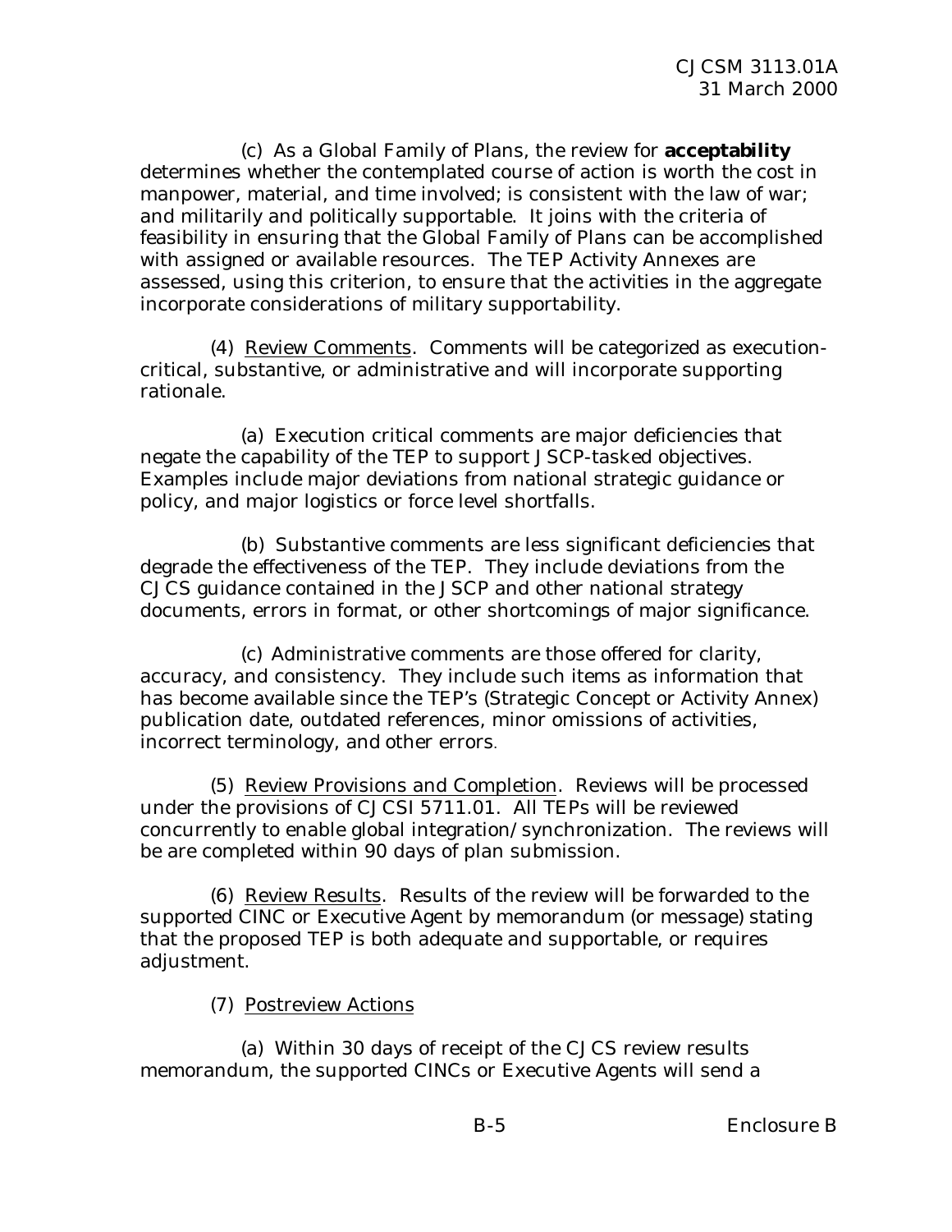(c) As a Global Family of Plans, the review for **acceptability** determines whether the contemplated course of action is worth the cost in manpower, material, and time involved; is consistent with the law of war; and militarily and politically supportable. It joins with the criteria of feasibility in ensuring that the Global Family of Plans can be accomplished with assigned or available resources. The TEP Activity Annexes are assessed, using this criterion, to ensure that the activities in the aggregate incorporate considerations of military supportability.

(4) Review Comments. Comments will be categorized as execution-critical, substantive, or administrative and will incorporate supporting rationale.

(a) Execution critical comments are major deficiencies that negate the capability of the TEP to support JSCP-tasked objectives. Examples include major deviations from national strategic guidance or policy, and major logistics or force level shortfalls.

(b) Substantive comments are less significant deficiencies that degrade the effectiveness of the TEP. They include deviations from the CJCS guidance contained in the JSCP and other national strategy documents, errors in format, or other shortcomings of major significance.

(c) Administrative comments are those offered for clarity, accuracy, and consistency. They include such items as information that has become available since the TEP's (Strategic Concept or Activity Annex) publication date, outdated references, minor omissions of activities, incorrect terminology, and other errors.

(5) Review Provisions and Completion. Reviews will be processed under the provisions of CJCSI 5711.01. All TEPs will be reviewed concurrently to enable global integration/synchronization. The reviews will be are completed within 90 days of plan submission.

(6) Review Results. Results of the review will be forwarded to the supported CINC or Executive Agent by memorandum (or message) stating that the proposed TEP is both adequate and supportable, or requires adjustment.

(7) Postreview Actions

(a) Within 30 days of receipt of the CJCS review results memorandum, the supported CINCs or Executive Agents will send a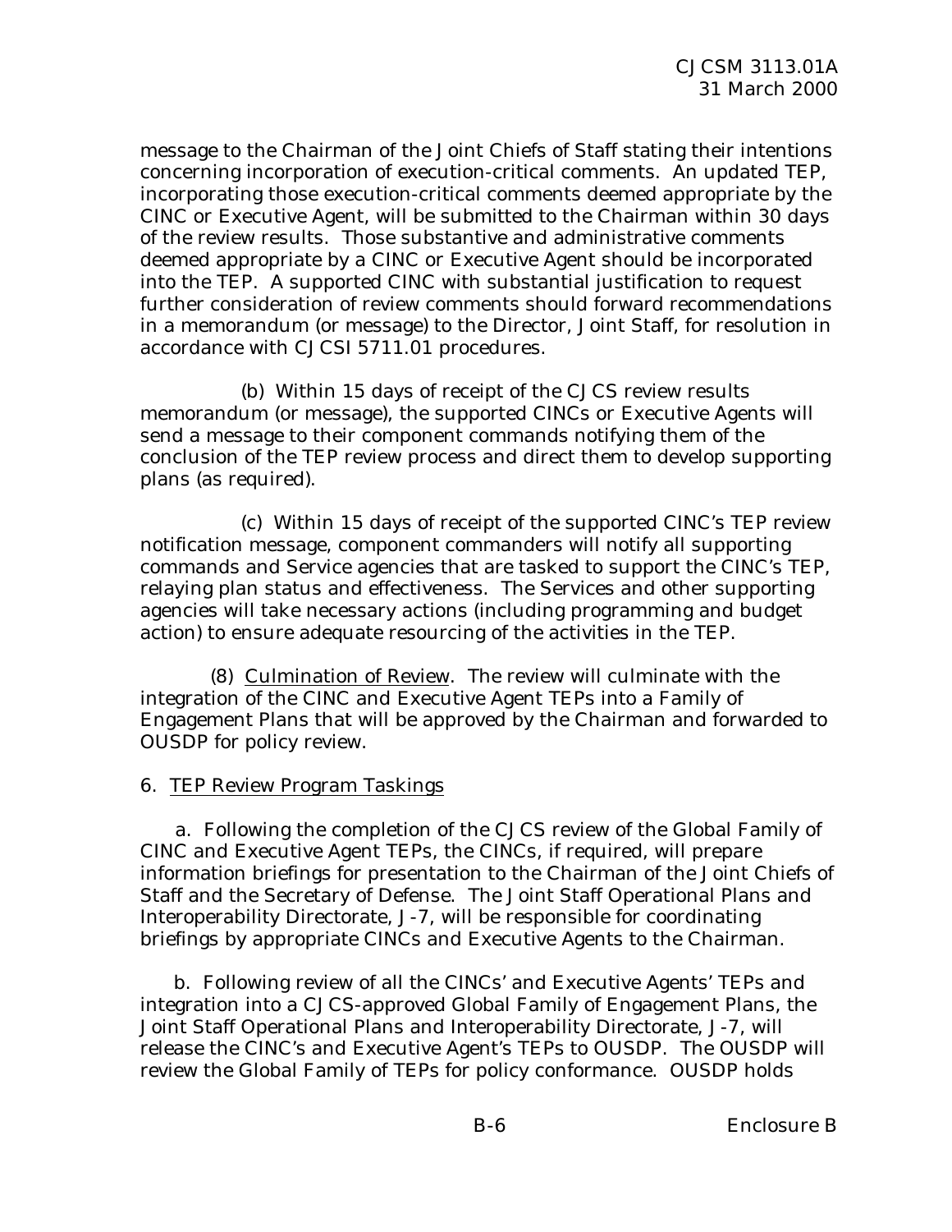message to the Chairman of the Joint Chiefs of Staff stating their intentions concerning incorporation of execution-critical comments. An updated TEP, incorporating those execution-critical comments deemed appropriate by the CINC or Executive Agent, will be submitted to the Chairman within 30 days of the review results. Those substantive and administrative comments deemed appropriate by a CINC or Executive Agent should be incorporated into the TEP. A supported CINC with substantial justification to request further consideration of review comments should forward recommendations in a memorandum (or message) to the Director, Joint Staff, for resolution in accordance with CJCSI 5711.01 procedures.

(b) Within 15 days of receipt of the CJCS review results memorandum (or message), the supported CINCs or Executive Agents will send a message to their component commands notifying them of the conclusion of the TEP review process and direct them to develop supporting plans (as required).

(c) Within 15 days of receipt of the supported CINC's TEP review notification message, component commanders will notify all supporting commands and Service agencies that are tasked to support the CINC's TEP, relaying plan status and effectiveness. The Services and other supporting agencies will take necessary actions (including programming and budget action) to ensure adequate resourcing of the activities in the TEP.

(8) Culmination of Review. The review will culminate with the integration of the CINC and Executive Agent TEPs into a Family of Engagement Plans that will be approved by the Chairman and forwarded to OUSDP for policy review.

6. TEP Review Program Taskings

a. Following the completion of the CJCS review of the Global Family of CINC and Executive Agent TEPs, the CINCs, if required, will prepare information briefings for presentation to the Chairman of the Joint Chiefs of Staff and the Secretary of Defense. The Joint Staff Operational Plans and Interoperability Directorate, J-7, will be responsible for coordinating briefings by appropriate CINCs and Executive Agents to the Chairman.

b. Following review of all the CINCs' and Executive Agents' TEPs and integration into a CJCS-approved Global Family of Engagement Plans, the Joint Staff Operational Plans and Interoperability Directorate, J-7, will release the CINC's and Executive Agent's TEPs to OUSDP. The OUSDP will review the Global Family of TEPs for policy conformance. OUSDP holds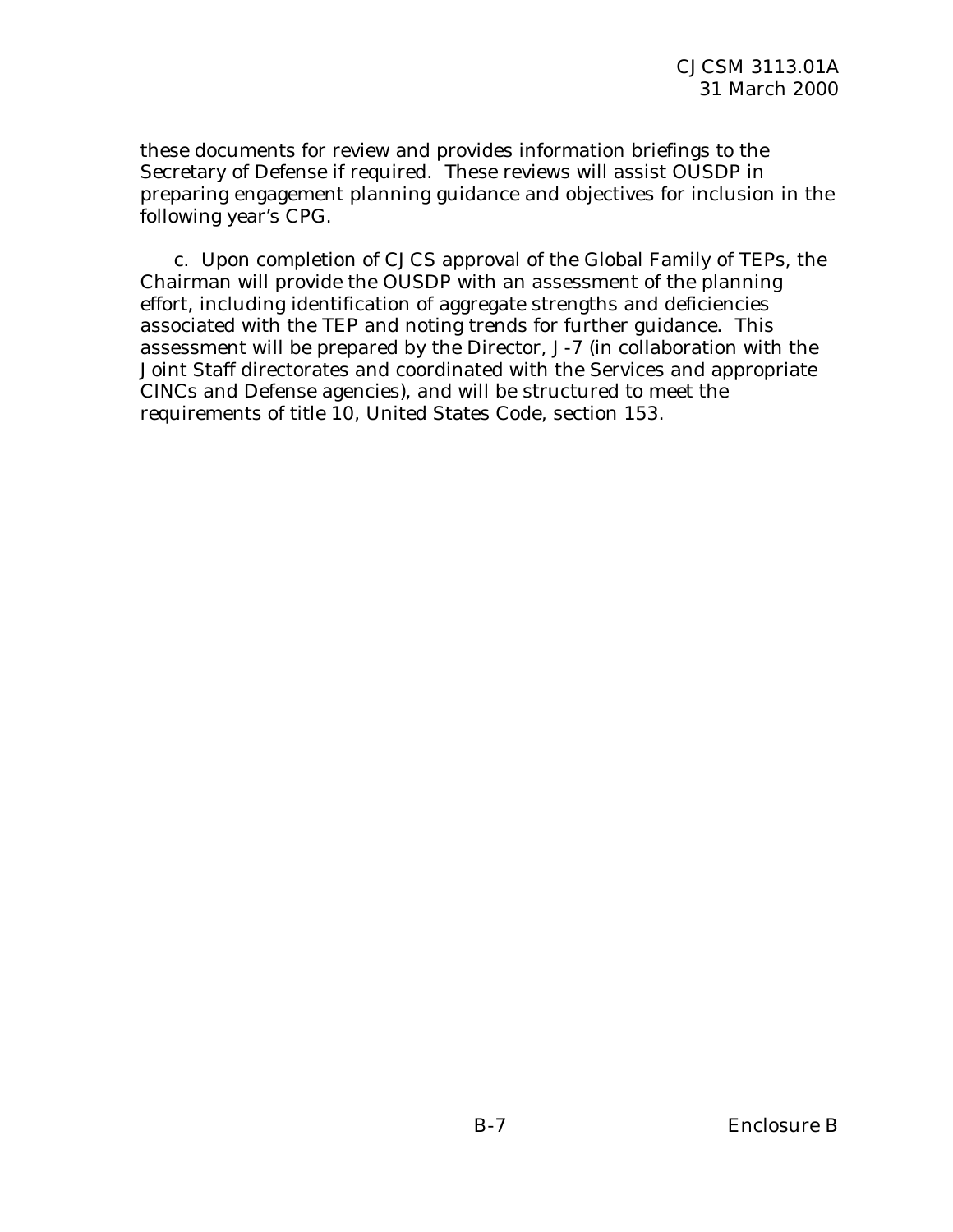these documents for review and provides information briefings to the Secretary of Defense if required. These reviews will assist OUSDP in preparing engagement planning guidance and objectives for inclusion in the following year's CPG.

c. Upon completion of CJCS approval of the Global Family of TEPs, the Chairman will provide the OUSDP with an assessment of the planning effort, including identification of aggregate strengths and deficiencies associated with the TEP and noting trends for further guidance. This assessment will be prepared by the Director, J-7 (in collaboration with the Joint Staff directorates and coordinated with the Services and appropriate CINCs and Defense agencies), and will be structured to meet the requirements of title 10, United States Code, section 153.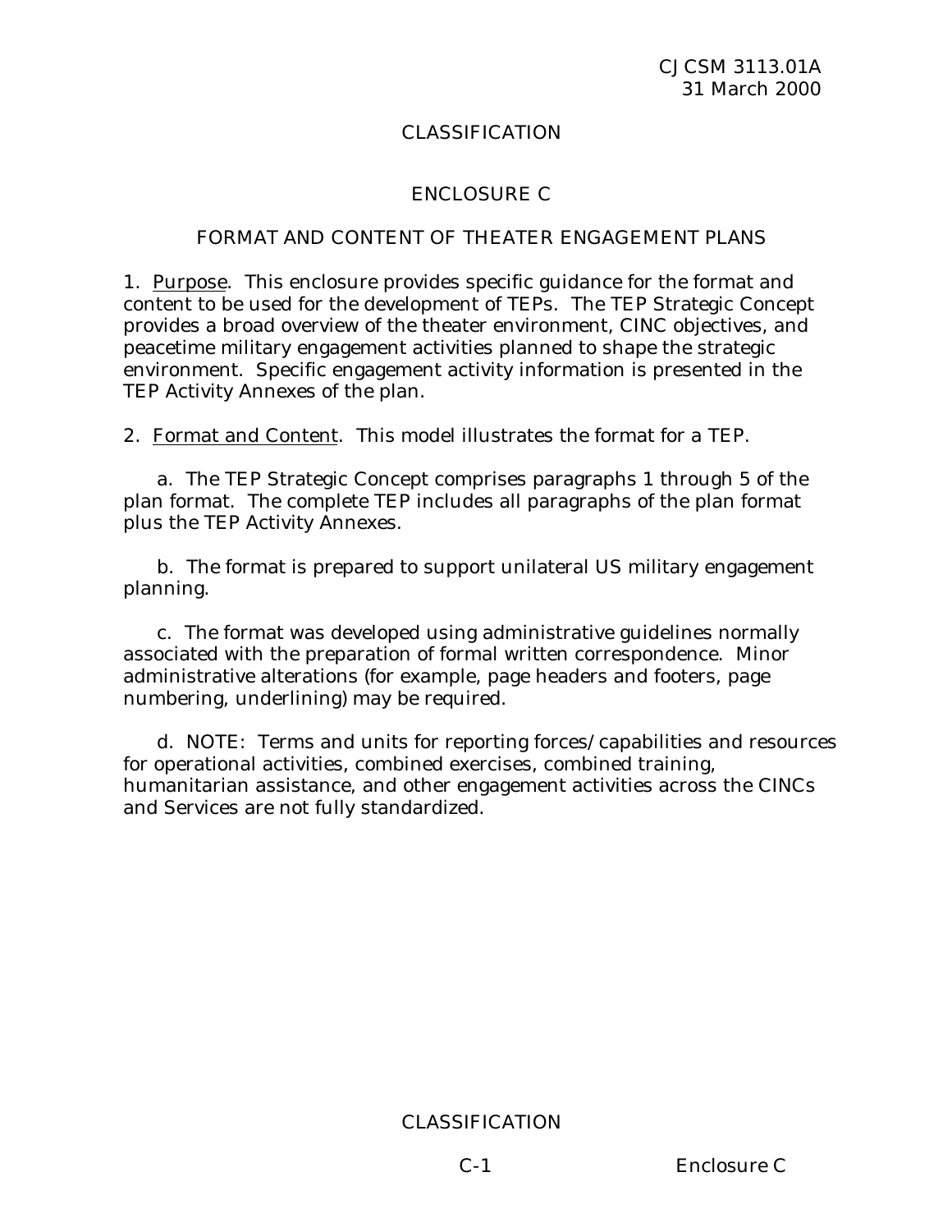CLASSIFICATION

# ENCLOSURE C

## FORMAT AND CONTENT OF THEATER ENGAGEMENT PLANS

1. Purpose. This enclosure provides specific guidance for the format and content to be used for the development of TEPs. The TEP Strategic Concept provides a broad overview of the theater environment, CINC objectives, and peacetime military engagement activities planned to shape the strategic environment. Specific engagement activity information is presented in the TEP Activity Annexes of the plan.

2. Format and Content. This model illustrates the format for a TEP.

a. The TEP Strategic Concept comprises paragraphs 1 through 5 of the plan format. The complete TEP includes all paragraphs of the plan format plus the TEP Activity Annexes.

b. The format is prepared to support unilateral US military engagement planning.

c. The format was developed using administrative guidelines normally associated with the preparation of formal written correspondence. Minor administrative alterations (for example, page headers and footers, page numbering, underlining) may be required.

d. NOTE: Terms and units for reporting forces/capabilities and resources for operational activities, combined exercises, combined training, humanitarian assistance, and other engagement activities across the CINCs and Services are not fully standardized.

CLASSIFICATION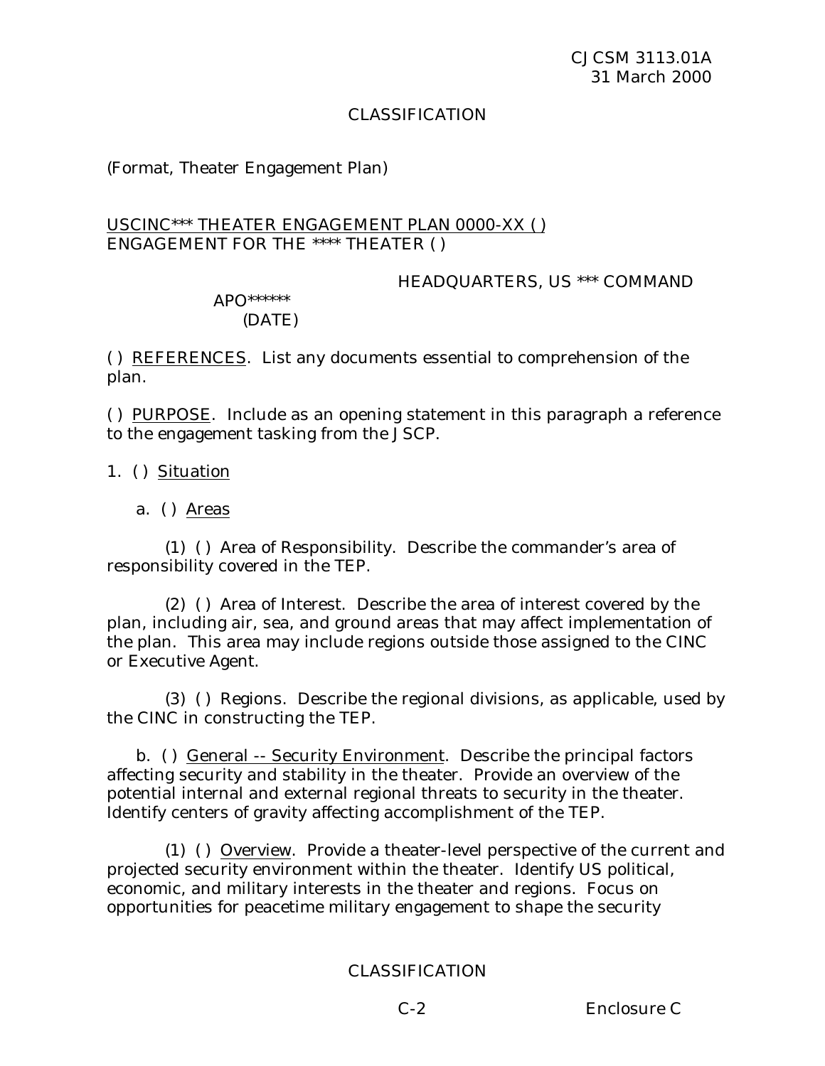CLASSIFICATION

(Format, Theater Engagement Plan)

USCINC*** THEATER ENGAGEMENT PLAN 0000-XX ( )
ENGAGEMENT FOR THE **** THEATER ( )

HEADQUARTERS, US *** COMMAND
APO******
(DATE)

( ) REFERENCES. List any documents essential to comprehension of the plan.

( ) PURPOSE. Include as an opening statement in this paragraph a reference to the engagement tasking from the JSCP.

1. ( ) Situation

a. ( ) Areas

(1) ( ) Area of Responsibility. Describe the commander's area of responsibility covered in the TEP.

(2) ( ) Area of Interest. Describe the area of interest covered by the plan, including air, sea, and ground areas that may affect implementation of the plan. This area may include regions outside those assigned to the CINC or Executive Agent.

(3) ( ) Regions. Describe the regional divisions, as applicable, used by the CINC in constructing the TEP.

b. ( ) General -- Security Environment. Describe the principal factors affecting security and stability in the theater. Provide an overview of the potential internal and external regional threats to security in the theater. Identify centers of gravity affecting accomplishment of the TEP.

(1) ( ) Overview. Provide a theater-level perspective of the current and projected security environment within the theater. Identify US political, economic, and military interests in the theater and regions. Focus on opportunities for peacetime military engagement to shape the security

CLASSIFICATION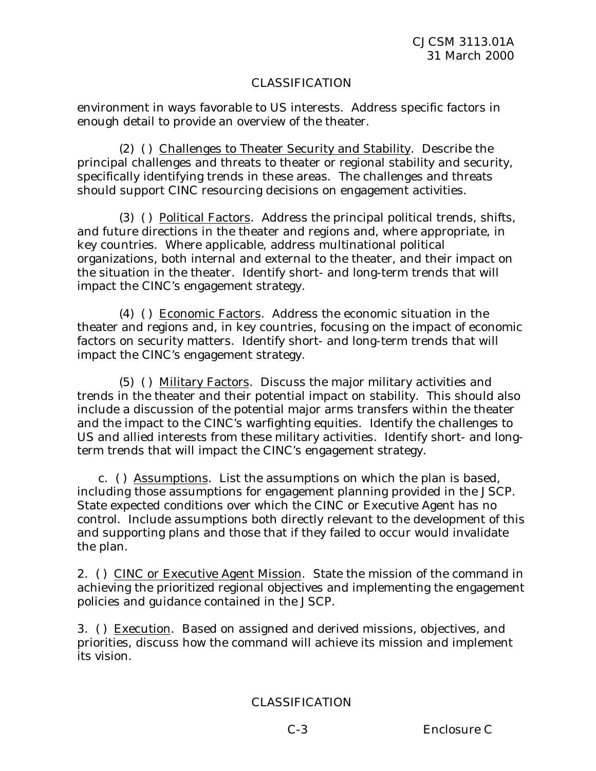environment in ways favorable to US interests. Address specific factors in enough detail to provide an overview of the theater.

(2) ( ) Challenges to Theater Security and Stability. Describe the principal challenges and threats to theater or regional stability and security, specifically identifying trends in these areas. The challenges and threats should support CINC resourcing decisions on engagement activities.

(3) ( ) Political Factors. Address the principal political trends, shifts, and future directions in the theater and regions and, where appropriate, in key countries. Where applicable, address multinational political organizations, both internal and external to the theater, and their impact on the situation in the theater. Identify short- and long-term trends that will impact the CINC's engagement strategy.

(4) ( ) Economic Factors. Address the economic situation in the theater and regions and, in key countries, focusing on the impact of economic factors on security matters. Identify short- and long-term trends that will impact the CINC's engagement strategy.

(5) ( ) Military Factors. Discuss the major military activities and trends in the theater and their potential impact on stability. This should also include a discussion of the potential major arms transfers within the theater and the impact to the CINC's warfighting equities. Identify the challenges to US and allied interests from these military activities. Identify short- and long-term trends that will impact the CINC's engagement strategy.

c. ( ) Assumptions. List the assumptions on which the plan is based, including those assumptions for engagement planning provided in the JSCP. State expected conditions over which the CINC or Executive Agent has no control. Include assumptions both directly relevant to the development of this and supporting plans and those that if they failed to occur would invalidate the plan.

2. ( ) CINC or Executive Agent Mission. State the mission of the command in achieving the prioritized regional objectives and implementing the engagement policies and guidance contained in the JSCP.

3. ( ) Execution. Based on assigned and derived missions, objectives, and priorities, discuss how the command will achieve its mission and implement its vision.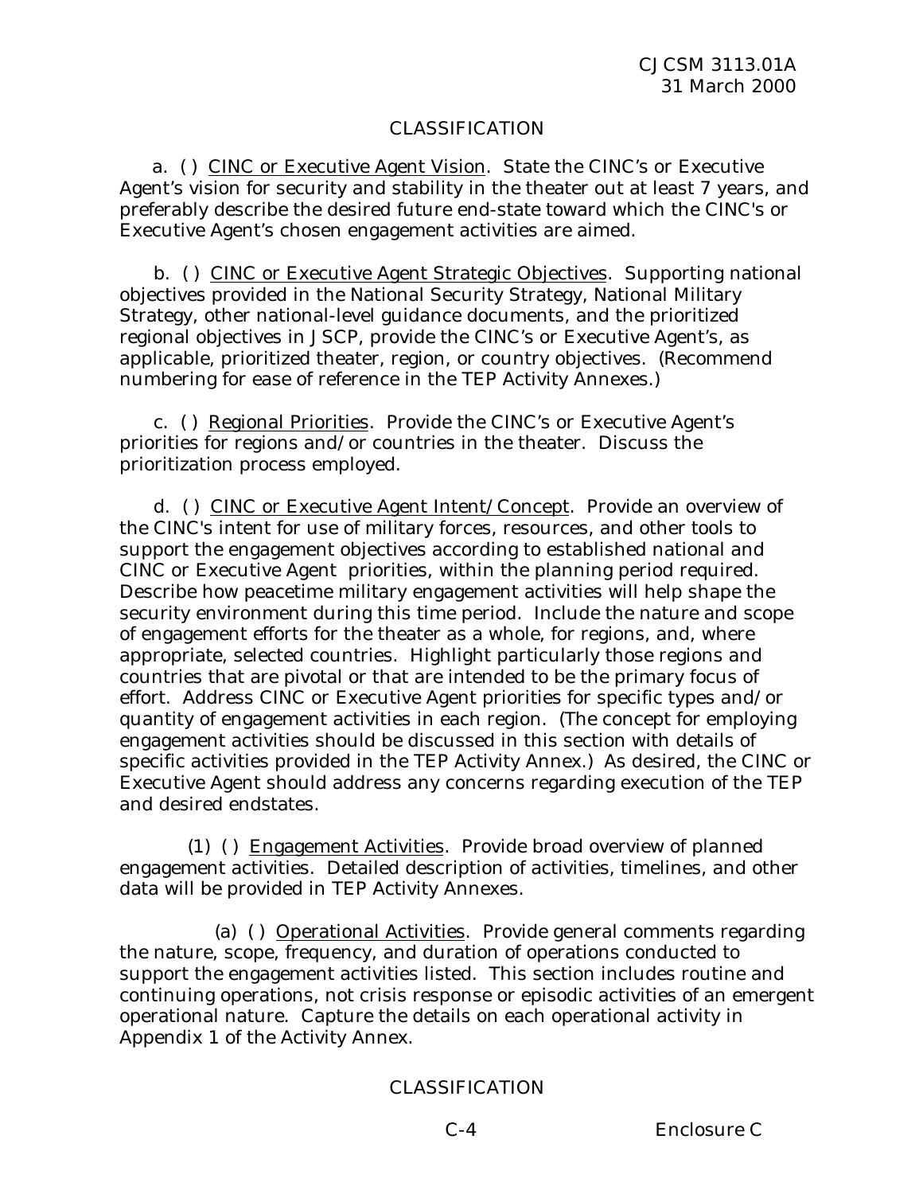CLASSIFICATION

a. ( ) <u>CINC or Executive Agent Vision</u>. State the CINC's or Executive Agent's vision for security and stability in the theater out at least 7 years, and preferably describe the desired future end-state toward which the CINC's or Executive Agent's chosen engagement activities are aimed.

b. ( ) <u>CINC or Executive Agent Strategic Objectives</u>. Supporting national objectives provided in the National Security Strategy, National Military Strategy, other national-level guidance documents, and the prioritized regional objectives in JSCP, provide the CINC's or Executive Agent's, as applicable, prioritized theater, region, or country objectives. (Recommend numbering for ease of reference in the TEP Activity Annexes.)

c. ( ) <u>Regional Priorities</u>. Provide the CINC's or Executive Agent's priorities for regions and/or countries in the theater. Discuss the prioritization process employed.

d. ( ) <u>CINC or Executive Agent Intent/Concept</u>. Provide an overview of the CINC's intent for use of military forces, resources, and other tools to support the engagement objectives according to established national and CINC or Executive Agent priorities, within the planning period required. Describe how peacetime military engagement activities will help shape the security environment during this time period. Include the nature and scope of engagement efforts for the theater as a whole, for regions, and, where appropriate, selected countries. Highlight particularly those regions and countries that are pivotal or that are intended to be the primary focus of effort. Address CINC or Executive Agent priorities for specific types and/or quantity of engagement activities in each region. (The concept for employing engagement activities should be discussed in this section with details of specific activities provided in the TEP Activity Annex.) As desired, the CINC or Executive Agent should address any concerns regarding execution of the TEP and desired endstates.

(1) ( ) <u>Engagement Activities</u>. Provide broad overview of planned engagement activities. Detailed description of activities, timelines, and other data will be provided in TEP Activity Annexes.

(a) ( ) <u>Operational Activities</u>. Provide general comments regarding the nature, scope, frequency, and duration of operations conducted to support the engagement activities listed. This section includes routine and continuing operations, not crisis response or episodic activities of an emergent operational nature. Capture the details on each operational activity in Appendix 1 of the Activity Annex.

CLASSIFICATION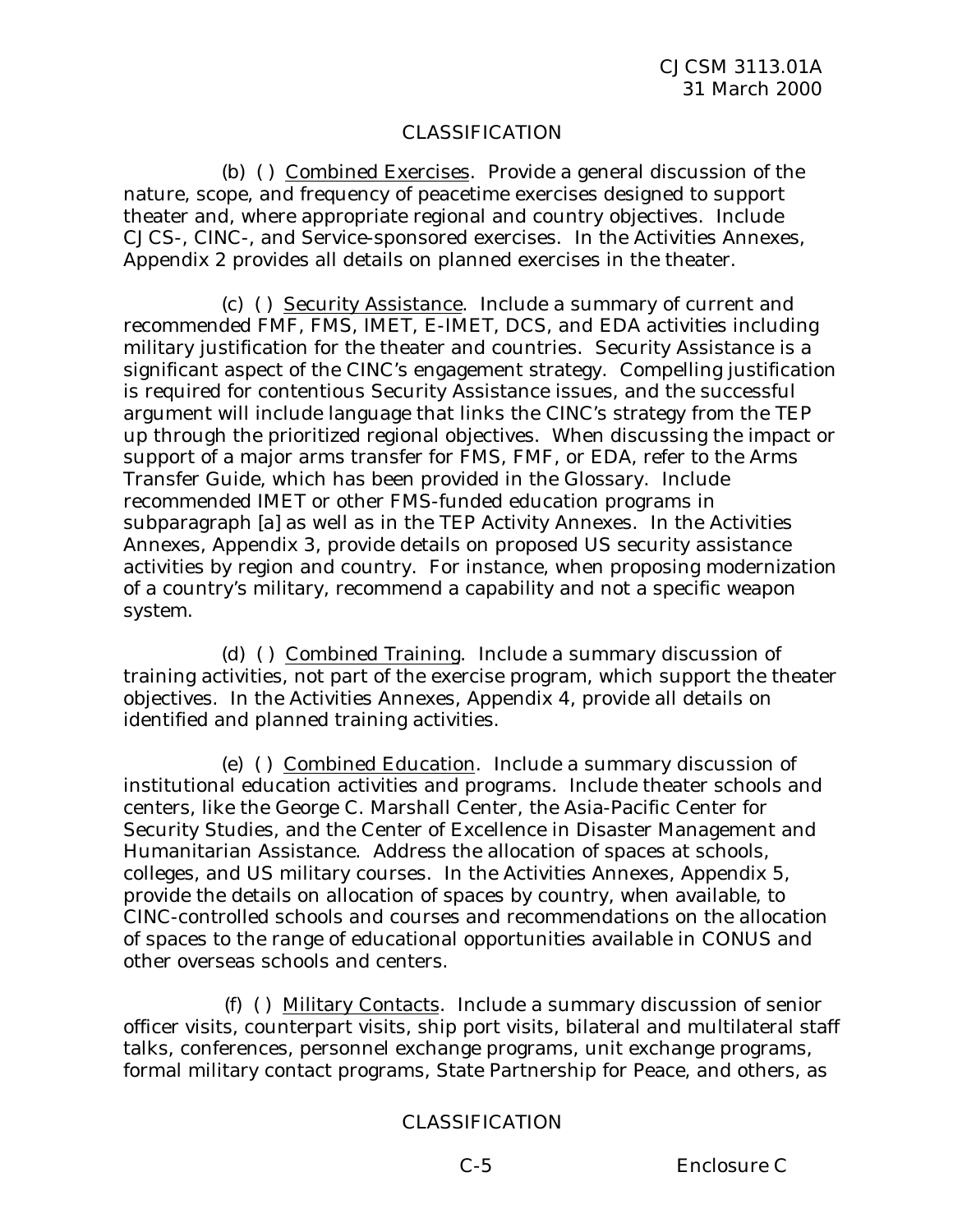CLASSIFICATION

(b) ( ) Combined Exercises. Provide a general discussion of the nature, scope, and frequency of peacetime exercises designed to support theater and, where appropriate regional and country objectives. Include CJCS-, CINC-, and Service-sponsored exercises. In the Activities Annexes, Appendix 2 provides all details on planned exercises in the theater.

(c) ( ) Security Assistance. Include a summary of current and recommended FMF, FMS, IMET, E-IMET, DCS, and EDA activities including military justification for the theater and countries. Security Assistance is a significant aspect of the CINC's engagement strategy. Compelling justification is required for contentious Security Assistance issues, and the successful argument will include language that links the CINC's strategy from the TEP up through the prioritized regional objectives. When discussing the impact or support of a major arms transfer for FMS, FMF, or EDA, refer to the Arms Transfer Guide, which has been provided in the Glossary. Include recommended IMET or other FMS-funded education programs in subparagraph [a] as well as in the TEP Activity Annexes. In the Activities Annexes, Appendix 3, provide details on proposed US security assistance activities by region and country. For instance, when proposing modernization of a country's military, recommend a capability and not a specific weapon system.

(d) ( ) Combined Training. Include a summary discussion of training activities, not part of the exercise program, which support the theater objectives. In the Activities Annexes, Appendix 4, provide all details on identified and planned training activities.

(e) ( ) Combined Education. Include a summary discussion of institutional education activities and programs. Include theater schools and centers, like the George C. Marshall Center, the Asia-Pacific Center for Security Studies, and the Center of Excellence in Disaster Management and Humanitarian Assistance. Address the allocation of spaces at schools, colleges, and US military courses. In the Activities Annexes, Appendix 5, provide the details on allocation of spaces by country, when available, to CINC-controlled schools and courses and recommendations on the allocation of spaces to the range of educational opportunities available in CONUS and other overseas schools and centers.

(f) ( ) Military Contacts. Include a summary discussion of senior officer visits, counterpart visits, ship port visits, bilateral and multilateral staff talks, conferences, personnel exchange programs, unit exchange programs, formal military contact programs, State Partnership for Peace, and others, as

CLASSIFICATION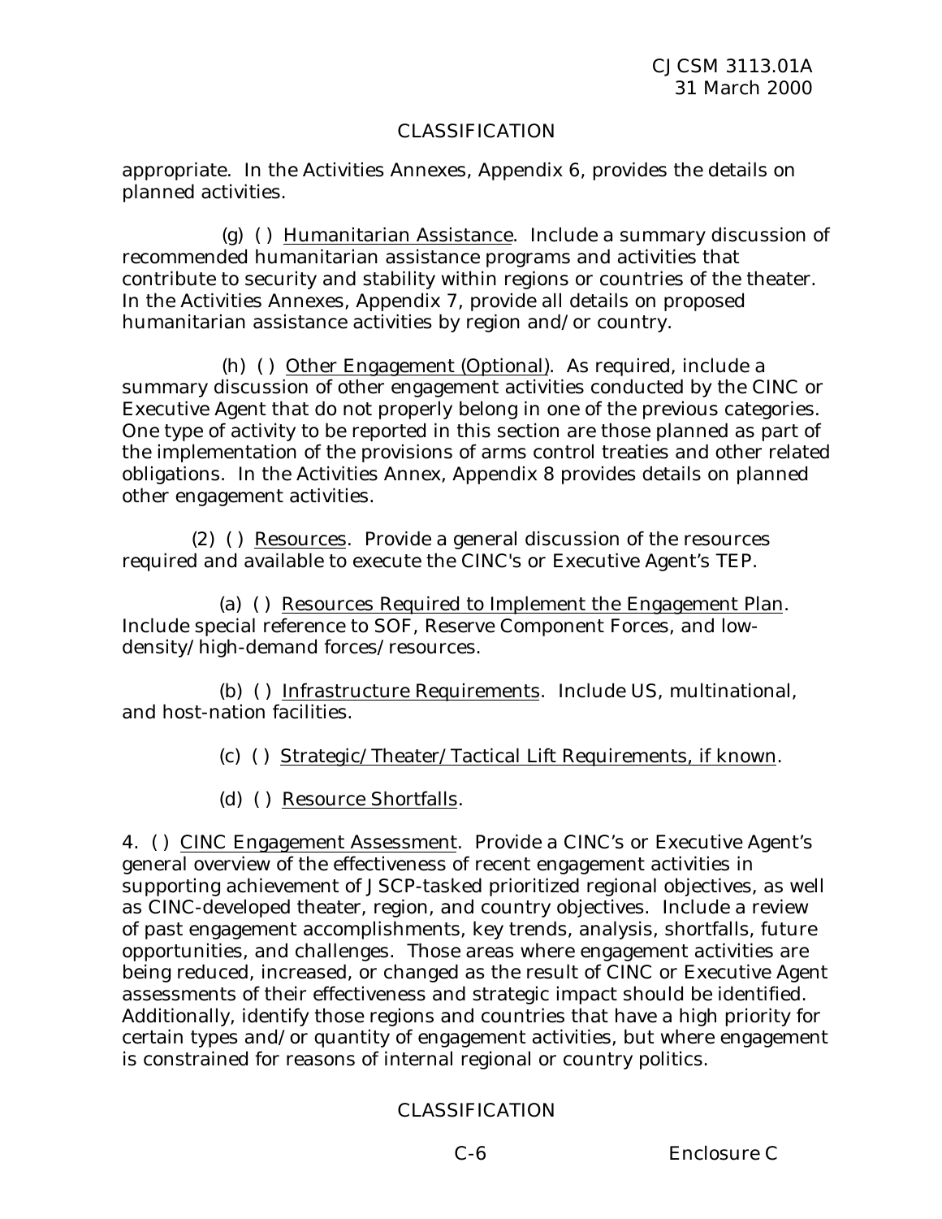appropriate. In the Activities Annexes, Appendix 6, provides the details on planned activities.

(g) ( ) Humanitarian Assistance. Include a summary discussion of recommended humanitarian assistance programs and activities that contribute to security and stability within regions or countries of the theater. In the Activities Annexes, Appendix 7, provide all details on proposed humanitarian assistance activities by region and/or country.

(h) ( ) Other Engagement (Optional). As required, include a summary discussion of other engagement activities conducted by the CINC or Executive Agent that do not properly belong in one of the previous categories. One type of activity to be reported in this section are those planned as part of the implementation of the provisions of arms control treaties and other related obligations. In the Activities Annex, Appendix 8 provides details on planned other engagement activities.

(2) ( ) Resources. Provide a general discussion of the resources required and available to execute the CINC's or Executive Agent's TEP.

(a) ( ) Resources Required to Implement the Engagement Plan. Include special reference to SOF, Reserve Component Forces, and low-density/high-demand forces/resources.

(b) ( ) Infrastructure Requirements. Include US, multinational, and host-nation facilities.

(c) ( ) Strategic/Theater/Tactical Lift Requirements, if known.

(d) ( ) Resource Shortfalls.

4. ( ) CINC Engagement Assessment. Provide a CINC's or Executive Agent's general overview of the effectiveness of recent engagement activities in supporting achievement of JSCP-tasked prioritized regional objectives, as well as CINC-developed theater, region, and country objectives. Include a review of past engagement accomplishments, key trends, analysis, shortfalls, future opportunities, and challenges. Those areas where engagement activities are being reduced, increased, or changed as the result of CINC or Executive Agent assessments of their effectiveness and strategic impact should be identified. Additionally, identify those regions and countries that have a high priority for certain types and/or quantity of engagement activities, but where engagement is constrained for reasons of internal regional or country politics.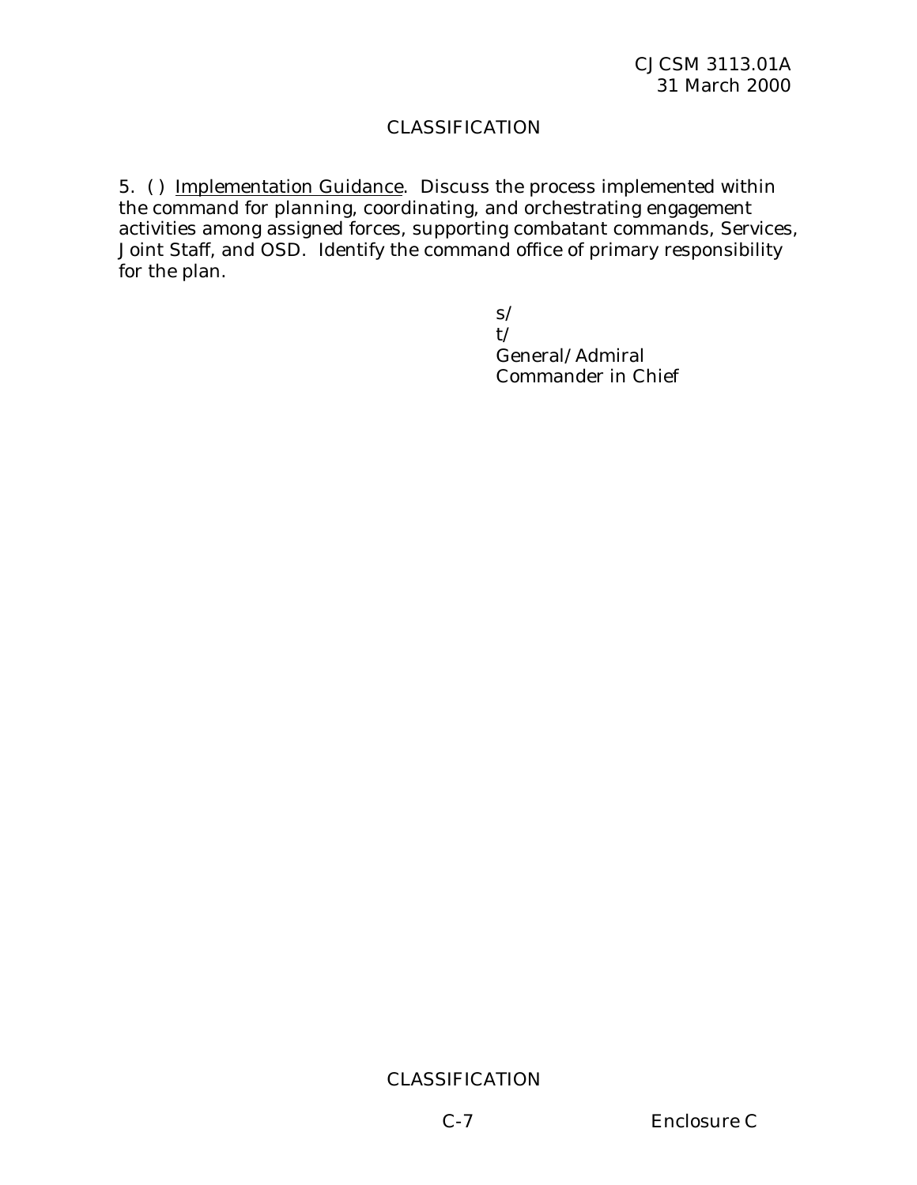CLASSIFICATION

5. ( ) Implementation Guidance. Discuss the process implemented within the command for planning, coordinating, and orchestrating engagement activities among assigned forces, supporting combatant commands, Services, Joint Staff, and OSD. Identify the command office of primary responsibility for the plan.

s/
t/
General/Admiral
Commander in Chief

CLASSIFICATION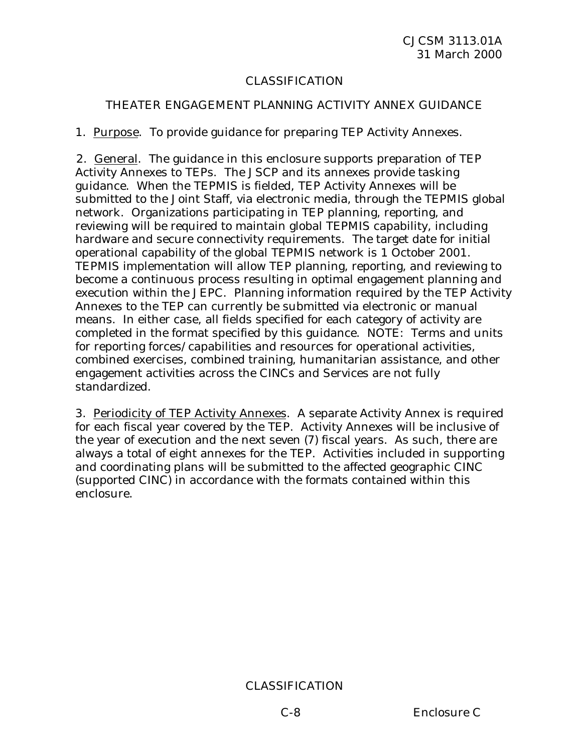CLASSIFICATION

## THEATER ENGAGEMENT PLANNING ACTIVITY ANNEX GUIDANCE

1. Purpose. To provide guidance for preparing TEP Activity Annexes.

2. General. The guidance in this enclosure supports preparation of TEP Activity Annexes to TEPs. The JSCP and its annexes provide tasking guidance. When the TEPMIS is fielded, TEP Activity Annexes will be submitted to the Joint Staff, via electronic media, through the TEPMIS global network. Organizations participating in TEP planning, reporting, and reviewing will be required to maintain global TEPMIS capability, including hardware and secure connectivity requirements. The target date for initial operational capability of the global TEPMIS network is 1 October 2001. TEPMIS implementation will allow TEP planning, reporting, and reviewing to become a continuous process resulting in optimal engagement planning and execution within the JEPC. Planning information required by the TEP Activity Annexes to the TEP can currently be submitted via electronic or manual means. In either case, all fields specified for each category of activity are completed in the format specified by this guidance. NOTE: Terms and units for reporting forces/capabilities and resources for operational activities, combined exercises, combined training, humanitarian assistance, and other engagement activities across the CINCs and Services are not fully standardized.

3. Periodicity of TEP Activity Annexes. A separate Activity Annex is required for each fiscal year covered by the TEP. Activity Annexes will be inclusive of the year of execution and the next seven (7) fiscal years. As such, there are always a total of eight annexes for the TEP. Activities included in supporting and coordinating plans will be submitted to the affected geographic CINC (supported CINC) in accordance with the formats contained within this enclosure.

CLASSIFICATION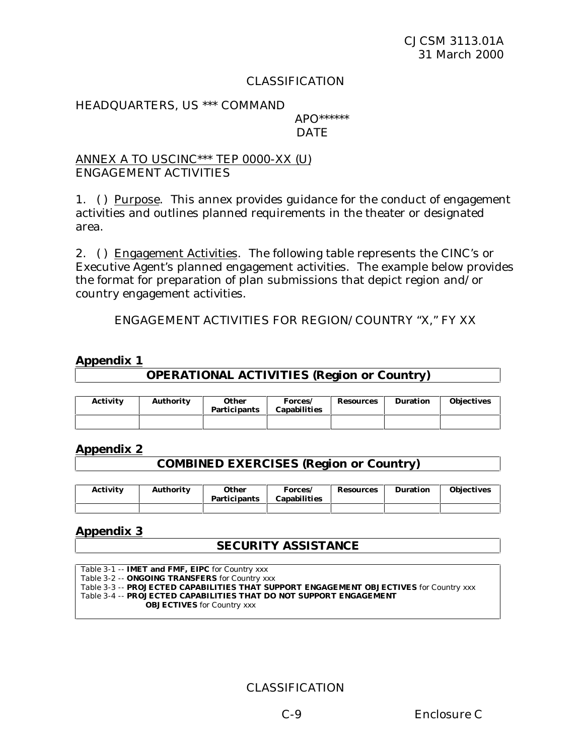CLASSIFICATION

HEADQUARTERS, US *** COMMAND
APO******
DATE

ANNEX A TO USCINC*** TEP 0000-XX (U)
ENGAGEMENT ACTIVITIES

1. ( ) Purpose. This annex provides guidance for the conduct of engagement activities and outlines planned requirements in the theater or designated area.

2. ( ) Engagement Activities. The following table represents the CINC's or Executive Agent's planned engagement activities. The example below provides the format for preparation of plan submissions that depict region and/or country engagement activities.

ENGAGEMENT ACTIVITIES FOR REGION/COUNTRY "X," FY XX

**Appendix 1**

**OPERATIONAL ACTIVITIES (Region or Country)**

| Activity | Authority | Other Participants | Forces/ Capabilities | Resources | Duration | Objectives |
|---|---|---|---|---|---|---|
| | | | | | | |

**Appendix 2**

**COMBINED EXERCISES (Region or Country)**

| Activity | Authority | Other Participants | Forces/ Capabilities | Resources | Duration | Objectives |
|---|---|---|---|---|---|---|
| | | | | | | |

**Appendix 3**

**SECURITY ASSISTANCE**

Table 3-1 -- **IMET and FMF, EIPC** for Country xxx
Table 3-2 -- **ONGOING TRANSFERS** for Country xxx
Table 3-3 -- **PROJECTED CAPABILITIES THAT SUPPORT ENGAGEMENT OBJECTIVES** for Country xxx
Table 3-4 -- **PROJECTED CAPABILITIES THAT DO NOT SUPPORT ENGAGEMENT OBJECTIVES** for Country xxx

CLASSIFICATION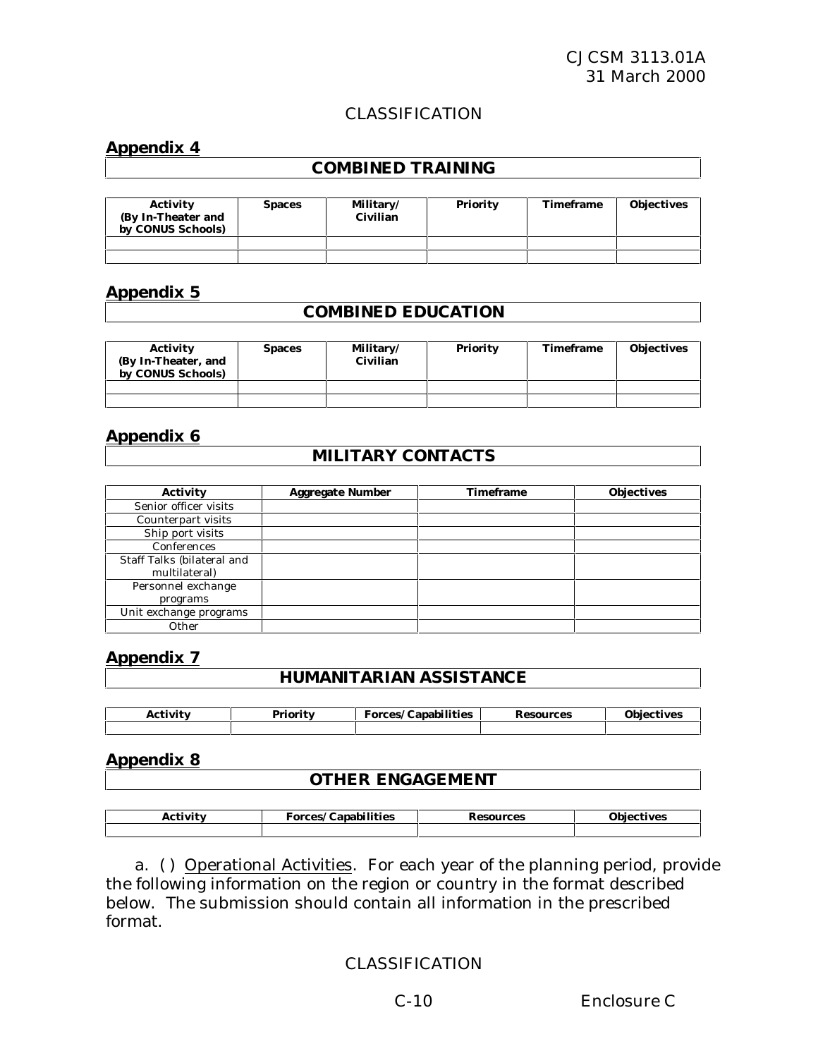CLASSIFICATION

**Appendix 4**

**COMBINED TRAINING**

| Activity (By In-Theater and by CONUS Schools) | Spaces | Military/ Civilian | Priority | Timeframe | Objectives |
|---|---|---|---|---|---|
| | | | | | |
| | | | | | |

**Appendix 5**

**COMBINED EDUCATION**

| Activity (By In-Theater, and by CONUS Schools) | Spaces | Military/ Civilian | Priority | Timeframe | Objectives |
|---|---|---|---|---|---|
| | | | | | |
| | | | | | |

**Appendix 6**

**MILITARY CONTACTS**

| Activity | Aggregate Number | Timeframe | Objectives |
|---|---|---|---|
| Senior officer visits | | | |
| Counterpart visits | | | |
| Ship port visits | | | |
| Conferences | | | |
| Staff Talks (bilateral and multilateral) | | | |
| Personnel exchange programs | | | |
| Unit exchange programs | | | |
| Other | | | |

**Appendix 7**

**HUMANITARIAN ASSISTANCE**

| Activity | Priority | Forces/Capabilities | Resources | Objectives |
|---|---|---|---|---|
| | | | | |

**Appendix 8**

**OTHER ENGAGEMENT**

| Activity | Forces/Capabilities | Resources | Objectives |
|---|---|---|---|
| | | | |

a. ( ) Operational Activities. For each year of the planning period, provide the following information on the region or country in the format described below. The submission should contain all information in the prescribed format.

CLASSIFICATION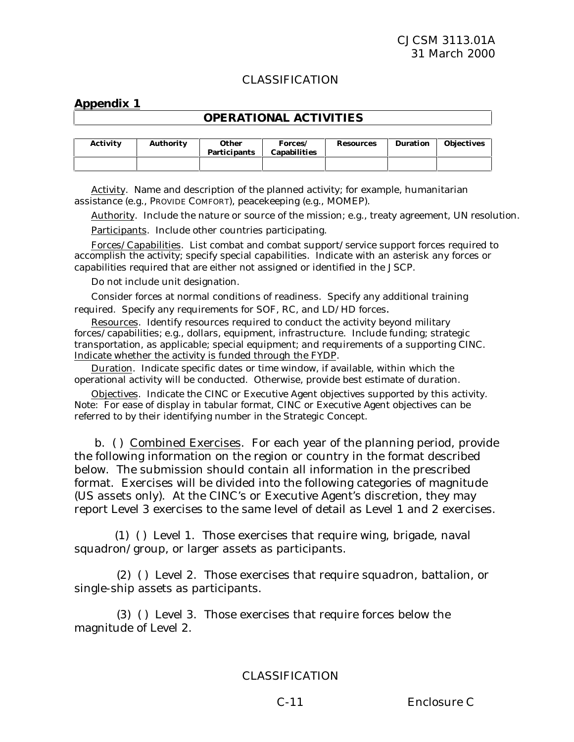CLASSIFICATION

**Appendix 1**

## OPERATIONAL ACTIVITIES

| Activity | Authority | Other Participants | Forces/ Capabilities | Resources | Duration | Objectives |
|---|---|---|---|---|---|---|
| | | | | | | |

Activity. Name and description of the planned activity; for example, humanitarian assistance (e.g., PROVIDE COMFORT), peacekeeping (e.g., MOMEP).

Authority. Include the nature or source of the mission; e.g., treaty agreement, UN resolution.

Participants. Include other countries participating.

Forces/Capabilities. List combat and combat support/service support forces required to accomplish the activity; specify special capabilities. Indicate with an asterisk any forces or capabilities required that are either not assigned or identified in the JSCP.

Do not include unit designation.

Consider forces at normal conditions of readiness. Specify any additional training required. Specify any requirements for SOF, RC, and LD/HD forces.

Resources. Identify resources required to conduct the activity beyond military forces/capabilities; e.g., dollars, equipment, infrastructure. Include funding; strategic transportation, as applicable; special equipment; and requirements of a supporting CINC. Indicate whether the activity is funded through the FYDP.

Duration. Indicate specific dates or time window, if available, within which the operational activity will be conducted. Otherwise, provide best estimate of duration.

Objectives. Indicate the CINC or Executive Agent objectives supported by this activity. Note: For ease of display in tabular format, CINC or Executive Agent objectives can be referred to by their identifying number in the Strategic Concept.

b. ( ) Combined Exercises. For each year of the planning period, provide the following information on the region or country in the format described below. The submission should contain all information in the prescribed format. Exercises will be divided into the following categories of magnitude (US assets only). At the CINC's or Executive Agent's discretion, they may report Level 3 exercises to the same level of detail as Level 1 and 2 exercises.

(1) ( ) Level 1. Those exercises that require wing, brigade, naval squadron/group, or larger assets as participants.

(2) ( ) Level 2. Those exercises that require squadron, battalion, or single-ship assets as participants.

(3) ( ) Level 3. Those exercises that require forces below the magnitude of Level 2.

CLASSIFICATION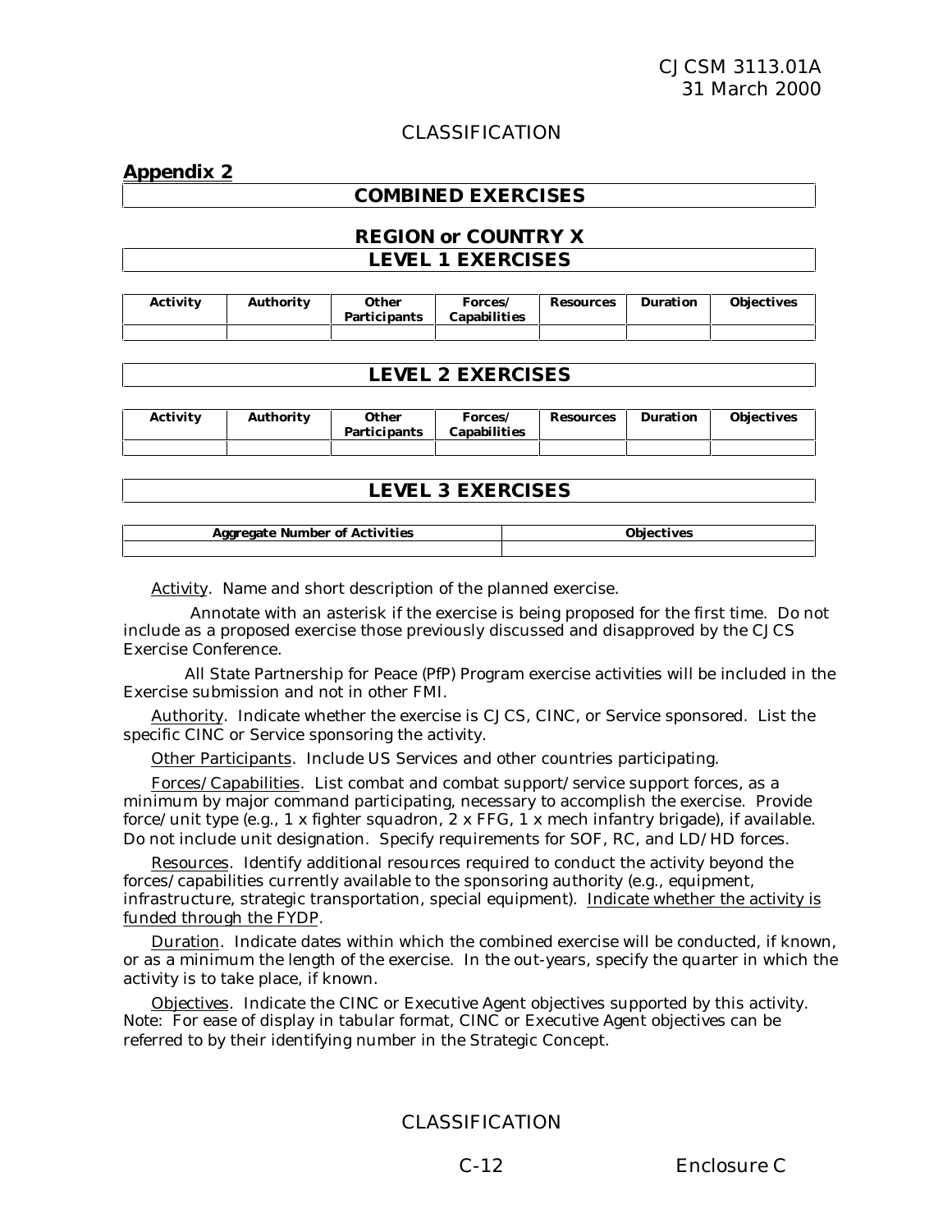CLASSIFICATION

## Appendix 2

### COMBINED EXERCISES

### REGION or COUNTRY X

### LEVEL 1 EXERCISES

| Activity | Authority | Other Participants | Forces/ Capabilities | Resources | Duration | Objectives |
|---|---|---|---|---|---|---|
| | | | | | | |

### LEVEL 2 EXERCISES

| Activity | Authority | Other Participants | Forces/ Capabilities | Resources | Duration | Objectives |
|---|---|---|---|---|---|---|
| | | | | | | |

### LEVEL 3 EXERCISES

| Aggregate Number of Activities | Objectives |
|---|---|
| | |

Activity. Name and short description of the planned exercise.

Annotate with an asterisk if the exercise is being proposed for the first time. Do not include as a proposed exercise those previously discussed and disapproved by the CJCS Exercise Conference.

All State Partnership for Peace (PfP) Program exercise activities will be included in the Exercise submission and not in other FMI.

Authority. Indicate whether the exercise is CJCS, CINC, or Service sponsored. List the specific CINC or Service sponsoring the activity.

Other Participants. Include US Services and other countries participating.

Forces/Capabilities. List combat and combat support/service support forces, as a minimum by major command participating, necessary to accomplish the exercise. Provide force/unit type (e.g., 1 x fighter squadron, 2 x FFG, 1 x mech infantry brigade), if available. Do not include unit designation. Specify requirements for SOF, RC, and LD/HD forces.

Resources. Identify additional resources required to conduct the activity beyond the forces/capabilities currently available to the sponsoring authority (e.g., equipment, infrastructure, strategic transportation, special equipment). Indicate whether the activity is funded through the FYDP.

Duration. Indicate dates within which the combined exercise will be conducted, if known, or as a minimum the length of the exercise. In the out-years, specify the quarter in which the activity is to take place, if known.

Objectives. Indicate the CINC or Executive Agent objectives supported by this activity. Note: For ease of display in tabular format, CINC or Executive Agent objectives can be referred to by their identifying number in the Strategic Concept.

CLASSIFICATION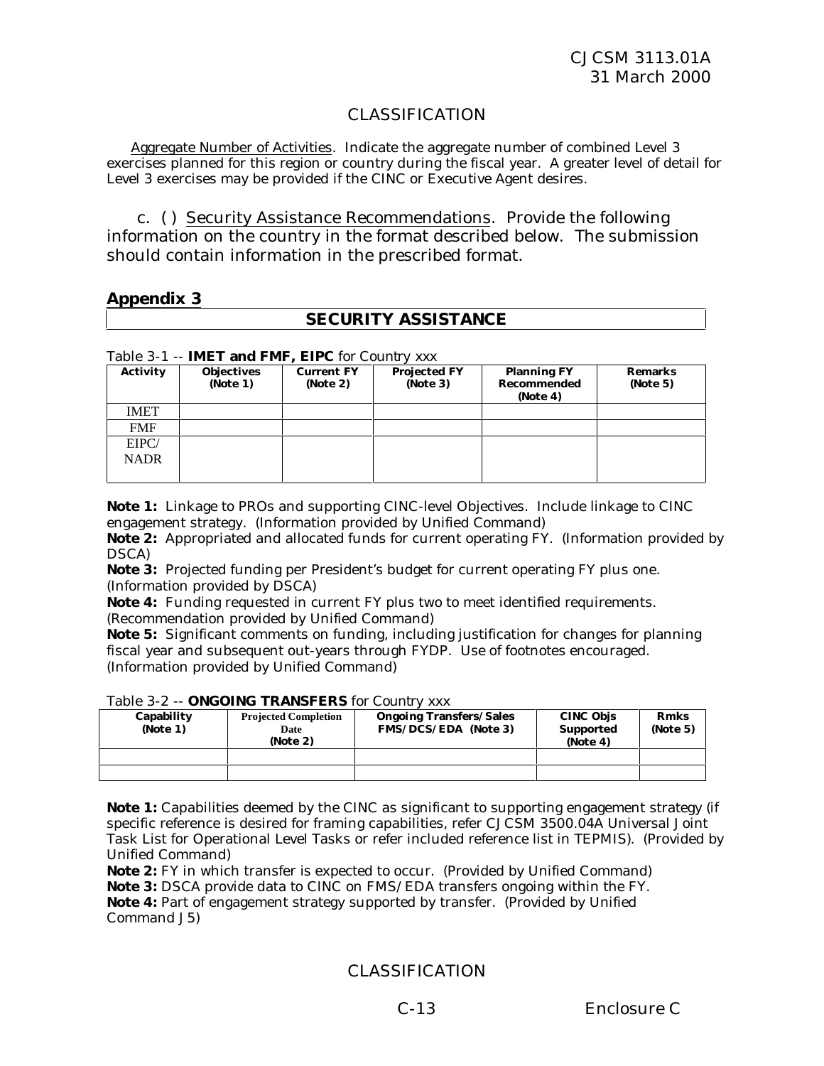CLASSIFICATION

Aggregate Number of Activities. Indicate the aggregate number of combined Level 3 exercises planned for this region or country during the fiscal year. A greater level of detail for Level 3 exercises may be provided if the CINC or Executive Agent desires.

c. ( ) Security Assistance Recommendations. Provide the following information on the country in the format described below. The submission should contain information in the prescribed format.

## Appendix 3

### SECURITY ASSISTANCE

Table 3-1 -- **IMET and FMF, EIPC** for Country xxx

| Activity | Objectives (Note 1) | Current FY (Note 2) | Projected FY (Note 3) | Planning FY Recommended (Note 4) | Remarks (Note 5) |
|---|---|---|---|---|---|
| IMET | | | | | |
| FMF | | | | | |
| EIPC/ NADR | | | | | |

**Note 1:** Linkage to PROs and supporting CINC-level Objectives. Include linkage to CINC engagement strategy. (Information provided by Unified Command)
**Note 2:** Appropriated and allocated funds for current operating FY. (Information provided by DSCA)
**Note 3:** Projected funding per President's budget for current operating FY plus one. (Information provided by DSCA)
**Note 4:** Funding requested in current FY plus two to meet identified requirements. (Recommendation provided by Unified Command)
**Note 5:** Significant comments on funding, including justification for changes for planning fiscal year and subsequent out-years through FYDP. Use of footnotes encouraged. (Information provided by Unified Command)

Table 3-2 -- **ONGOING TRANSFERS** for Country xxx

| Capability (Note 1) | Projected Completion Date (Note 2) | Ongoing Transfers/Sales FMS/DCS/EDA (Note 3) | CINC Objs Supported (Note 4) | Rmks (Note 5) |
|---|---|---|---|---|
| | | | | |
| | | | | |

**Note 1:** Capabilities deemed by the CINC as significant to supporting engagement strategy (if specific reference is desired for framing capabilities, refer CJCSM 3500.04A Universal Joint Task List for Operational Level Tasks or refer included reference list in TEPMIS). (Provided by Unified Command)
**Note 2:** FY in which transfer is expected to occur. (Provided by Unified Command)
**Note 3:** DSCA provide data to CINC on FMS/EDA transfers ongoing within the FY.
**Note 4:** Part of engagement strategy supported by transfer. (Provided by Unified Command J5)

CLASSIFICATION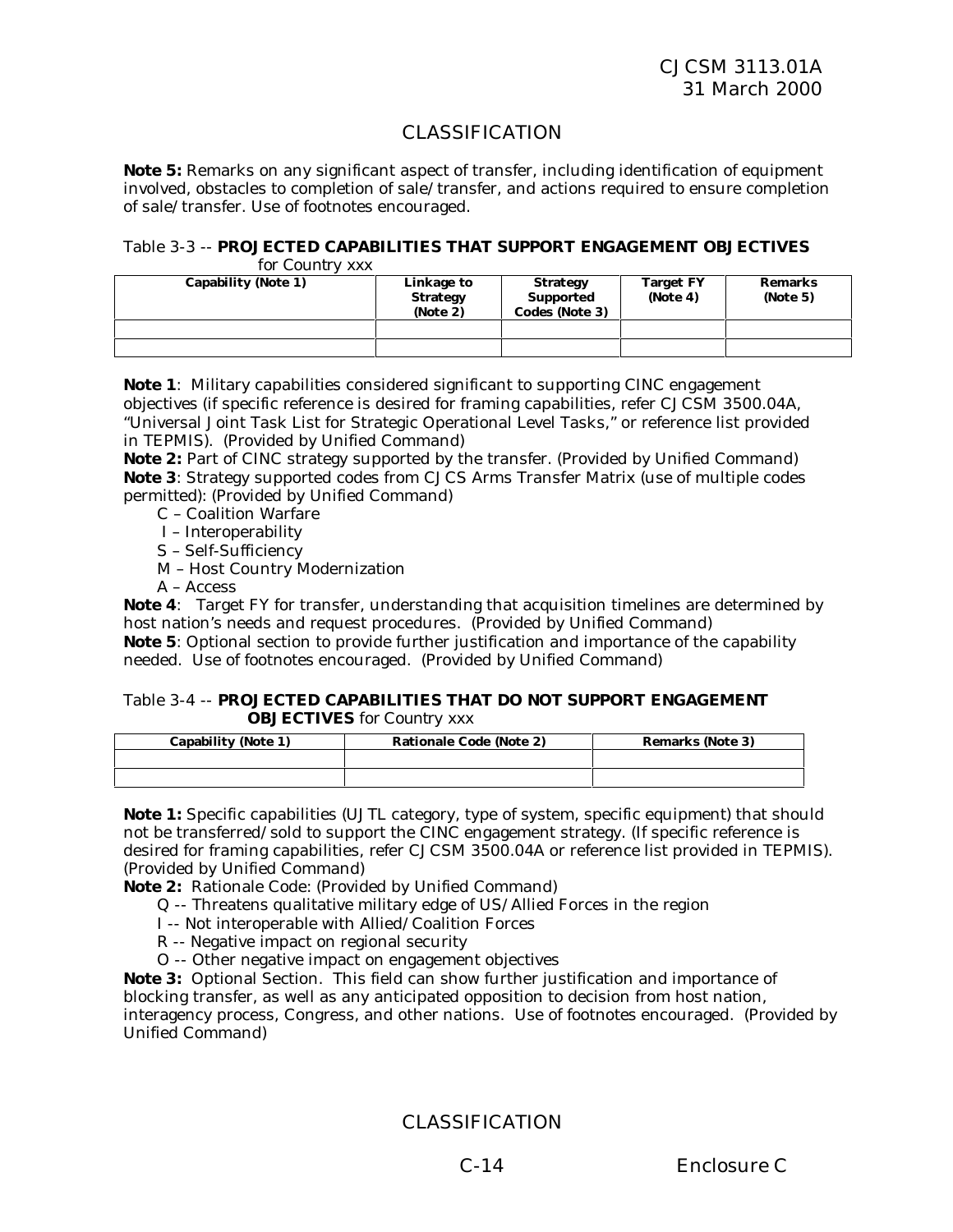CLASSIFICATION

**Note 5:** Remarks on any significant aspect of transfer, including identification of equipment involved, obstacles to completion of sale/transfer, and actions required to ensure completion of sale/transfer. Use of footnotes encouraged.

Table 3-3 -- **PROJECTED CAPABILITIES THAT SUPPORT ENGAGEMENT OBJECTIVES** for Country xxx

| Capability (Note 1) | Linkage to Strategy (Note 2) | Strategy Supported Codes (Note 3) | Target FY (Note 4) | Remarks (Note 5) |
|---|---|---|---|---|
| | | | | |
| | | | | |

**Note 1**: Military capabilities considered significant to supporting CINC engagement objectives (if specific reference is desired for framing capabilities, refer CJCSM 3500.04A, "Universal Joint Task List for Strategic Operational Level Tasks," or reference list provided in TEPMIS). (Provided by Unified Command)
**Note 2:** Part of CINC strategy supported by the transfer. (Provided by Unified Command)
**Note 3**: Strategy supported codes from CJCS Arms Transfer Matrix (use of multiple codes permitted): (Provided by Unified Command)

- C – Coalition Warfare
- I – Interoperability
- S – Self-Sufficiency
- M – Host Country Modernization
- A – Access

**Note 4**: Target FY for transfer, understanding that acquisition timelines are determined by host nation's needs and request procedures. (Provided by Unified Command)
**Note 5**: Optional section to provide further justification and importance of the capability needed. Use of footnotes encouraged. (Provided by Unified Command)

Table 3-4 -- **PROJECTED CAPABILITIES THAT DO NOT SUPPORT ENGAGEMENT OBJECTIVES** for Country xxx

| Capability (Note 1) | Rationale Code (Note 2) | Remarks (Note 3) |
|---|---|---|
| | | |
| | | |

**Note 1:** Specific capabilities (UJTL category, type of system, specific equipment) that should not be transferred/sold to support the CINC engagement strategy. (If specific reference is desired for framing capabilities, refer CJCSM 3500.04A or reference list provided in TEPMIS). (Provided by Unified Command)
**Note 2:** Rationale Code: (Provided by Unified Command)

- Q -- Threatens qualitative military edge of US/Allied Forces in the region
- I -- Not interoperable with Allied/Coalition Forces
- R -- Negative impact on regional security
- O -- Other negative impact on engagement objectives

**Note 3:** Optional Section. This field can show further justification and importance of blocking transfer, as well as any anticipated opposition to decision from host nation, interagency process, Congress, and other nations. Use of footnotes encouraged. (Provided by Unified Command)

CLASSIFICATION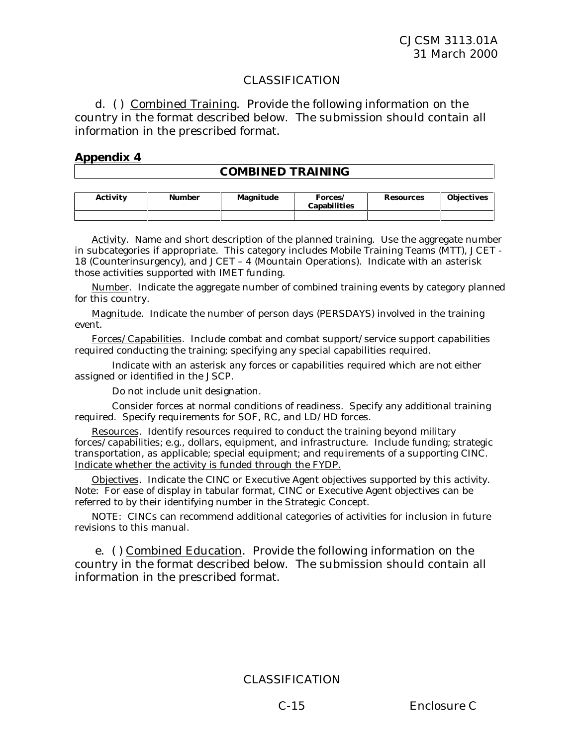CLASSIFICATION

d. ( ) Combined Training. Provide the following information on the country in the format described below. The submission should contain all information in the prescribed format.

**Appendix 4**

**COMBINED TRAINING**

| Activity | Number | Magnitude | Forces/ Capabilities | Resources | Objectives |
|---|---|---|---|---|---|
| | | | | | |

Activity. Name and short description of the planned training. Use the aggregate number in subcategories if appropriate. This category includes Mobile Training Teams (MTT), JCET - 18 (Counterinsurgency), and JCET – 4 (Mountain Operations). Indicate with an asterisk those activities supported with IMET funding.

Number. Indicate the aggregate number of combined training events by category planned for this country.

Magnitude. Indicate the number of person days (PERSDAYS) involved in the training event.

Forces/Capabilities. Include combat and combat support/service support capabilities required conducting the training; specifying any special capabilities required.

Indicate with an asterisk any forces or capabilities required which are not either assigned or identified in the JSCP.

Do not include unit designation.

Consider forces at normal conditions of readiness. Specify any additional training required. Specify requirements for SOF, RC, and LD/HD forces.

Resources. Identify resources required to conduct the training beyond military forces/capabilities; e.g., dollars, equipment, and infrastructure. Include funding; strategic transportation, as applicable; special equipment; and requirements of a supporting CINC. Indicate whether the activity is funded through the FYDP.

Objectives. Indicate the CINC or Executive Agent objectives supported by this activity. Note: For ease of display in tabular format, CINC or Executive Agent objectives can be referred to by their identifying number in the Strategic Concept.

NOTE: CINCs can recommend additional categories of activities for inclusion in future revisions to this manual.

e. ( ) Combined Education. Provide the following information on the country in the format described below. The submission should contain all information in the prescribed format.

CLASSIFICATION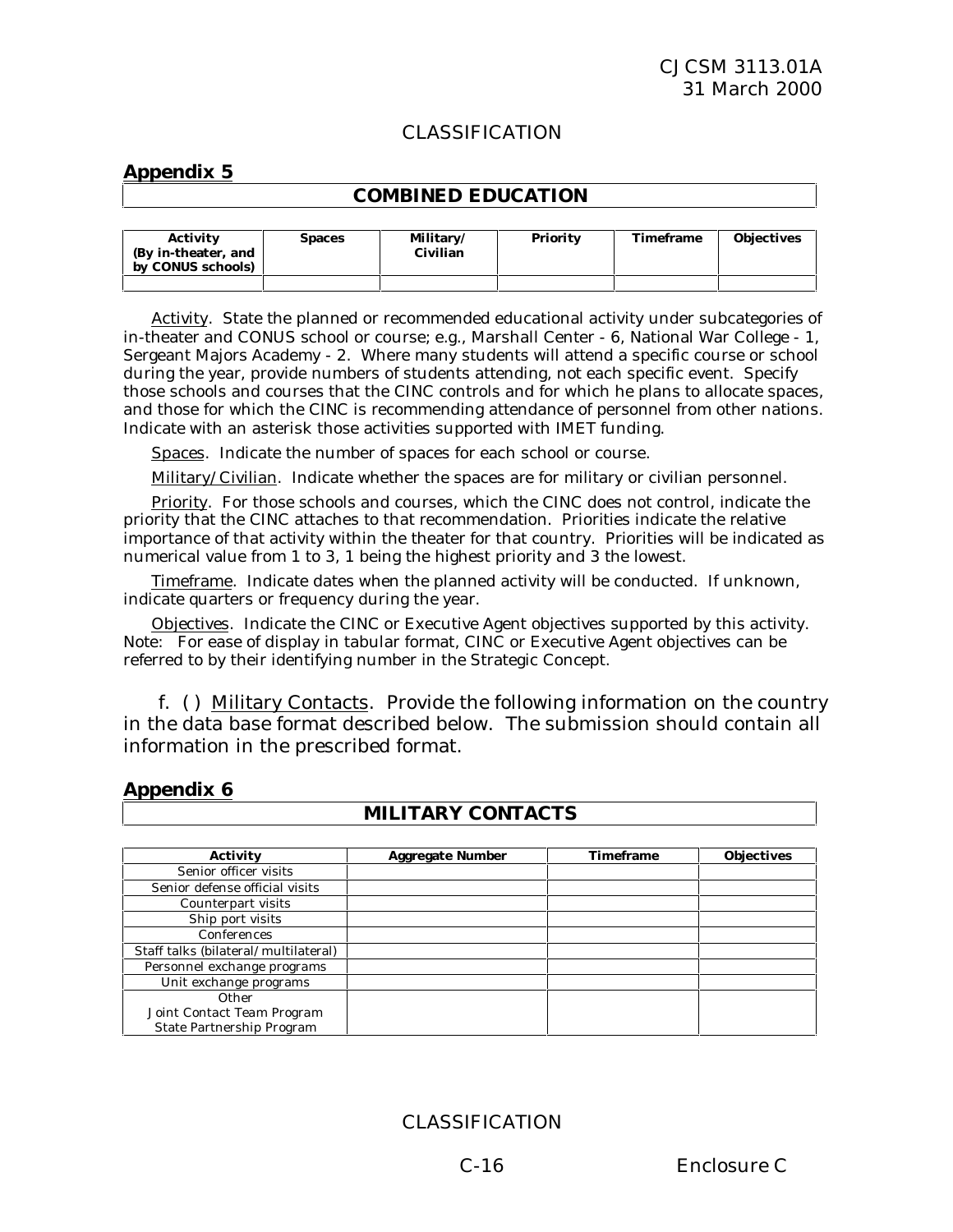CLASSIFICATION

## Appendix 5

### COMBINED EDUCATION

| Activity (By in-theater, and by CONUS schools) | Spaces | Military/ Civilian | Priority | Timeframe | Objectives |
|---|---|---|---|---|---|
| | | | | | |

Activity. State the planned or recommended educational activity under subcategories of in-theater and CONUS school or course; e.g., Marshall Center - 6, National War College - 1, Sergeant Majors Academy - 2. Where many students will attend a specific course or school during the year, provide numbers of students attending, not each specific event. Specify those schools and courses that the CINC controls and for which he plans to allocate spaces, and those for which the CINC is recommending attendance of personnel from other nations. Indicate with an asterisk those activities supported with IMET funding.

Spaces. Indicate the number of spaces for each school or course.

Military/Civilian. Indicate whether the spaces are for military or civilian personnel.

Priority. For those schools and courses, which the CINC does not control, indicate the priority that the CINC attaches to that recommendation. Priorities indicate the relative importance of that activity within the theater for that country. Priorities will be indicated as numerical value from 1 to 3, 1 being the highest priority and 3 the lowest.

Timeframe. Indicate dates when the planned activity will be conducted. If unknown, indicate quarters or frequency during the year.

Objectives. Indicate the CINC or Executive Agent objectives supported by this activity. Note: For ease of display in tabular format, CINC or Executive Agent objectives can be referred to by their identifying number in the Strategic Concept.

f. ( ) Military Contacts. Provide the following information on the country in the data base format described below. The submission should contain all information in the prescribed format.

## Appendix 6

### MILITARY CONTACTS

| Activity | Aggregate Number | Timeframe | Objectives |
|---|---|---|---|
| Senior officer visits | | | |
| Senior defense official visits | | | |
| Counterpart visits | | | |
| Ship port visits | | | |
| Conferences | | | |
| Staff talks (bilateral/multilateral) | | | |
| Personnel exchange programs | | | |
| Unit exchange programs | | | |
| Other<br>Joint Contact Team Program<br>State Partnership Program | | | |

CLASSIFICATION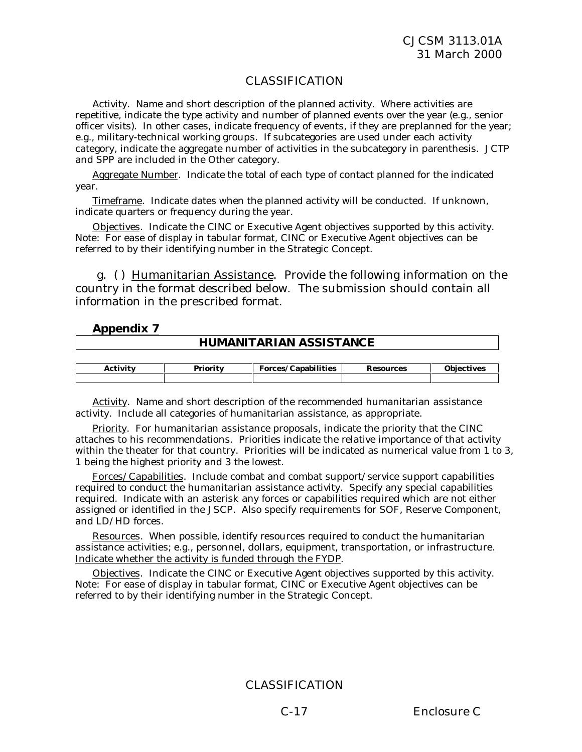CLASSIFICATION

Activity. Name and short description of the planned activity. Where activities are repetitive, indicate the type activity and number of planned events over the year (e.g., senior officer visits). In other cases, indicate frequency of events, if they are preplanned for the year; e.g., military-technical working groups. If subcategories are used under each activity category, indicate the aggregate number of activities in the subcategory in parenthesis. JCTP and SPP are included in the Other category.

Aggregate Number. Indicate the total of each type of contact planned for the indicated year.

Timeframe. Indicate dates when the planned activity will be conducted. If unknown, indicate quarters or frequency during the year.

Objectives. Indicate the CINC or Executive Agent objectives supported by this activity. Note: For ease of display in tabular format, CINC or Executive Agent objectives can be referred to by their identifying number in the Strategic Concept.

g. ( ) Humanitarian Assistance. Provide the following information on the country in the format described below. The submission should contain all information in the prescribed format.

**Appendix 7**

**HUMANITARIAN ASSISTANCE**

| Activity | Priority | Forces/Capabilities | Resources | Objectives |
|---|---|---|---|---|
| | | | | |

Activity. Name and short description of the recommended humanitarian assistance activity. Include all categories of humanitarian assistance, as appropriate.

Priority. For humanitarian assistance proposals, indicate the priority that the CINC attaches to his recommendations. Priorities indicate the relative importance of that activity within the theater for that country. Priorities will be indicated as numerical value from 1 to 3, 1 being the highest priority and 3 the lowest.

Forces/Capabilities. Include combat and combat support/service support capabilities required to conduct the humanitarian assistance activity. Specify any special capabilities required. Indicate with an asterisk any forces or capabilities required which are not either assigned or identified in the JSCP. Also specify requirements for SOF, Reserve Component, and LD/HD forces.

Resources. When possible, identify resources required to conduct the humanitarian assistance activities; e.g., personnel, dollars, equipment, transportation, or infrastructure. Indicate whether the activity is funded through the FYDP.

Objectives. Indicate the CINC or Executive Agent objectives supported by this activity. Note: For ease of display in tabular format, CINC or Executive Agent objectives can be referred to by their identifying number in the Strategic Concept.

CLASSIFICATION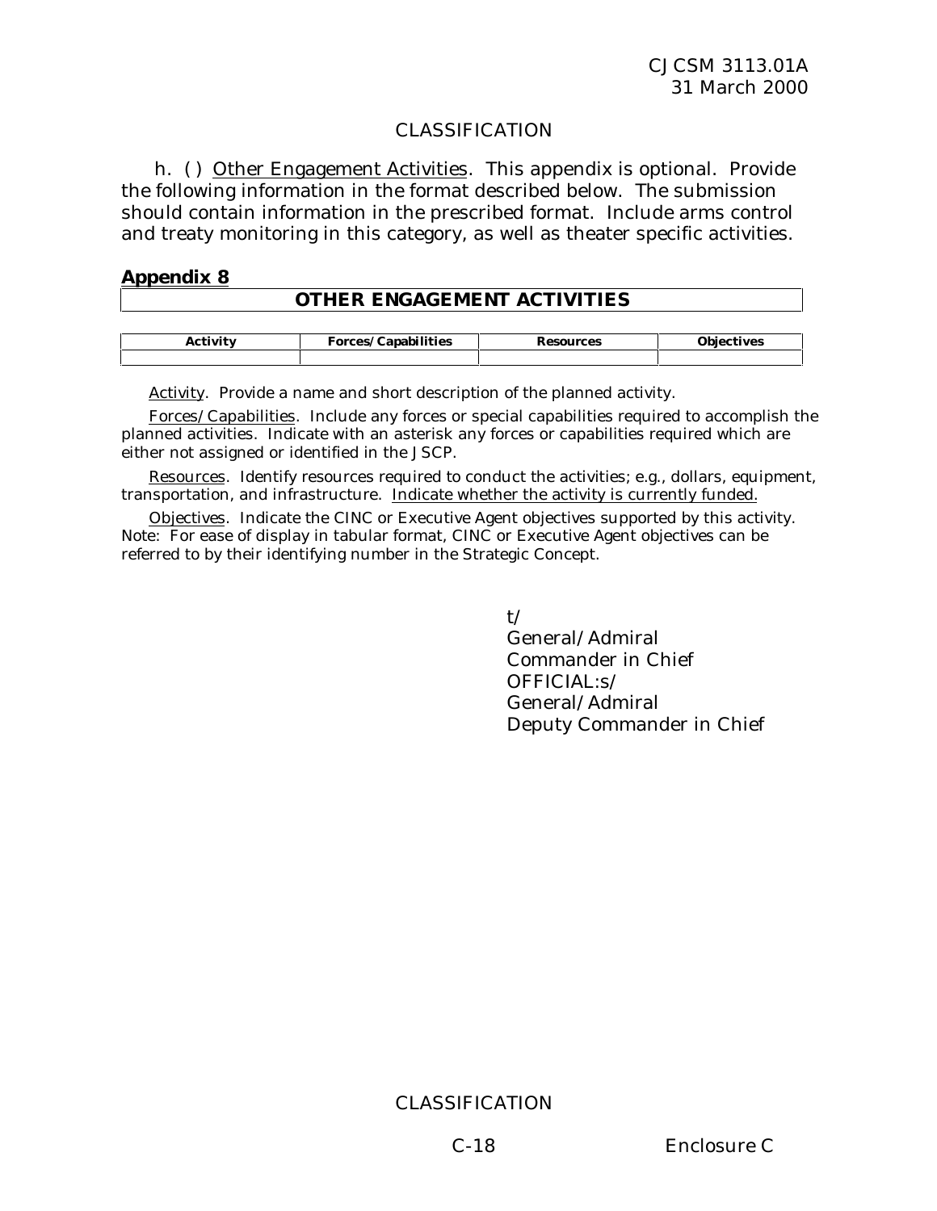CLASSIFICATION

h. ( ) Other Engagement Activities. This appendix is optional. Provide the following information in the format described below. The submission should contain information in the prescribed format. Include arms control and treaty monitoring in this category, as well as theater specific activities.

**Appendix 8**

**OTHER ENGAGEMENT ACTIVITIES**

| Activity | Forces/Capabilities | Resources | Objectives |
|---|---|---|---|
| | | | |

Activity. Provide a name and short description of the planned activity.

Forces/Capabilities. Include any forces or special capabilities required to accomplish the planned activities. Indicate with an asterisk any forces or capabilities required which are either not assigned or identified in the JSCP.

Resources. Identify resources required to conduct the activities; e.g., dollars, equipment, transportation, and infrastructure. Indicate whether the activity is currently funded.

Objectives. Indicate the CINC or Executive Agent objectives supported by this activity. Note: For ease of display in tabular format, CINC or Executive Agent objectives can be referred to by their identifying number in the Strategic Concept.

t/
General/Admiral
Commander in Chief
OFFICIAL:s/
General/Admiral
Deputy Commander in Chief

CLASSIFICATION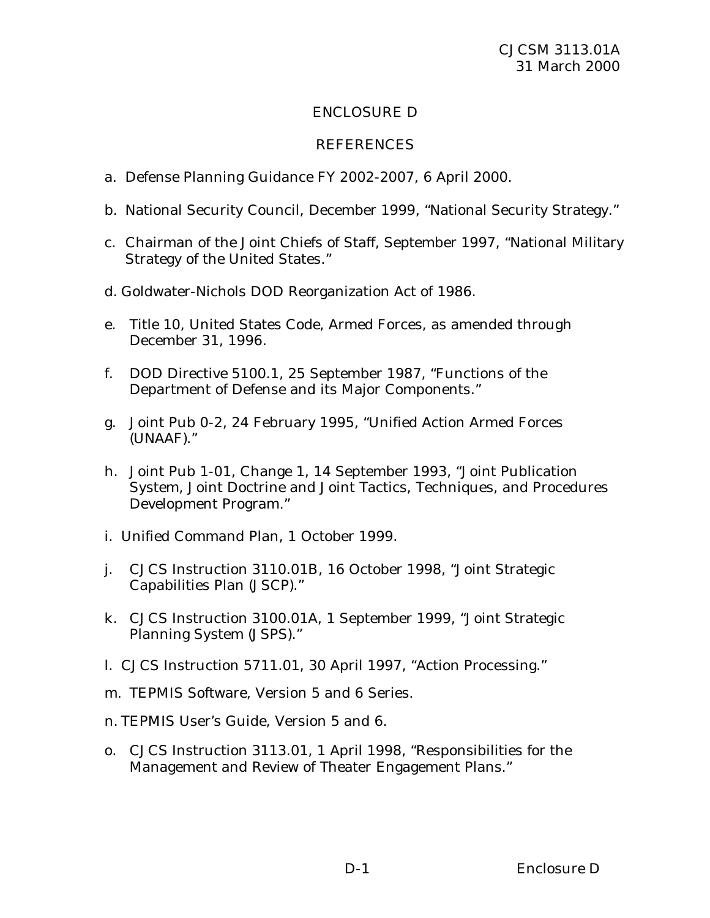# ENCLOSURE D

## REFERENCES

a. Defense Planning Guidance FY 2002-2007, 6 April 2000.

b. National Security Council, December 1999, "National Security Strategy."

c. Chairman of the Joint Chiefs of Staff, September 1997, "National Military Strategy of the United States."

d. Goldwater-Nichols DOD Reorganization Act of 1986.

e. Title 10, United States Code, Armed Forces, as amended through December 31, 1996.

f. DOD Directive 5100.1, 25 September 1987, "Functions of the Department of Defense and its Major Components."

g. Joint Pub 0-2, 24 February 1995, "Unified Action Armed Forces (UNAAF)."

h. Joint Pub 1-01, Change 1, 14 September 1993, "Joint Publication System, Joint Doctrine and Joint Tactics, Techniques, and Procedures Development Program."

i. Unified Command Plan, 1 October 1999.

j. CJCS Instruction 3110.01B, 16 October 1998, "Joint Strategic Capabilities Plan (JSCP)."

k. CJCS Instruction 3100.01A, 1 September 1999, "Joint Strategic Planning System (JSPS)."

l. CJCS Instruction 5711.01, 30 April 1997, "Action Processing."

m. TEPMIS Software, Version 5 and 6 Series.

n. TEPMIS User's Guide, Version 5 and 6.

o. CJCS Instruction 3113.01, 1 April 1998, "Responsibilities for the Management and Review of Theater Engagement Plans."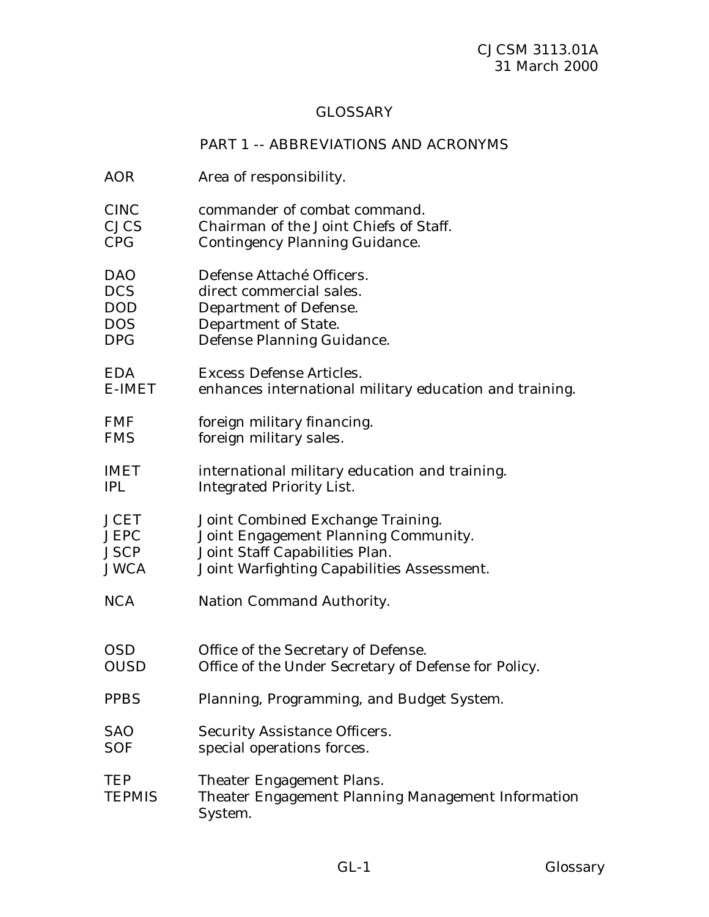# GLOSSARY

## PART 1 -- ABBREVIATIONS AND ACRONYMS

| | |
|---|---|
| AOR | Area of responsibility. |
| CINC | commander of combat command. |
| CJCS | Chairman of the Joint Chiefs of Staff. |
| CPG | Contingency Planning Guidance. |
| DAO | Defense Attaché Officers. |
| DCS | direct commercial sales. |
| DOD | Department of Defense. |
| DOS | Department of State. |
| DPG | Defense Planning Guidance. |
| EDA | Excess Defense Articles. |
| E-IMET | enhances international military education and training. |
| FMF | foreign military financing. |
| FMS | foreign military sales. |
| IMET | international military education and training. |
| IPL | Integrated Priority List. |
| JCET | Joint Combined Exchange Training. |
| JEPC | Joint Engagement Planning Community. |
| JSCP | Joint Staff Capabilities Plan. |
| JWCA | Joint Warfighting Capabilities Assessment. |
| NCA | Nation Command Authority. |
| OSD | Office of the Secretary of Defense. |
| OUSD | Office of the Under Secretary of Defense for Policy. |
| PPBS | Planning, Programming, and Budget System. |
| SAO | Security Assistance Officers. |
| SOF | special operations forces. |
| TEP | Theater Engagement Plans. |
| TEPMIS | Theater Engagement Planning Management Information System. |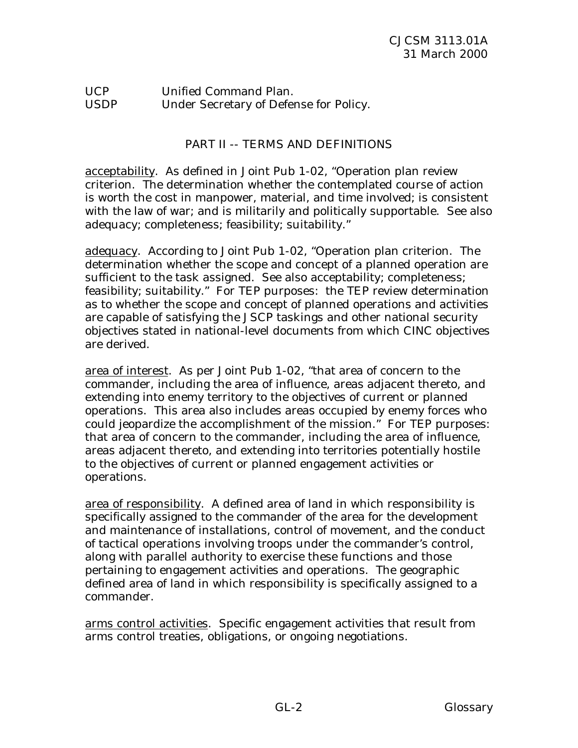UCP Unified Command Plan.
USDP Under Secretary of Defense for Policy.

## PART II -- TERMS AND DEFINITIONS

acceptability. As defined in Joint Pub 1-02, "Operation plan review criterion. The determination whether the contemplated course of action is worth the cost in manpower, material, and time involved; is consistent with the law of war; and is militarily and politically supportable. See also adequacy; completeness; feasibility; suitability."

adequacy. According to Joint Pub 1-02, "Operation plan criterion. The determination whether the scope and concept of a planned operation are sufficient to the task assigned. See also acceptability; completeness; feasibility; suitability." For TEP purposes: the TEP review determination as to whether the scope and concept of planned operations and activities are capable of satisfying the JSCP taskings and other national security objectives stated in national-level documents from which CINC objectives are derived.

area of interest. As per Joint Pub 1-02, "that area of concern to the commander, including the area of influence, areas adjacent thereto, and extending into enemy territory to the objectives of current or planned operations. This area also includes areas occupied by enemy forces who could jeopardize the accomplishment of the mission." For TEP purposes: that area of concern to the commander, including the area of influence, areas adjacent thereto, and extending into territories potentially hostile to the objectives of current or planned engagement activities or operations.

area of responsibility. A defined area of land in which responsibility is specifically assigned to the commander of the area for the development and maintenance of installations, control of movement, and the conduct of tactical operations involving troops under the commander's control, along with parallel authority to exercise these functions and those pertaining to engagement activities and operations. The geographic defined area of land in which responsibility is specifically assigned to a commander.

arms control activities. Specific engagement activities that result from arms control treaties, obligations, or ongoing negotiations.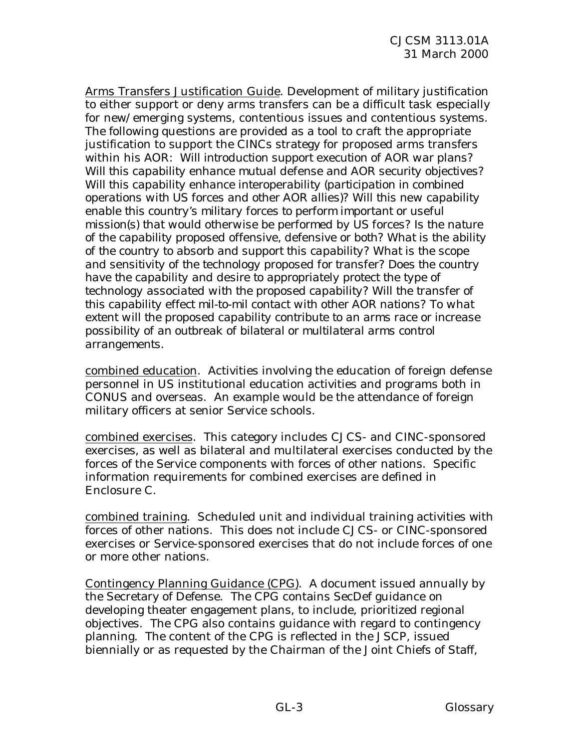Arms Transfers Justification Guide. Development of military justification to either support or deny arms transfers can be a difficult task especially for new/emerging systems, contentious issues and contentious systems. The following questions are provided as a tool to craft the appropriate justification to support the CINCs strategy for proposed arms transfers within his AOR: Will introduction support execution of AOR war plans? Will this capability enhance mutual defense and AOR security objectives? Will this capability enhance interoperability (participation in combined operations with US forces and other AOR allies)? Will this new capability enable this country's military forces to perform important or useful mission(s) that would otherwise be performed by US forces? Is the nature of the capability proposed offensive, defensive or both? What is the ability of the country to absorb and support this capability? What is the scope and sensitivity of the technology proposed for transfer? Does the country have the capability and desire to appropriately protect the type of technology associated with the proposed capability? Will the transfer of this capability effect mil-to-mil contact with other AOR nations? To what extent will the proposed capability contribute to an arms race or increase possibility of an outbreak of bilateral or multilateral arms control arrangements.

combined education. Activities involving the education of foreign defense personnel in US institutional education activities and programs both in CONUS and overseas. An example would be the attendance of foreign military officers at senior Service schools.

combined exercises. This category includes CJCS- and CINC-sponsored exercises, as well as bilateral and multilateral exercises conducted by the forces of the Service components with forces of other nations. Specific information requirements for combined exercises are defined in Enclosure C.

combined training. Scheduled unit and individual training activities with forces of other nations. This does not include CJCS- or CINC-sponsored exercises or Service-sponsored exercises that do not include forces of one or more other nations.

Contingency Planning Guidance (CPG). A document issued annually by the Secretary of Defense. The CPG contains SecDef guidance on developing theater engagement plans, to include, prioritized regional objectives. The CPG also contains guidance with regard to contingency planning. The content of the CPG is reflected in the JSCP, issued biennially or as requested by the Chairman of the Joint Chiefs of Staff,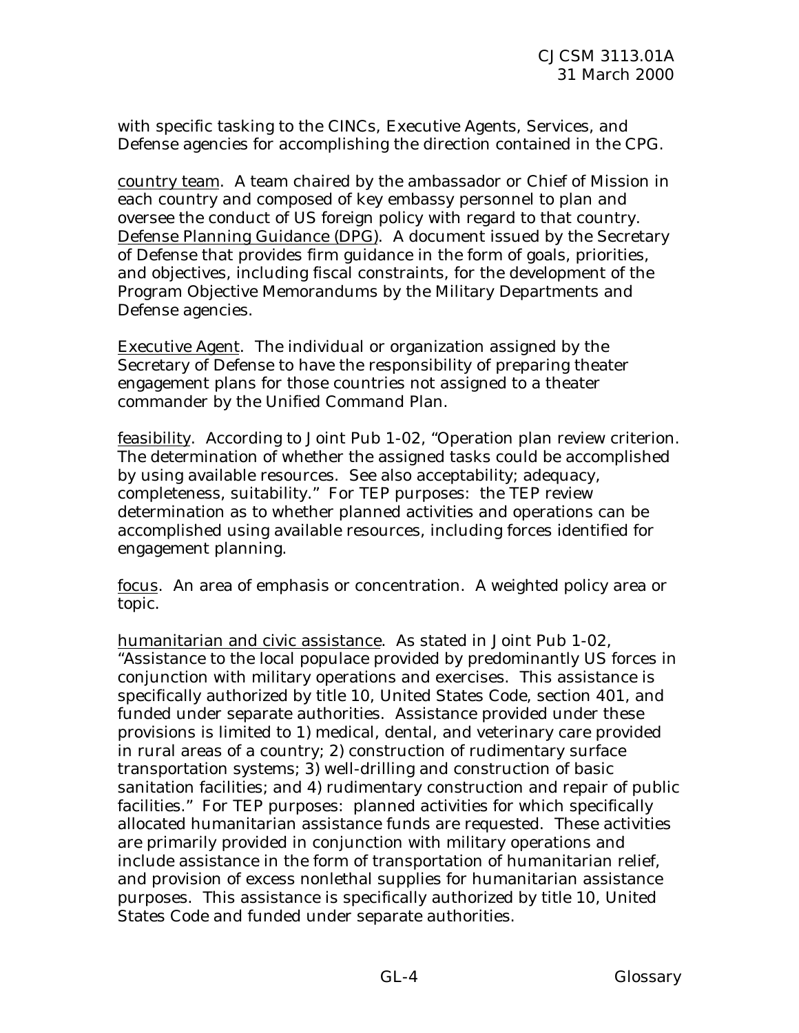with specific tasking to the CINCs, Executive Agents, Services, and Defense agencies for accomplishing the direction contained in the CPG.

country team. A team chaired by the ambassador or Chief of Mission in each country and composed of key embassy personnel to plan and oversee the conduct of US foreign policy with regard to that country.

Defense Planning Guidance (DPG). A document issued by the Secretary of Defense that provides firm guidance in the form of goals, priorities, and objectives, including fiscal constraints, for the development of the Program Objective Memorandums by the Military Departments and Defense agencies.

Executive Agent. The individual or organization assigned by the Secretary of Defense to have the responsibility of preparing theater engagement plans for those countries not assigned to a theater commander by the Unified Command Plan.

feasibility. According to Joint Pub 1-02, "Operation plan review criterion. The determination of whether the assigned tasks could be accomplished by using available resources. See also acceptability; adequacy, completeness, suitability." For TEP purposes: the TEP review determination as to whether planned activities and operations can be accomplished using available resources, including forces identified for engagement planning.

focus. An area of emphasis or concentration. A weighted policy area or topic.

humanitarian and civic assistance. As stated in Joint Pub 1-02, "Assistance to the local populace provided by predominantly US forces in conjunction with military operations and exercises. This assistance is specifically authorized by title 10, United States Code, section 401, and funded under separate authorities. Assistance provided under these provisions is limited to 1) medical, dental, and veterinary care provided in rural areas of a country; 2) construction of rudimentary surface transportation systems; 3) well-drilling and construction of basic sanitation facilities; and 4) rudimentary construction and repair of public facilities." For TEP purposes: planned activities for which specifically allocated humanitarian assistance funds are requested. These activities are primarily provided in conjunction with military operations and include assistance in the form of transportation of humanitarian relief, and provision of excess nonlethal supplies for humanitarian assistance purposes. This assistance is specifically authorized by title 10, United States Code and funded under separate authorities.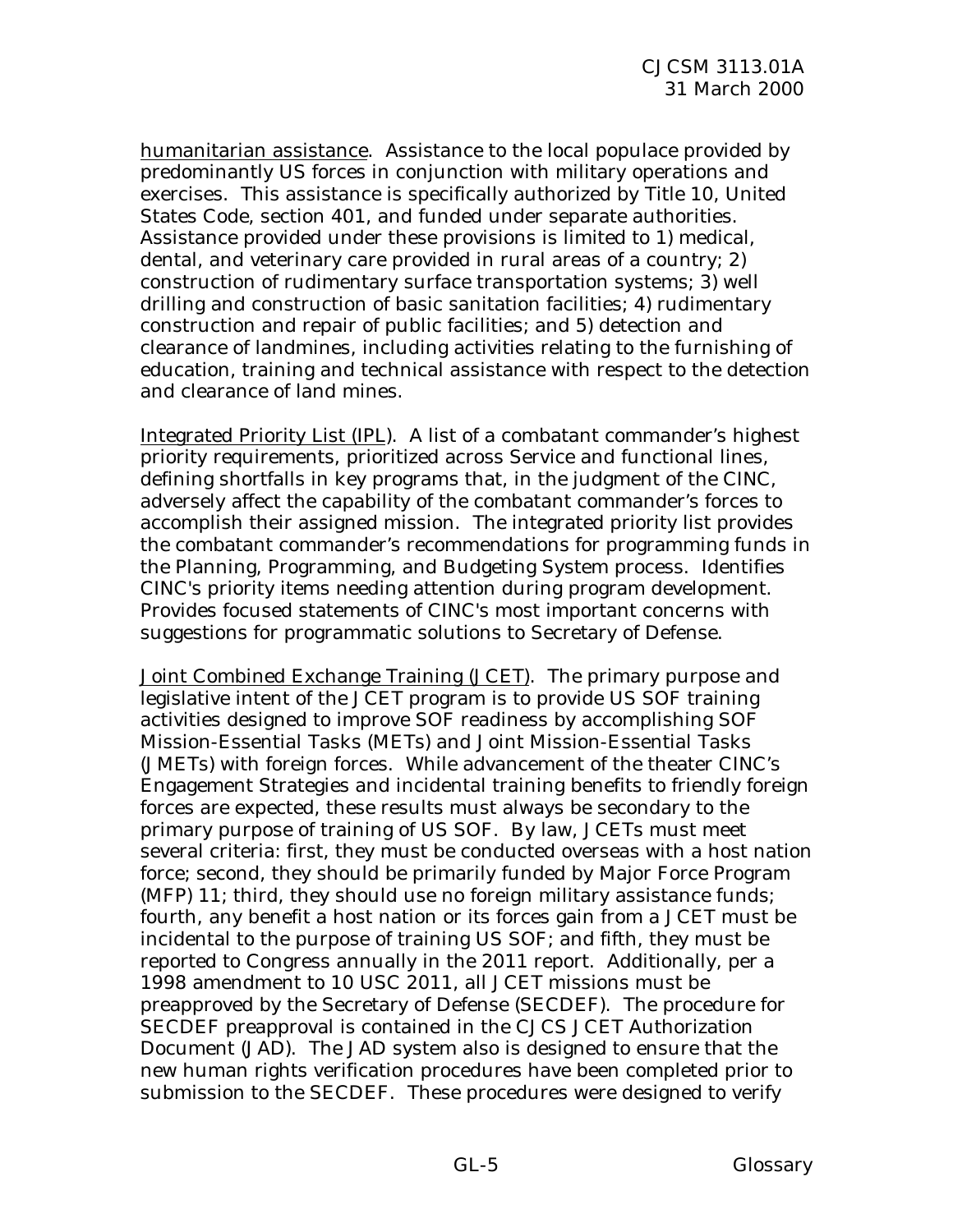humanitarian assistance. Assistance to the local populace provided by predominantly US forces in conjunction with military operations and exercises. This assistance is specifically authorized by Title 10, United States Code, section 401, and funded under separate authorities. Assistance provided under these provisions is limited to 1) medical, dental, and veterinary care provided in rural areas of a country; 2) construction of rudimentary surface transportation systems; 3) well drilling and construction of basic sanitation facilities; 4) rudimentary construction and repair of public facilities; and 5) detection and clearance of landmines, including activities relating to the furnishing of education, training and technical assistance with respect to the detection and clearance of land mines.

Integrated Priority List (IPL). A list of a combatant commander's highest priority requirements, prioritized across Service and functional lines, defining shortfalls in key programs that, in the judgment of the CINC, adversely affect the capability of the combatant commander's forces to accomplish their assigned mission. The integrated priority list provides the combatant commander's recommendations for programming funds in the Planning, Programming, and Budgeting System process. Identifies CINC's priority items needing attention during program development. Provides focused statements of CINC's most important concerns with suggestions for programmatic solutions to Secretary of Defense.

Joint Combined Exchange Training (JCET). The primary purpose and legislative intent of the JCET program is to provide US SOF training activities designed to improve SOF readiness by accomplishing SOF Mission-Essential Tasks (METs) and Joint Mission-Essential Tasks (JMETs) with foreign forces. While advancement of the theater CINC's Engagement Strategies and incidental training benefits to friendly foreign forces are expected, these results must always be secondary to the primary purpose of training of US SOF. By law, JCETs must meet several criteria: first, they must be conducted overseas with a host nation force; second, they should be primarily funded by Major Force Program (MFP) 11; third, they should use no foreign military assistance funds; fourth, any benefit a host nation or its forces gain from a JCET must be incidental to the purpose of training US SOF; and fifth, they must be reported to Congress annually in the 2011 report. Additionally, per a 1998 amendment to 10 USC 2011, all JCET missions must be preapproved by the Secretary of Defense (SECDEF). The procedure for SECDEF preapproval is contained in the CJCS JCET Authorization Document (JAD). The JAD system also is designed to ensure that the new human rights verification procedures have been completed prior to submission to the SECDEF. These procedures were designed to verify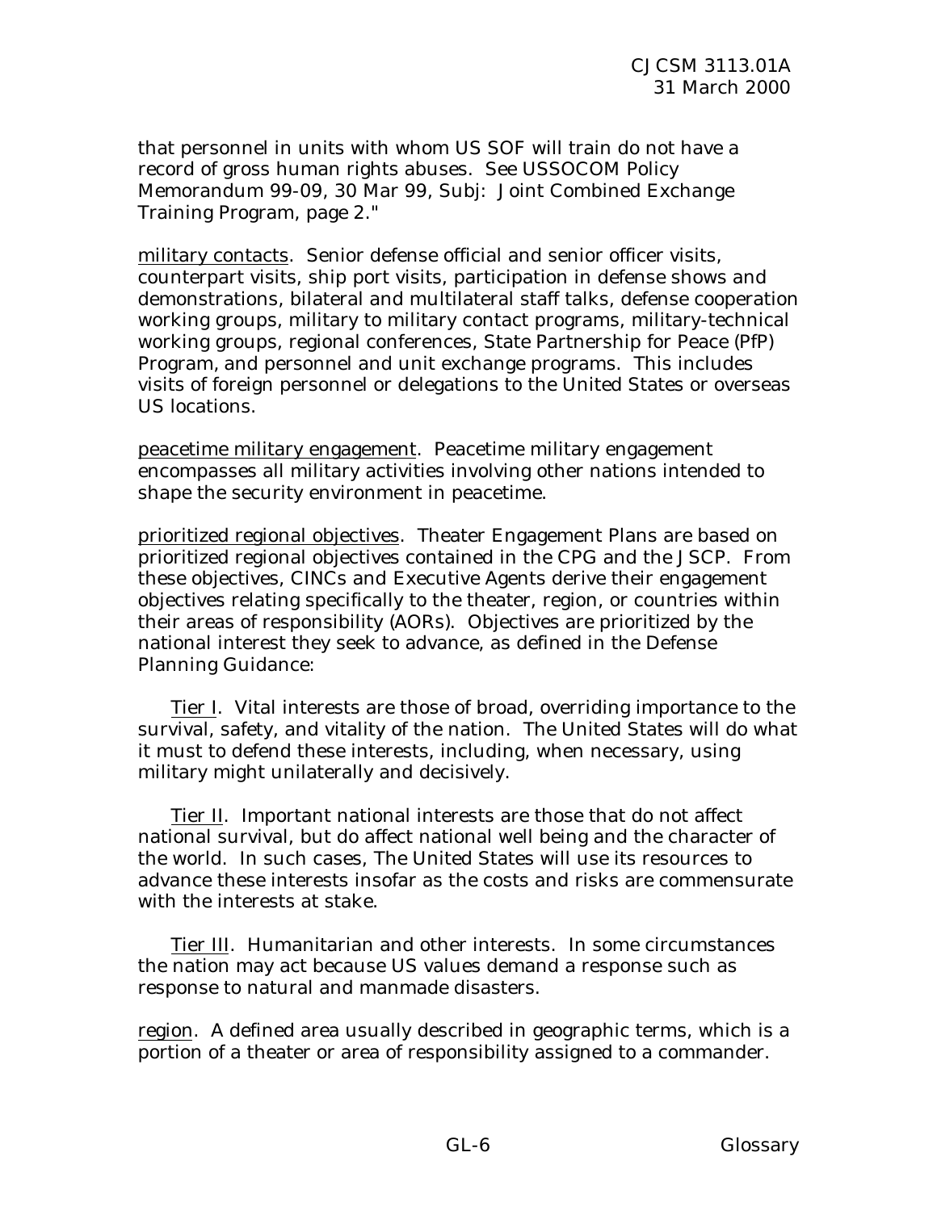that personnel in units with whom US SOF will train do not have a record of gross human rights abuses. See USSOCOM Policy Memorandum 99-09, 30 Mar 99, Subj: Joint Combined Exchange Training Program, page 2."

military contacts. Senior defense official and senior officer visits, counterpart visits, ship port visits, participation in defense shows and demonstrations, bilateral and multilateral staff talks, defense cooperation working groups, military to military contact programs, military-technical working groups, regional conferences, State Partnership for Peace (PfP) Program, and personnel and unit exchange programs. This includes visits of foreign personnel or delegations to the United States or overseas US locations.

peacetime military engagement. Peacetime military engagement encompasses all military activities involving other nations intended to shape the security environment in peacetime.

prioritized regional objectives. Theater Engagement Plans are based on prioritized regional objectives contained in the CPG and the JSCP. From these objectives, CINCs and Executive Agents derive their engagement objectives relating specifically to the theater, region, or countries within their areas of responsibility (AORs). Objectives are prioritized by the national interest they seek to advance, as defined in the Defense Planning Guidance:

Tier I. Vital interests are those of broad, overriding importance to the survival, safety, and vitality of the nation. The United States will do what it must to defend these interests, including, when necessary, using military might unilaterally and decisively.

Tier II. Important national interests are those that do not affect national survival, but do affect national well being and the character of the world. In such cases, The United States will use its resources to advance these interests insofar as the costs and risks are commensurate with the interests at stake.

Tier III. Humanitarian and other interests. In some circumstances the nation may act because US values demand a response such as response to natural and manmade disasters.

region. A defined area usually described in geographic terms, which is a portion of a theater or area of responsibility assigned to a commander.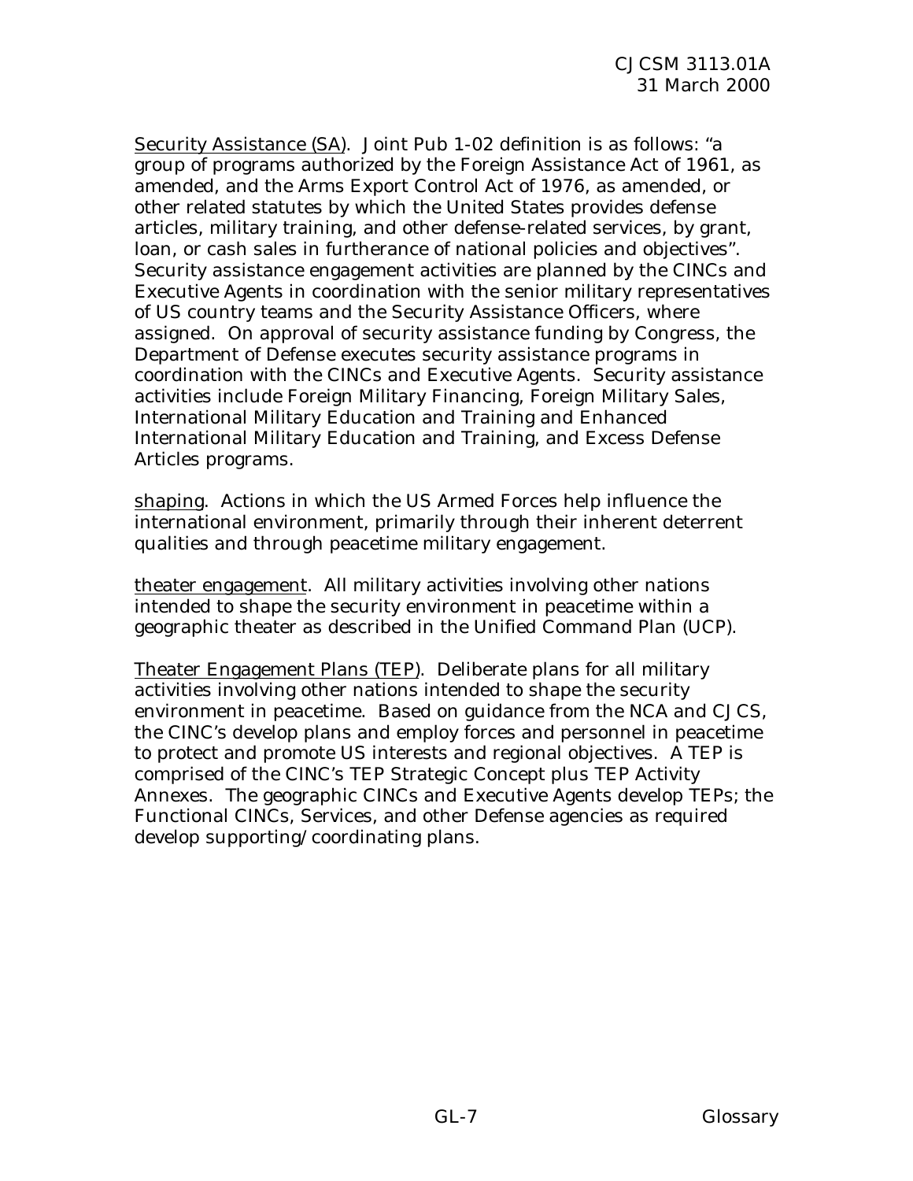Security Assistance (SA). Joint Pub 1-02 definition is as follows: "a group of programs authorized by the Foreign Assistance Act of 1961, as amended, and the Arms Export Control Act of 1976, as amended, or other related statutes by which the United States provides defense articles, military training, and other defense-related services, by grant, loan, or cash sales in furtherance of national policies and objectives". Security assistance engagement activities are planned by the CINCs and Executive Agents in coordination with the senior military representatives of US country teams and the Security Assistance Officers, where assigned. On approval of security assistance funding by Congress, the Department of Defense executes security assistance programs in coordination with the CINCs and Executive Agents. Security assistance activities include Foreign Military Financing, Foreign Military Sales, International Military Education and Training and Enhanced International Military Education and Training, and Excess Defense Articles programs.

shaping. Actions in which the US Armed Forces help influence the international environment, primarily through their inherent deterrent qualities and through peacetime military engagement.

theater engagement. All military activities involving other nations intended to shape the security environment in peacetime within a geographic theater as described in the Unified Command Plan (UCP).

Theater Engagement Plans (TEP). Deliberate plans for all military activities involving other nations intended to shape the security environment in peacetime. Based on guidance from the NCA and CJCS, the CINC's develop plans and employ forces and personnel in peacetime to protect and promote US interests and regional objectives. A TEP is comprised of the CINC's TEP Strategic Concept plus TEP Activity Annexes. The geographic CINCs and Executive Agents develop TEPs; the Functional CINCs, Services, and other Defense agencies as required develop supporting/coordinating plans.